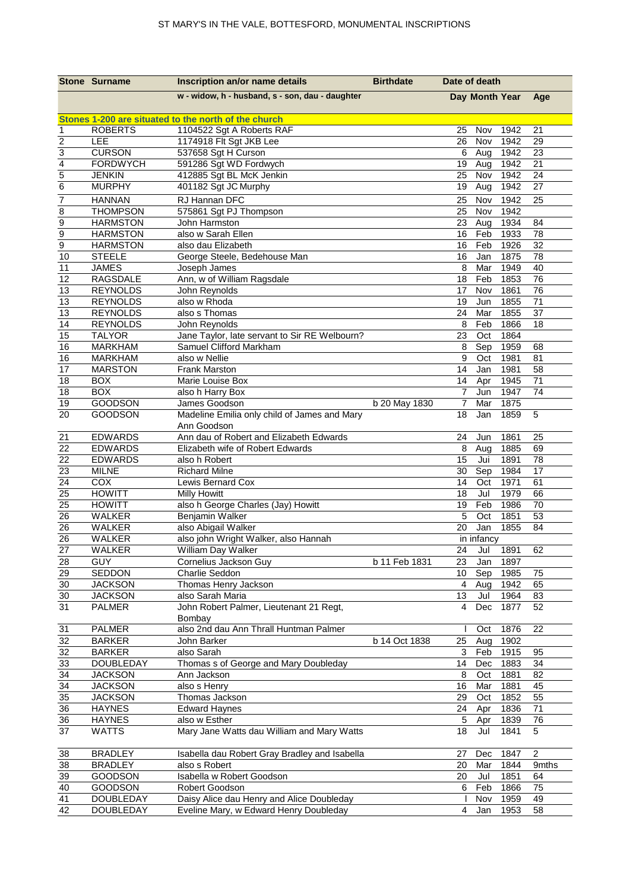# ST MARY'S IN THE VALE, BOTTESFORD, MONUMENTAL INSCRIPTIONS

| Stone | Surname | Inscription an/or name details | Birthdate | Date of death | | | |
|---|---|---|---|---|---|---|---|
| | | w - widow, h - husband, s - son, dau - daughter | | Day | Month | Year | Age |
| **Stones 1-200 are situated to the north of the church** | | | | | | | |
| 1 | ROBERTS | 1104522 Sgt A Roberts RAF | | 25 | Nov | 1942 | 21 |
| 2 | LEE | 1174918 Flt Sgt JKB Lee | | 26 | Nov | 1942 | 29 |
| 3 | CURSON | 537658 Sgt H Curson | | 6 | Aug | 1942 | 23 |
| 4 | FORDWYCH | 591286 Sgt WD Fordwych | | 19 | Aug | 1942 | 21 |
| 5 | JENKIN | 412885 Sgt BL McK Jenkin | | 25 | Nov | 1942 | 24 |
| 6 | MURPHY | 401182 Sgt JC Murphy | | 19 | Aug | 1942 | 27 |
| 7 | HANNAN | RJ Hannan DFC | | 25 | Nov | 1942 | 25 |
| 8 | THOMPSON | 575861 Sgt PJ Thompson | | 25 | Nov | 1942 | |
| 9 | HARMSTON | John Harmston | | 23 | Aug | 1934 | 84 |
| 9 | HARMSTON | also w Sarah Ellen | | 16 | Feb | 1933 | 78 |
| 9 | HARMSTON | also dau Elizabeth | | 16 | Feb | 1926 | 32 |
| 10 | STEELE | George Steele, Bedehouse Man | | 16 | Jan | 1875 | 78 |
| 11 | JAMES | Joseph James | | 8 | Mar | 1949 | 40 |
| 12 | RAGSDALE | Ann, w of William Ragsdale | | 18 | Feb | 1853 | 76 |
| 13 | REYNOLDS | John Reynolds | | 17 | Nov | 1861 | 76 |
| 13 | REYNOLDS | also w Rhoda | | 19 | Jun | 1855 | 71 |
| 13 | REYNOLDS | also s Thomas | | 24 | Mar | 1855 | 37 |
| 14 | REYNOLDS | John Reynolds | | 8 | Feb | 1866 | 18 |
| 15 | TALYOR | Jane Taylor, late servant to Sir RE Welbourn? | | 23 | Oct | 1864 | |
| 16 | MARKHAM | Samuel Clifford Markham | | 8 | Sep | 1959 | 68 |
| 16 | MARKHAM | also w Nellie | | 9 | Oct | 1981 | 81 |
| 17 | MARSTON | Frank Marston | | 14 | Jan | 1981 | 58 |
| 18 | BOX | Marie Louise Box | | 14 | Apr | 1945 | 71 |
| 18 | BOX | also h Harry Box | | 7 | Jun | 1947 | 74 |
| 19 | GOODSON | James Goodson | b 20 May 1830 | 7 | Mar | 1875 | |
| 20 | GOODSON | Madeline Emilia only child of James and Mary Ann Goodson | | 18 | Jan | 1859 | 5 |
| 21 | EDWARDS | Ann dau of Robert and Elizabeth Edwards | | 24 | Jun | 1861 | 25 |
| 22 | EDWARDS | Elizabeth wife of Robert Edwards | | 8 | Aug | 1885 | 69 |
| 22 | EDWARDS | also h Robert | | 15 | Jui | 1891 | 78 |
| 23 | MILNE | Richard Milne | | 30 | Sep | 1984 | 17 |
| 24 | COX | Lewis Bernard Cox | | 14 | Oct | 1971 | 61 |
| 25 | HOWITT | Milly Howitt | | 18 | Jul | 1979 | 66 |
| 25 | HOWITT | also h George Charles (Jay) Howitt | | 19 | Feb | 1986 | 70 |
| 26 | WALKER | Benjamin Walker | | 5 | Oct | 1851 | 53 |
| 26 | WALKER | also Abigail Walker | | 20 | Jan | 1855 | 84 |
| 26 | WALKER | also john Wright Walker, also Hannah | | in infancy | | | |
| 27 | WALKER | William Day Walker | | 24 | Jul | 1891 | 62 |
| 28 | GUY | Cornelius Jackson Guy | b 11 Feb 1831 | 23 | Jan | 1897 | |
| 29 | SEDDON | Charlie Seddon | | 10 | Sep | 1985 | 75 |
| 30 | JACKSON | Thomas Henry Jackson | | 4 | Aug | 1942 | 65 |
| 30 | JACKSON | also Sarah Maria | | 13 | Jul | 1964 | 83 |
| 31 | PALMER | John Robert Palmer, Lieutenant 21 Regt, Bombay | | 4 | Dec | 1877 | 52 |
| 31 | PALMER | also 2nd dau Ann Thrall Huntman Palmer | | l | Oct | 1876 | 22 |
| 32 | BARKER | John Barker | b 14 Oct 1838 | 25 | Aug | 1902 | |
| 32 | BARKER | also Sarah | | 3 | Feb | 1915 | 95 |
| 33 | DOUBLEDAY | Thomas s of George and Mary Doubleday | | 14 | Dec | 1883 | 34 |
| 34 | JACKSON | Ann Jackson | | 8 | Oct | 1881 | 82 |
| 34 | JACKSON | also s Henry | | 16 | Mar | 1881 | 45 |
| 35 | JACKSON | Thomas Jackson | | 29 | Oct | 1852 | 55 |
| 36 | HAYNES | Edward Haynes | | 24 | Apr | 1836 | 71 |
| 36 | HAYNES | also w Esther | | 5 | Apr | 1839 | 76 |
| 37 | WATTS | Mary Jane Watts dau William and Mary Watts | | 18 | Jul | 1841 | 5 |
| 38 | BRADLEY | Isabella dau Robert Gray Bradley and Isabella | | 27 | Dec | 1847 | 2 |
| 38 | BRADLEY | also s Robert | | 20 | Mar | 1844 | 9mths |
| 39 | GOODSON | Isabella w Robert Goodson | | 20 | Jul | 1851 | 64 |
| 40 | GOODSON | Robert Goodson | | 6 | Feb | 1866 | 75 |
| 41 | DOUBLEDAY | Daisy Alice dau Henry and Alice Doubleday | | l | Nov | 1959 | 49 |
| 42 | DOUBLEDAY | Eveline Mary, w Edward Henry Doubleday | | 4 | Jan | 1953 | 58 |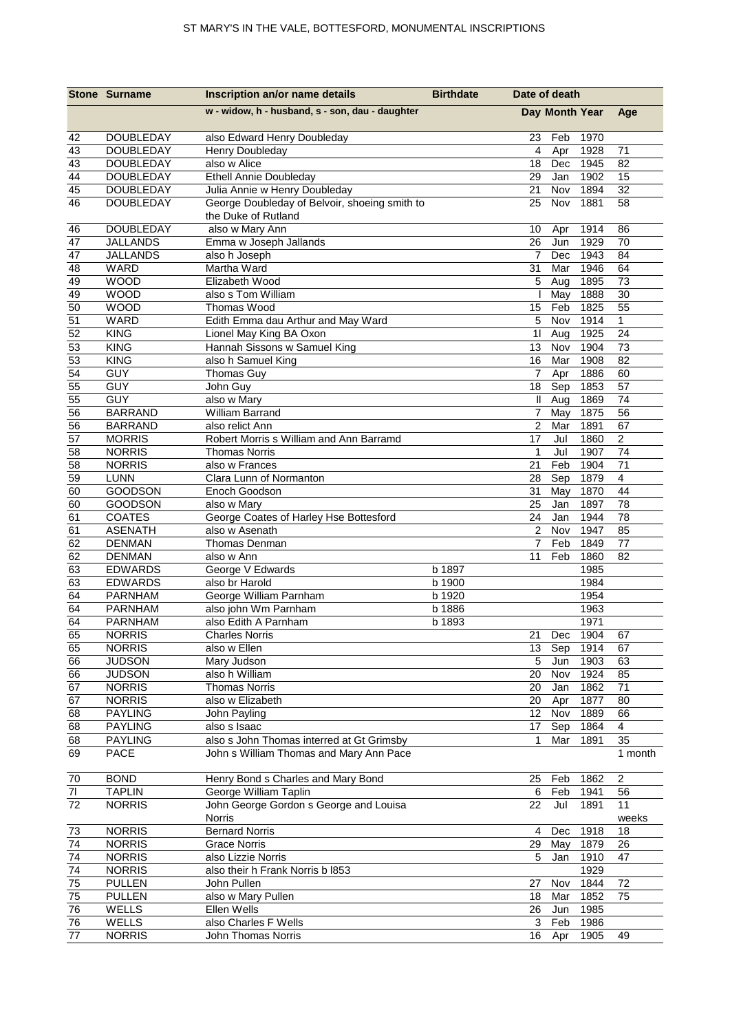| Stone | Surname | Inscription an/or name details | Birthdate | Date of death | | | |
|---|---|---|---|---|---|---|---|
| | | w - widow, h - husband, s - son, dau - daughter | | Day | Month | Year | Age |
| 42 | DOUBLEDAY | also Edward Henry Doubleday | | 23 | Feb | 1970 | |
| 43 | DOUBLEDAY | Henry Doubleday | | 4 | Apr | 1928 | 71 |
| 43 | DOUBLEDAY | also w Alice | | 18 | Dec | 1945 | 82 |
| 44 | DOUBLEDAY | Ethell Annie Doubleday | | 29 | Jan | 1902 | 15 |
| 45 | DOUBLEDAY | Julia Annie w Henry Doubleday | | 21 | Nov | 1894 | 32 |
| 46 | DOUBLEDAY | George Doubleday of Belvoir, shoeing smith to the Duke of Rutland | | 25 | Nov | 1881 | 58 |
| 46 | DOUBLEDAY | also w Mary Ann | | 10 | Apr | 1914 | 86 |
| 47 | JALLANDS | Emma w Joseph Jallands | | 26 | Jun | 1929 | 70 |
| 47 | JALLANDS | also h Joseph | | 7 | Dec | 1943 | 84 |
| 48 | WARD | Martha Ward | | 31 | Mar | 1946 | 64 |
| 49 | WOOD | Elizabeth Wood | | 5 | Aug | 1895 | 73 |
| 49 | WOOD | also s Tom William | | I | May | 1888 | 30 |
| 50 | WOOD | Thomas Wood | | 15 | Feb | 1825 | 55 |
| 51 | WARD | Edith Emma dau Arthur and May Ward | | 5 | Nov | 1914 | 1 |
| 52 | KING | Lionel May King BA Oxon | | 1l | Aug | 1925 | 24 |
| 53 | KING | Hannah Sissons w Samuel King | | 13 | Nov | 1904 | 73 |
| 53 | KING | also h Samuel King | | 16 | Mar | 1908 | 82 |
| 54 | GUY | Thomas Guy | | 7 | Apr | 1886 | 60 |
| 55 | GUY | John Guy | | 18 | Sep | 1853 | 57 |
| 55 | GUY | also w Mary | | ll | Aug | 1869 | 74 |
| 56 | BARRAND | William Barrand | | 7 | May | 1875 | 56 |
| 56 | BARRAND | also relict Ann | | 2 | Mar | 1891 | 67 |
| 57 | MORRIS | Robert Morris s William and Ann Barramd | | 17 | Jul | 1860 | 2 |
| 58 | NORRIS | Thomas Norris | | 1 | Jul | 1907 | 74 |
| 58 | NORRIS | also w Frances | | 21 | Feb | 1904 | 71 |
| 59 | LUNN | Clara Lunn of Normanton | | 28 | Sep | 1879 | 4 |
| 60 | GOODSON | Enoch Goodson | | 31 | May | 1870 | 44 |
| 60 | GOODSON | also w Mary | | 25 | Jan | 1897 | 78 |
| 61 | COATES | George Coates of Harley Hse Bottesford | | 24 | Jan | 1944 | 78 |
| 61 | ASENATH | also w Asenath | | 2 | Nov | 1947 | 85 |
| 62 | DENMAN | Thomas Denman | | 7 | Feb | 1849 | 77 |
| 62 | DENMAN | also w Ann | | 11 | Feb | 1860 | 82 |
| 63 | EDWARDS | George V Edwards | b 1897 | | | 1985 | |
| 63 | EDWARDS | also br Harold | b 1900 | | | 1984 | |
| 64 | PARNHAM | George William Parnham | b 1920 | | | 1954 | |
| 64 | PARNHAM | also john Wm Parnham | b 1886 | | | 1963 | |
| 64 | PARNHAM | also Edith A Parnham | b 1893 | | | 1971 | |
| 65 | NORRIS | Charles Norris | | 21 | Dec | 1904 | 67 |
| 65 | NORRIS | also w Ellen | | 13 | Sep | 1914 | 67 |
| 66 | JUDSON | Mary Judson | | 5 | Jun | 1903 | 63 |
| 66 | JUDSON | also h William | | 20 | Nov | 1924 | 85 |
| 67 | NORRIS | Thomas Norris | | 20 | Jan | 1862 | 71 |
| 67 | NORRIS | also w Elizabeth | | 20 | Apr | 1877 | 80 |
| 68 | PAYLING | John Payling | | 12 | Nov | 1889 | 66 |
| 68 | PAYLING | also s Isaac | | 17 | Sep | 1864 | 4 |
| 68 | PAYLING | also s John Thomas interred at Gt Grimsby | | 1 | Mar | 1891 | 35 |
| 69 | PACE | John s William Thomas and Mary Ann Pace | | | | | 1 month |
| 70 | BOND | Henry Bond s Charles and Mary Bond | | 25 | Feb | 1862 | 2 |
| 7l | TAPLIN | George William Taplin | | 6 | Feb | 1941 | 56 |
| 72 | NORRIS | John George Gordon s George and Louisa Norris | | 22 | Jul | 1891 | 11 weeks |
| 73 | NORRIS | Bernard Norris | | 4 | Dec | 1918 | 18 |
| 74 | NORRIS | Grace Norris | | 29 | May | 1879 | 26 |
| 74 | NORRIS | also Lizzie Norris | | 5 | Jan | 1910 | 47 |
| 74 | NORRIS | also their h Frank Norris b l853 | | | | 1929 | |
| 75 | PULLEN | John Pullen | | 27 | Nov | 1844 | 72 |
| 75 | PULLEN | also w Mary Pullen | | 18 | Mar | 1852 | 75 |
| 76 | WELLS | Ellen Wells | | 26 | Jun | 1985 | |
| 76 | WELLS | also Charles F Wells | | 3 | Feb | 1986 | |
| 77 | NORRIS | John Thomas Norris | | 16 | Apr | 1905 | 49 |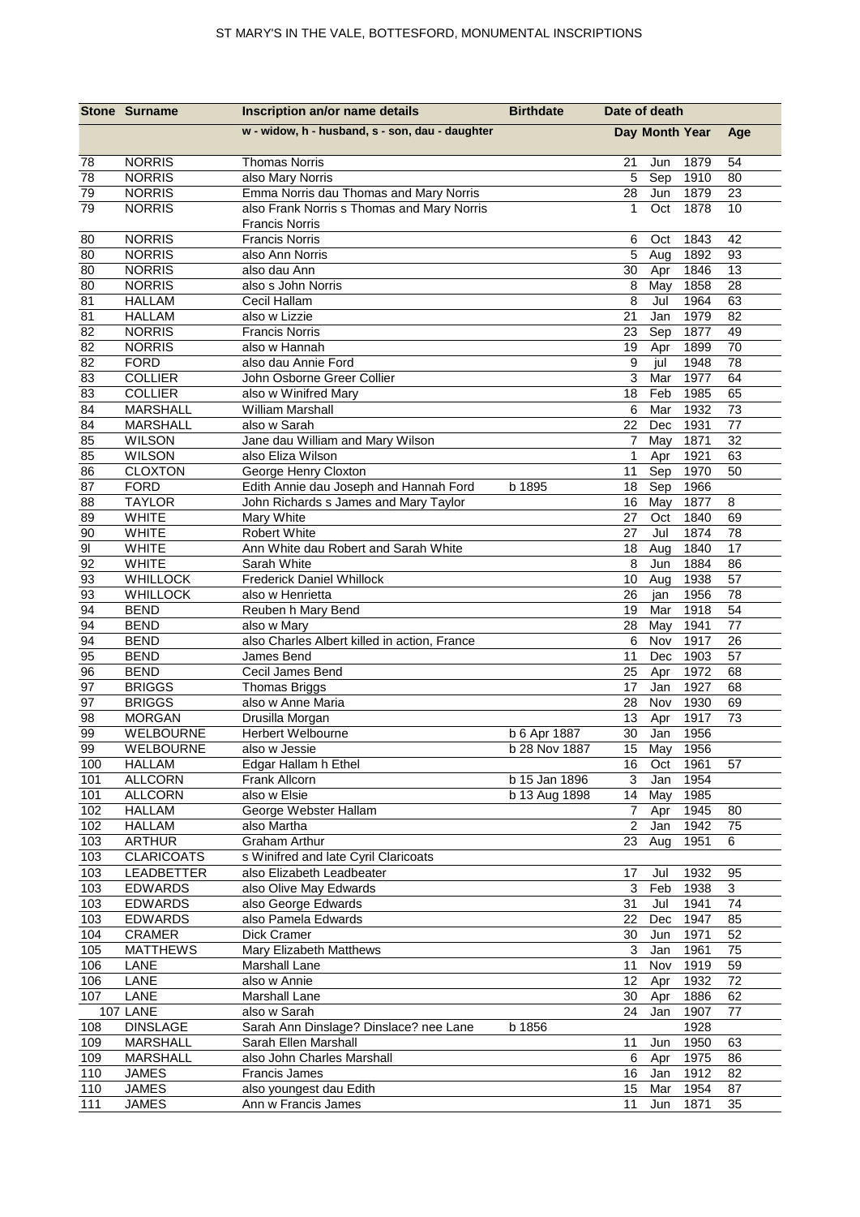| Stone | Surname | Inscription an/or name details | Birthdate | Date of death | | | |
|---|---|---|---|---|---|---|---|
| | | w - widow, h - husband, s - son, dau - daughter | | Day | Month | Year | Age |
| 78 | NORRIS | Thomas Norris | | 21 | Jun | 1879 | 54 |
| 78 | NORRIS | also Mary Norris | | 5 | Sep | 1910 | 80 |
| 79 | NORRIS | Emma Norris dau Thomas and Mary Norris | | 28 | Jun | 1879 | 23 |
| 79 | NORRIS | also Frank Norris s Thomas and Mary Norris Francis Norris | | 1 | Oct | 1878 | 10 |
| 80 | NORRIS | Francis Norris | | 6 | Oct | 1843 | 42 |
| 80 | NORRIS | also Ann Norris | | 5 | Aug | 1892 | 93 |
| 80 | NORRIS | also dau Ann | | 30 | Apr | 1846 | 13 |
| 80 | NORRIS | also s John Norris | | 8 | May | 1858 | 28 |
| 81 | HALLAM | Cecil Hallam | | 8 | Jul | 1964 | 63 |
| 81 | HALLAM | also w Lizzie | | 21 | Jan | 1979 | 82 |
| 82 | NORRIS | Francis Norris | | 23 | Sep | 1877 | 49 |
| 82 | NORRIS | also w Hannah | | 19 | Apr | 1899 | 70 |
| 82 | FORD | also dau Annie Ford | | 9 | jul | 1948 | 78 |
| 83 | COLLIER | John Osborne Greer Collier | | 3 | Mar | 1977 | 64 |
| 83 | COLLIER | also w Winifred Mary | | 18 | Feb | 1985 | 65 |
| 84 | MARSHALL | William Marshall | | 6 | Mar | 1932 | 73 |
| 84 | MARSHALL | also w Sarah | | 22 | Dec | 1931 | 77 |
| 85 | WILSON | Jane dau William and Mary Wilson | | 7 | May | 1871 | 32 |
| 85 | WILSON | also Eliza Wilson | | 1 | Apr | 1921 | 63 |
| 86 | CLOXTON | George Henry Cloxton | | 11 | Sep | 1970 | 50 |
| 87 | FORD | Edith Annie dau Joseph and Hannah Ford | b 1895 | 18 | Sep | 1966 | |
| 88 | TAYLOR | John Richards s James and Mary Taylor | | 16 | May | 1877 | 8 |
| 89 | WHITE | Mary White | | 27 | Oct | 1840 | 69 |
| 90 | WHITE | Robert White | | 27 | Jul | 1874 | 78 |
| 9l | WHITE | Ann White dau Robert and Sarah White | | 18 | Aug | 1840 | 17 |
| 92 | WHITE | Sarah White | | 8 | Jun | 1884 | 86 |
| 93 | WHILLOCK | Frederick Daniel Whillock | | 10 | Aug | 1938 | 57 |
| 93 | WHILLOCK | also w Henrietta | | 26 | jan | 1956 | 78 |
| 94 | BEND | Reuben h Mary Bend | | 19 | Mar | 1918 | 54 |
| 94 | BEND | also w Mary | | 28 | May | 1941 | 77 |
| 94 | BEND | also Charles Albert killed in action, France | | 6 | Nov | 1917 | 26 |
| 95 | BEND | James Bend | | 11 | Dec | 1903 | 57 |
| 96 | BEND | Cecil James Bend | | 25 | Apr | 1972 | 68 |
| 97 | BRIGGS | Thomas Briggs | | 17 | Jan | 1927 | 68 |
| 97 | BRIGGS | also w Anne Maria | | 28 | Nov | 1930 | 69 |
| 98 | MORGAN | Drusilla Morgan | | 13 | Apr | 1917 | 73 |
| 99 | WELBOURNE | Herbert Welbourne | b 6 Apr 1887 | 30 | Jan | 1956 | |
| 99 | WELBOURNE | also w Jessie | b 28 Nov 1887 | 15 | May | 1956 | |
| 100 | HALLAM | Edgar Hallam h Ethel | | 16 | Oct | 1961 | 57 |
| 101 | ALLCORN | Frank Allcorn | b 15 Jan 1896 | 3 | Jan | 1954 | |
| 101 | ALLCORN | also w Elsie | b 13 Aug 1898 | 14 | May | 1985 | |
| 102 | HALLAM | George Webster Hallam | | 7 | Apr | 1945 | 80 |
| 102 | HALLAM | also Martha | | 2 | Jan | 1942 | 75 |
| 103 | ARTHUR | Graham Arthur | | 23 | Aug | 1951 | 6 |
| 103 | CLARICOATS | s Winifred and late Cyril Claricoats | | | | | |
| 103 | LEADBETTER | also Elizabeth Leadbeater | | 17 | Jul | 1932 | 95 |
| 103 | EDWARDS | also Olive May Edwards | | 3 | Feb | 1938 | 3 |
| 103 | EDWARDS | also George Edwards | | 31 | Jul | 1941 | 74 |
| 103 | EDWARDS | also Pamela Edwards | | 22 | Dec | 1947 | 85 |
| 104 | CRAMER | Dick Cramer | | 30 | Jun | 1971 | 52 |
| 105 | MATTHEWS | Mary Elizabeth Matthews | | 3 | Jan | 1961 | 75 |
| 106 | LANE | Marshall Lane | | 11 | Nov | 1919 | 59 |
| 106 | LANE | also w Annie | | 12 | Apr | 1932 | 72 |
| 107 | LANE | Marshall Lane | | 30 | Apr | 1886 | 62 |
| 107 | LANE | also w Sarah | | 24 | Jan | 1907 | 77 |
| 108 | DINSLAGE | Sarah Ann Dinslage? Dinslace? nee Lane | b 1856 | | | 1928 | |
| 109 | MARSHALL | Sarah Ellen Marshall | | 11 | Jun | 1950 | 63 |
| 109 | MARSHALL | also John Charles Marshall | | 6 | Apr | 1975 | 86 |
| 110 | JAMES | Francis James | | 16 | Jan | 1912 | 82 |
| 110 | JAMES | also youngest dau Edith | | 15 | Mar | 1954 | 87 |
| 111 | JAMES | Ann w Francis James | | 11 | Jun | 1871 | 35 |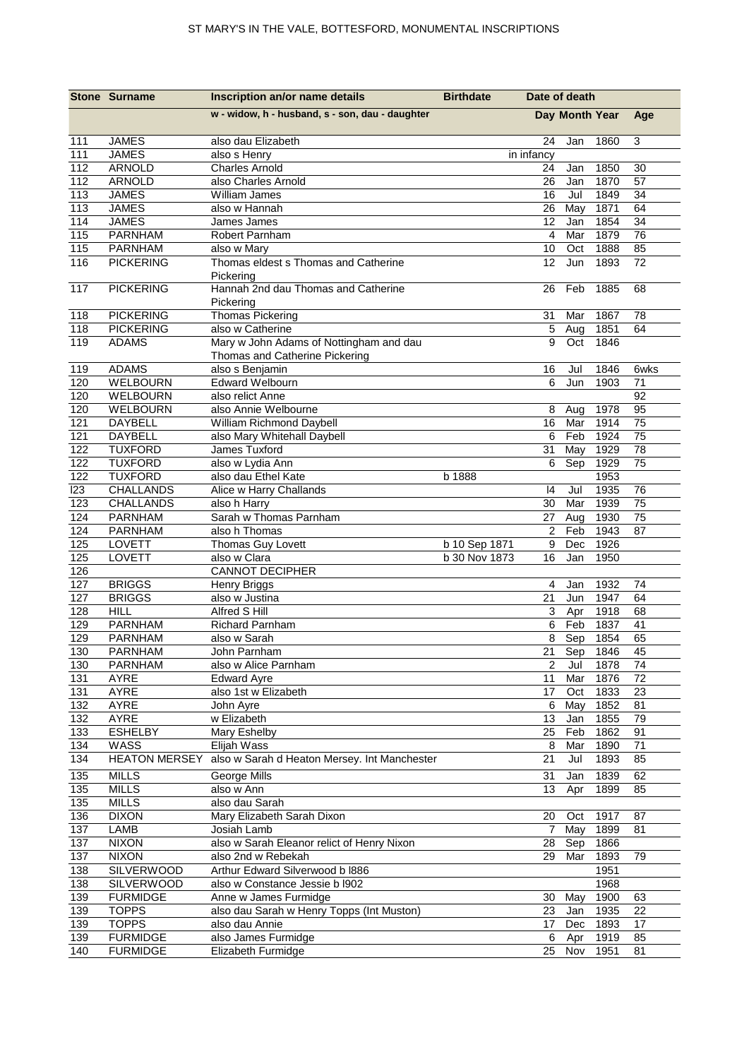| Stone | Surname | Inscription an/or name details | Birthdate | Date of death | | | |
|---|---|---|---|---|---|---|---|
| | | w - widow, h - husband, s - son, dau - daughter | | Day | Month | Year | Age |
| 111 | JAMES | also dau Elizabeth | | 24 | Jan | 1860 | 3 |
| 111 | JAMES | also s Henry | | in infancy | | | |
| 112 | ARNOLD | Charles Arnold | | 24 | Jan | 1850 | 30 |
| 112 | ARNOLD | also Charles Arnold | | 26 | Jan | 1870 | 57 |
| 113 | JAMES | William James | | 16 | Jul | 1849 | 34 |
| 113 | JAMES | also w Hannah | | 26 | May | 1871 | 64 |
| 114 | JAMES | James James | | 12 | Jan | 1854 | 34 |
| 115 | PARNHAM | Robert Parnham | | 4 | Mar | 1879 | 76 |
| 115 | PARNHAM | also w Mary | | 10 | Oct | 1888 | 85 |
| 116 | PICKERING | Thomas eldest s Thomas and Catherine Pickering | | 12 | Jun | 1893 | 72 |
| 117 | PICKERING | Hannah 2nd dau Thomas and Catherine Pickering | | 26 | Feb | 1885 | 68 |
| 118 | PICKERING | Thomas Pickering | | 31 | Mar | 1867 | 78 |
| 118 | PICKERING | also w Catherine | | 5 | Aug | 1851 | 64 |
| 119 | ADAMS | Mary w John Adams of Nottingham and dau Thomas and Catherine Pickering | | 9 | Oct | 1846 | |
| 119 | ADAMS | also s Benjamin | | 16 | Jul | 1846 | 6wks |
| 120 | WELBOURN | Edward Welbourn | | 6 | Jun | 1903 | 71 |
| 120 | WELBOURN | also relict Anne | | | | | 92 |
| 120 | WELBOURN | also Annie Welbourne | | 8 | Aug | 1978 | 95 |
| 121 | DAYBELL | William Richmond Daybell | | 16 | Mar | 1914 | 75 |
| 121 | DAYBELL | also Mary Whitehall Daybell | | 6 | Feb | 1924 | 75 |
| 122 | TUXFORD | James Tuxford | | 31 | May | 1929 | 78 |
| 122 | TUXFORD | also w Lydia Ann | | 6 | Sep | 1929 | 75 |
| 122 | TUXFORD | also dau Ethel Kate | b 1888 | | | 1953 | |
| l23 | CHALLANDS | Alice w Harry Challands | | l4 | Jul | 1935 | 76 |
| 123 | CHALLANDS | also h Harry | | 30 | Mar | 1939 | 75 |
| 124 | PARNHAM | Sarah w Thomas Parnham | | 27 | Aug | 1930 | 75 |
| 124 | PARNHAM | also h Thomas | | 2 | Feb | 1943 | 87 |
| 125 | LOVETT | Thomas Guy Lovett | b 10 Sep 1871 | 9 | Dec | 1926 | |
| 125 | LOVETT | also w Clara | b 30 Nov 1873 | 16 | Jan | 1950 | |
| 126 | | CANNOT DECIPHER | | | | | |
| 127 | BRIGGS | Henry Briggs | | 4 | Jan | 1932 | 74 |
| 127 | BRIGGS | also w Justina | | 21 | Jun | 1947 | 64 |
| 128 | HILL | Alfred S Hill | | 3 | Apr | 1918 | 68 |
| 129 | PARNHAM | Richard Parnham | | 6 | Feb | 1837 | 41 |
| 129 | PARNHAM | also w Sarah | | 8 | Sep | 1854 | 65 |
| 130 | PARNHAM | John Parnham | | 21 | Sep | 1846 | 45 |
| 130 | PARNHAM | also w Alice Parnham | | 2 | Jul | 1878 | 74 |
| 131 | AYRE | Edward Ayre | | 11 | Mar | 1876 | 72 |
| 131 | AYRE | also 1st w Elizabeth | | 17 | Oct | 1833 | 23 |
| 132 | AYRE | John Ayre | | 6 | May | 1852 | 81 |
| 132 | AYRE | w Elizabeth | | 13 | Jan | 1855 | 79 |
| 133 | ESHELBY | Mary Eshelby | | 25 | Feb | 1862 | 91 |
| 134 | WASS | Elijah Wass | | 8 | Mar | 1890 | 71 |
| 134 | HEATON MERSEY | also w Sarah d Heaton Mersey. Int Manchester | | 21 | Jul | 1893 | 85 |
| 135 | MILLS | George Mills | | 31 | Jan | 1839 | 62 |
| 135 | MILLS | also w Ann | | 13 | Apr | 1899 | 85 |
| 135 | MILLS | also dau Sarah | | | | | |
| 136 | DIXON | Mary Elizabeth Sarah Dixon | | 20 | Oct | 1917 | 87 |
| 137 | LAMB | Josiah Lamb | | 7 | May | 1899 | 81 |
| 137 | NIXON | also w Sarah Eleanor relict of Henry Nixon | | 28 | Sep | 1866 | |
| 137 | NIXON | also 2nd w Rebekah | | 29 | Mar | 1893 | 79 |
| 138 | SILVERWOOD | Arthur Edward Silverwood b l886 | | | | 1951 | |
| 138 | SILVERWOOD | also w Constance Jessie b l902 | | | | 1968 | |
| 139 | FURMIDGE | Anne w James Furmidge | | 30 | May | 1900 | 63 |
| 139 | TOPPS | also dau Sarah w Henry Topps (Int Muston) | | 23 | Jan | 1935 | 22 |
| 139 | TOPPS | also dau Annie | | 17 | Dec | 1893 | 17 |
| 139 | FURMIDGE | also James Furmidge | | 6 | Apr | 1919 | 85 |
| 140 | FURMIDGE | Elizabeth Furmidge | | 25 | Nov | 1951 | 81 |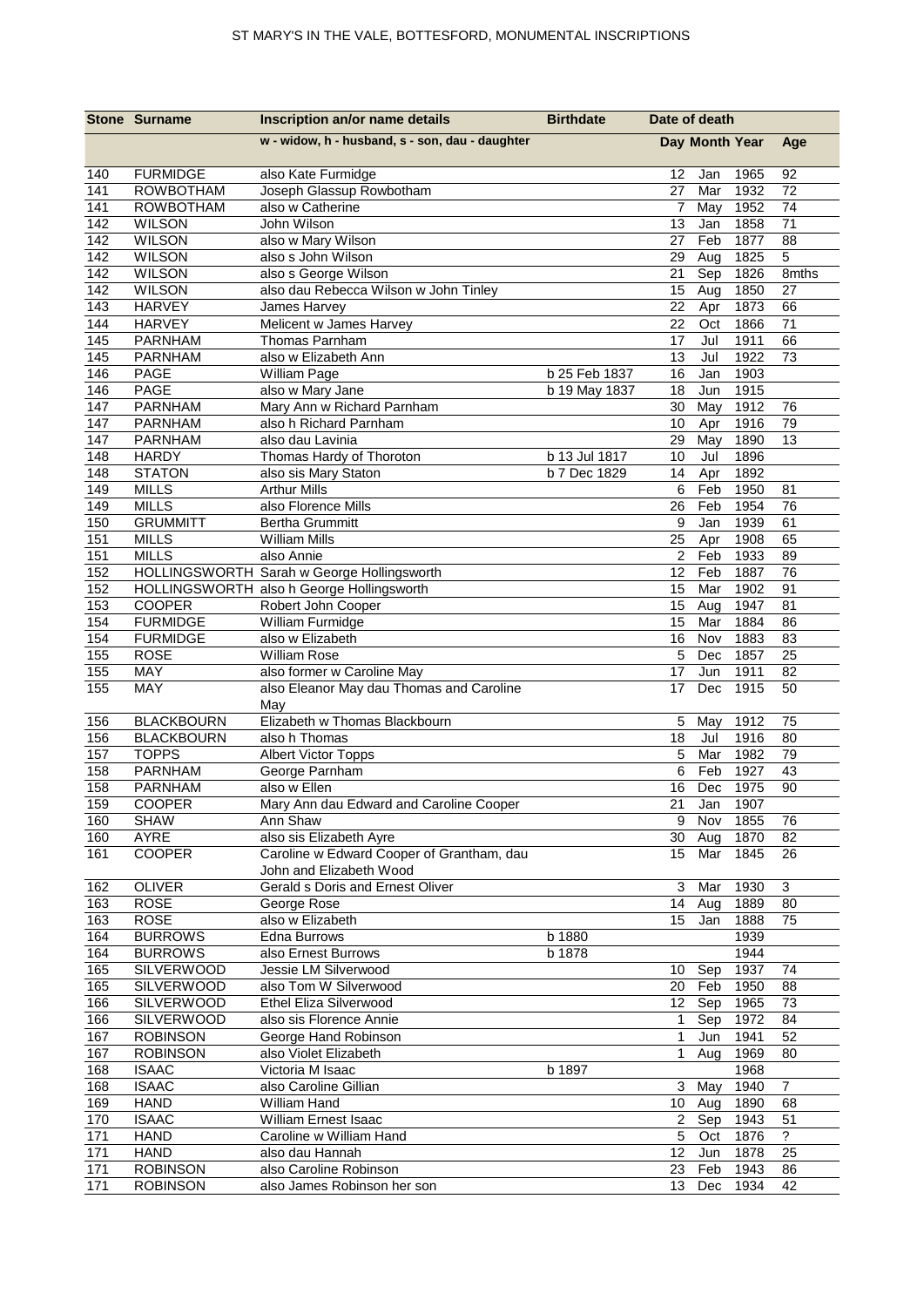# ST MARY'S IN THE VALE, BOTTESFORD, MONUMENTAL INSCRIPTIONS

| Stone | Surname | Inscription an/or name details | Birthdate | Date of death | | | |
|---|---|---|---|---|---|---|---|
| | | w - widow, h - husband, s - son, dau - daughter | | Day | Month | Year | Age |
| 140 | FURMIDGE | also Kate Furmidge | | 12 | Jan | 1965 | 92 |
| 141 | ROWBOTHAM | Joseph Glassup Rowbotham | | 27 | Mar | 1932 | 72 |
| 141 | ROWBOTHAM | also w Catherine | | 7 | May | 1952 | 74 |
| 142 | WILSON | John Wilson | | 13 | Jan | 1858 | 71 |
| 142 | WILSON | also w Mary Wilson | | 27 | Feb | 1877 | 88 |
| 142 | WILSON | also s John Wilson | | 29 | Aug | 1825 | 5 |
| 142 | WILSON | also s George Wilson | | 21 | Sep | 1826 | 8mths |
| 142 | WILSON | also dau Rebecca Wilson w John Tinley | | 15 | Aug | 1850 | 27 |
| 143 | HARVEY | James Harvey | | 22 | Apr | 1873 | 66 |
| 144 | HARVEY | Melicent w James Harvey | | 22 | Oct | 1866 | 71 |
| 145 | PARNHAM | Thomas Parnham | | 17 | Jul | 1911 | 66 |
| 145 | PARNHAM | also w Elizabeth Ann | | 13 | Jul | 1922 | 73 |
| 146 | PAGE | William Page | b 25 Feb 1837 | 16 | Jan | 1903 | |
| 146 | PAGE | also w Mary Jane | b 19 May 1837 | 18 | Jun | 1915 | |
| 147 | PARNHAM | Mary Ann w Richard Parnham | | 30 | May | 1912 | 76 |
| 147 | PARNHAM | also h Richard Parnham | | 10 | Apr | 1916 | 79 |
| 147 | PARNHAM | also dau Lavinia | | 29 | May | 1890 | 13 |
| 148 | HARDY | Thomas Hardy of Thoroton | b 13 Jul 1817 | 10 | Jul | 1896 | |
| 148 | STATON | also sis Mary Staton | b 7 Dec 1829 | 14 | Apr | 1892 | |
| 149 | MILLS | Arthur Mills | | 6 | Feb | 1950 | 81 |
| 149 | MILLS | also Florence Mills | | 26 | Feb | 1954 | 76 |
| 150 | GRUMMITT | Bertha Grummitt | | 9 | Jan | 1939 | 61 |
| 151 | MILLS | William Mills | | 25 | Apr | 1908 | 65 |
| 151 | MILLS | also Annie | | 2 | Feb | 1933 | 89 |
| 152 | HOLLINGSWORTH | Sarah w George Hollingsworth | | 12 | Feb | 1887 | 76 |
| 152 | HOLLINGSWORTH | also h George Hollingsworth | | 15 | Mar | 1902 | 91 |
| 153 | COOPER | Robert John Cooper | | 15 | Aug | 1947 | 81 |
| 154 | FURMIDGE | William Furmidge | | 15 | Mar | 1884 | 86 |
| 154 | FURMIDGE | also w Elizabeth | | 16 | Nov | 1883 | 83 |
| 155 | ROSE | William Rose | | 5 | Dec | 1857 | 25 |
| 155 | MAY | also former w Caroline May | | 17 | Jun | 1911 | 82 |
| 155 | MAY | also Eleanor May dau Thomas and Caroline May | | 17 | Dec | 1915 | 50 |
| 156 | BLACKBOURN | Elizabeth w Thomas Blackbourn | | 5 | May | 1912 | 75 |
| 156 | BLACKBOURN | also h Thomas | | 18 | Jul | 1916 | 80 |
| 157 | TOPPS | Albert Victor Topps | | 5 | Mar | 1982 | 79 |
| 158 | PARNHAM | George Parnham | | 6 | Feb | 1927 | 43 |
| 158 | PARNHAM | also w Ellen | | 16 | Dec | 1975 | 90 |
| 159 | COOPER | Mary Ann dau Edward and Caroline Cooper | | 21 | Jan | 1907 | |
| 160 | SHAW | Ann Shaw | | 9 | Nov | 1855 | 76 |
| 160 | AYRE | also sis Elizabeth Ayre | | 30 | Aug | 1870 | 82 |
| 161 | COOPER | Caroline w Edward Cooper of Grantham, dau John and Elizabeth Wood | | 15 | Mar | 1845 | 26 |
| 162 | OLIVER | Gerald s Doris and Ernest Oliver | | 3 | Mar | 1930 | 3 |
| 163 | ROSE | George Rose | | 14 | Aug | 1889 | 80 |
| 163 | ROSE | also w Elizabeth | | 15 | Jan | 1888 | 75 |
| 164 | BURROWS | Edna Burrows | b 1880 | | | 1939 | |
| 164 | BURROWS | also Ernest Burrows | b 1878 | | | 1944 | |
| 165 | SILVERWOOD | Jessie LM Silverwood | | 10 | Sep | 1937 | 74 |
| 165 | SILVERWOOD | also Tom W Silverwood | | 20 | Feb | 1950 | 88 |
| 166 | SILVERWOOD | Ethel Eliza Silverwood | | 12 | Sep | 1965 | 73 |
| 166 | SILVERWOOD | also sis Florence Annie | | 1 | Sep | 1972 | 84 |
| 167 | ROBINSON | George Hand Robinson | | 1 | Jun | 1941 | 52 |
| 167 | ROBINSON | also Violet Elizabeth | | 1 | Aug | 1969 | 80 |
| 168 | ISAAC | Victoria M Isaac | b 1897 | | | 1968 | |
| 168 | ISAAC | also Caroline Gillian | | 3 | May | 1940 | 7 |
| 169 | HAND | William Hand | | 10 | Aug | 1890 | 68 |
| 170 | ISAAC | William Ernest Isaac | | 2 | Sep | 1943 | 51 |
| 171 | HAND | Caroline w William Hand | | 5 | Oct | 1876 | ? |
| 171 | HAND | also dau Hannah | | 12 | Jun | 1878 | 25 |
| 171 | ROBINSON | also Caroline Robinson | | 23 | Feb | 1943 | 86 |
| 171 | ROBINSON | also James Robinson her son | | 13 | Dec | 1934 | 42 |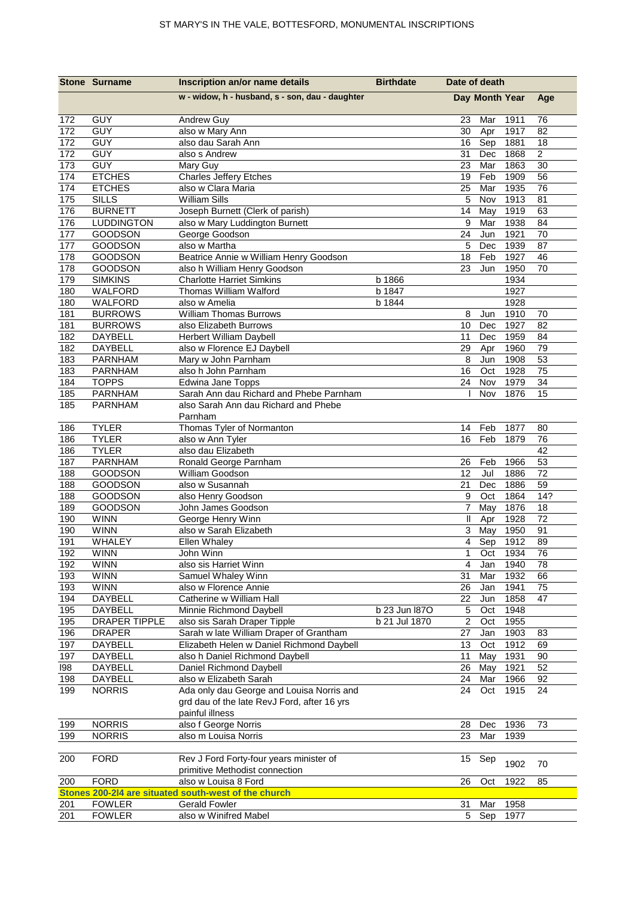# ST MARY'S IN THE VALE, BOTTESFORD, MONUMENTAL INSCRIPTIONS

| Stone | Surname | Inscription an/or name details | Birthdate | Date of death | | | |
|---|---|---|---|---|---|---|---|
| | | w - widow, h - husband, s - son, dau - daughter | | Day | Month | Year | Age |
| 172 | GUY | Andrew Guy | | 23 | Mar | 1911 | 76 |
| 172 | GUY | also w Mary Ann | | 30 | Apr | 1917 | 82 |
| 172 | GUY | also dau Sarah Ann | | 16 | Sep | 1881 | 18 |
| 172 | GUY | also s Andrew | | 31 | Dec | 1868 | 2 |
| 173 | GUY | Mary Guy | | 23 | Mar | 1863 | 30 |
| 174 | ETCHES | Charles Jeffery Etches | | 19 | Feb | 1909 | 56 |
| 174 | ETCHES | also w Clara Maria | | 25 | Mar | 1935 | 76 |
| 175 | SILLS | William Sills | | 5 | Nov | 1913 | 81 |
| 176 | BURNETT | Joseph Burnett (Clerk of parish) | | 14 | May | 1919 | 63 |
| 176 | LUDDINGTON | also w Mary Luddington Burnett | | 9 | Mar | 1938 | 84 |
| 177 | GOODSON | George Goodson | | 24 | Jun | 1921 | 70 |
| 177 | GOODSON | also w Martha | | 5 | Dec | 1939 | 87 |
| 178 | GOODSON | Beatrice Annie w William Henry Goodson | | 18 | Feb | 1927 | 46 |
| 178 | GOODSON | also h William Henry Goodson | | 23 | Jun | 1950 | 70 |
| 179 | SIMKINS | Charlotte Harriet Simkins | b 1866 | | | 1934 | |
| 180 | WALFORD | Thomas William Walford | b 1847 | | | 1927 | |
| 180 | WALFORD | also w Amelia | b 1844 | | | 1928 | |
| 181 | BURROWS | William Thomas Burrows | | 8 | Jun | 1910 | 70 |
| 181 | BURROWS | also Elizabeth Burrows | | 10 | Dec | 1927 | 82 |
| 182 | DAYBELL | Herbert William Daybell | | 11 | Dec | 1959 | 84 |
| 182 | DAYBELL | also w Florence EJ Daybell | | 29 | Apr | 1960 | 79 |
| 183 | PARNHAM | Mary w John Parnham | | 8 | Jun | 1908 | 53 |
| 183 | PARNHAM | also h John Parnham | | 16 | Oct | 1928 | 75 |
| 184 | TOPPS | Edwina Jane Topps | | 24 | Nov | 1979 | 34 |
| 185 | PARNHAM | Sarah Ann dau Richard and Phebe Parnham | | I | Nov | 1876 | 15 |
| 185 | PARNHAM | also Sarah Ann dau Richard and Phebe Parnham | | | | | |
| 186 | TYLER | Thomas Tyler of Normanton | | 14 | Feb | 1877 | 80 |
| 186 | TYLER | also w Ann Tyler | | 16 | Feb | 1879 | 76 |
| 186 | TYLER | also dau Elizabeth | | | | | 42 |
| 187 | PARNHAM | Ronald George Parnham | | 26 | Feb | 1966 | 53 |
| 188 | GOODSON | William Goodson | | 12 | Jul | 1886 | 72 |
| 188 | GOODSON | also w Susannah | | 21 | Dec | 1886 | 59 |
| 188 | GOODSON | also Henry Goodson | | 9 | Oct | 1864 | 14? |
| 189 | GOODSON | John James Goodson | | 7 | May | 1876 | 18 |
| 190 | WINN | George Henry Winn | | ll | Apr | 1928 | 72 |
| 190 | WINN | also w Sarah Elizabeth | | 3 | May | 1950 | 91 |
| 191 | WHALEY | Ellen Whaley | | 4 | Sep | 1912 | 89 |
| 192 | WINN | John Winn | | 1 | Oct | 1934 | 76 |
| 192 | WINN | also sis Harriet Winn | | 4 | Jan | 1940 | 78 |
| 193 | WINN | Samuel Whaley Winn | | 31 | Mar | 1932 | 66 |
| 193 | WINN | also w Florence Annie | | 26 | Jan | 1941 | 75 |
| 194 | DAYBELL | Catherine w William Hall | | 22 | Jun | 1858 | 47 |
| 195 | DAYBELL | Minnie Richmond Daybell | b 23 Jun l87O | 5 | Oct | 1948 | |
| 195 | DRAPER TIPPLE | also sis Sarah Draper Tipple | b 21 Jul 1870 | 2 | Oct | 1955 | |
| 196 | DRAPER | Sarah w late William Draper of Grantham | | 27 | Jan | 1903 | 83 |
| 197 | DAYBELL | Elizabeth Helen w Daniel Richmond Daybell | | 13 | Oct | 1912 | 69 |
| 197 | DAYBELL | also h Daniel Richmond Daybell | | 11 | May | 1931 | 90 |
| l98 | DAYBELL | Daniel Richmond Daybell | | 26 | May | 1921 | 52 |
| 198 | DAYBELL | also w Elizabeth Sarah | | 24 | Mar | 1966 | 92 |
| 199 | NORRIS | Ada only dau George and Louisa Norris and grd dau of the late RevJ Ford, after 16 yrs painful illness | | 24 | Oct | 1915 | 24 |
| 199 | NORRIS | also f George Norris | | 28 | Dec | 1936 | 73 |
| 199 | NORRIS | also m Louisa Norris | | 23 | Mar | 1939 | |
| 200 | FORD | Rev J Ford Forty-four years minister of primitive Methodist connection | | 15 | Sep | 1902 | 70 |
| 200 | FORD | also w Louisa 8 Ford | | 26 | Oct | 1922 | 85 |
| **Stones 200-2l4 are situated south-west of the church** | | | | | | | |
| 201 | FOWLER | Gerald Fowler | | 31 | Mar | 1958 | |
| 201 | FOWLER | also w Winifred Mabel | | 5 | Sep | 1977 | |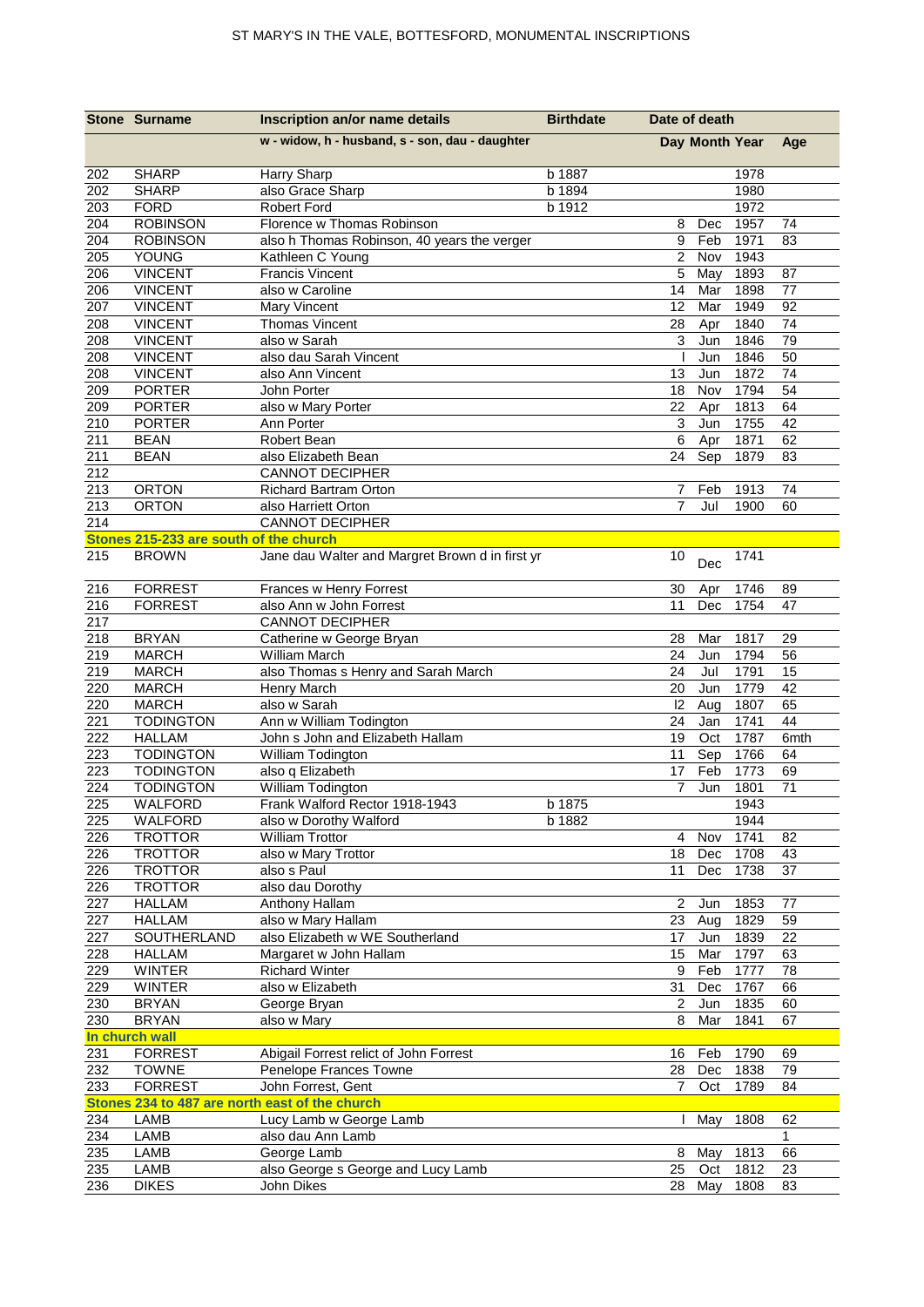# ST MARY'S IN THE VALE, BOTTESFORD, MONUMENTAL INSCRIPTIONS

| Stone | Surname | Inscription an/or name details | Birthdate | Day | Month | Year | Age |
|---|---|---|---|---|---|---|---|
| | | w - widow, h - husband, s - son, dau - daughter | | Day | Month | Year | Age |
| 202 | SHARP | Harry Sharp | b 1887 | | | 1978 | |
| 202 | SHARP | also Grace Sharp | b 1894 | | | 1980 | |
| 203 | FORD | Robert Ford | b 1912 | | | 1972 | |
| 204 | ROBINSON | Florence w Thomas Robinson | | 8 | Dec | 1957 | 74 |
| 204 | ROBINSON | also h Thomas Robinson, 40 years the verger | | 9 | Feb | 1971 | 83 |
| 205 | YOUNG | Kathleen C Young | | 2 | Nov | 1943 | |
| 206 | VINCENT | Francis Vincent | | 5 | May | 1893 | 87 |
| 206 | VINCENT | also w Caroline | | 14 | Mar | 1898 | 77 |
| 207 | VINCENT | Mary Vincent | | 12 | Mar | 1949 | 92 |
| 208 | VINCENT | Thomas Vincent | | 28 | Apr | 1840 | 74 |
| 208 | VINCENT | also w Sarah | | 3 | Jun | 1846 | 79 |
| 208 | VINCENT | also dau Sarah Vincent | | I | Jun | 1846 | 50 |
| 208 | VINCENT | also Ann Vincent | | 13 | Jun | 1872 | 74 |
| 209 | PORTER | John Porter | | 18 | Nov | 1794 | 54 |
| 209 | PORTER | also w Mary Porter | | 22 | Apr | 1813 | 64 |
| 210 | PORTER | Ann Porter | | 3 | Jun | 1755 | 42 |
| 211 | BEAN | Robert Bean | | 6 | Apr | 1871 | 62 |
| 211 | BEAN | also Elizabeth Bean | | 24 | Sep | 1879 | 83 |
| 212 | | CANNOT DECIPHER | | | | | |
| 213 | ORTON | Richard Bartram Orton | | 7 | Feb | 1913 | 74 |
| 213 | ORTON | also Harriett Orton | | 7 | Jul | 1900 | 60 |
| 214 | | CANNOT DECIPHER | | | | | |
| **Stones 215-233 are south of the church** | | | | | | | |
| 215 | BROWN | Jane dau Walter and Margret Brown d in first yr | | 10 | Dec | 1741 | |
| 216 | FORREST | Frances w Henry Forrest | | 30 | Apr | 1746 | 89 |
| 216 | FORREST | also Ann w John Forrest | | 11 | Dec | 1754 | 47 |
| 217 | | CANNOT DECIPHER | | | | | |
| 218 | BRYAN | Catherine w George Bryan | | 28 | Mar | 1817 | 29 |
| 219 | MARCH | William March | | 24 | Jun | 1794 | 56 |
| 219 | MARCH | also Thomas s Henry and Sarah March | | 24 | Jul | 1791 | 15 |
| 220 | MARCH | Henry March | | 20 | Jun | 1779 | 42 |
| 220 | MARCH | also w Sarah | | I2 | Aug | 1807 | 65 |
| 221 | TODINGTON | Ann w William Todington | | 24 | Jan | 1741 | 44 |
| 222 | HALLAM | John s John and Elizabeth Hallam | | 19 | Oct | 1787 | 6mth |
| 223 | TODINGTON | William Todington | | 11 | Sep | 1766 | 64 |
| 223 | TODINGTON | also q Elizabeth | | 17 | Feb | 1773 | 69 |
| 224 | TODINGTON | William Todington | | 7 | Jun | 1801 | 71 |
| 225 | WALFORD | Frank Walford Rector 1918-1943 | b 1875 | | | 1943 | |
| 225 | WALFORD | also w Dorothy Walford | b 1882 | | | 1944 | |
| 226 | TROTTOR | William Trottor | | 4 | Nov | 1741 | 82 |
| 226 | TROTTOR | also w Mary Trottor | | 18 | Dec | 1708 | 43 |
| 226 | TROTTOR | also s Paul | | 11 | Dec | 1738 | 37 |
| 226 | TROTTOR | also dau Dorothy | | | | | |
| 227 | HALLAM | Anthony Hallam | | 2 | Jun | 1853 | 77 |
| 227 | HALLAM | also w Mary Hallam | | 23 | Aug | 1829 | 59 |
| 227 | SOUTHERLAND | also Elizabeth w WE Southerland | | 17 | Jun | 1839 | 22 |
| 228 | HALLAM | Margaret w John Hallam | | 15 | Mar | 1797 | 63 |
| 229 | WINTER | Richard Winter | | 9 | Feb | 1777 | 78 |
| 229 | WINTER | also w Elizabeth | | 31 | Dec | 1767 | 66 |
| 230 | BRYAN | George Bryan | | 2 | Jun | 1835 | 60 |
| 230 | BRYAN | also w Mary | | 8 | Mar | 1841 | 67 |
| **In church wall** | | | | | | | |
| 231 | FORREST | Abigail Forrest relict of John Forrest | | 16 | Feb | 1790 | 69 |
| 232 | TOWNE | Penelope Frances Towne | | 28 | Dec | 1838 | 79 |
| 233 | FORREST | John Forrest, Gent | | 7 | Oct | 1789 | 84 |
| **Stones 234 to 487 are north east of the church** | | | | | | | |
| 234 | LAMB | Lucy Lamb w George Lamb | | I | May | 1808 | 62 |
| 234 | LAMB | also dau Ann Lamb | | | | | 1 |
| 235 | LAMB | George Lamb | | 8 | May | 1813 | 66 |
| 235 | LAMB | also George s George and Lucy Lamb | | 25 | Oct | 1812 | 23 |
| 236 | DIKES | John Dikes | | 28 | May | 1808 | 83 |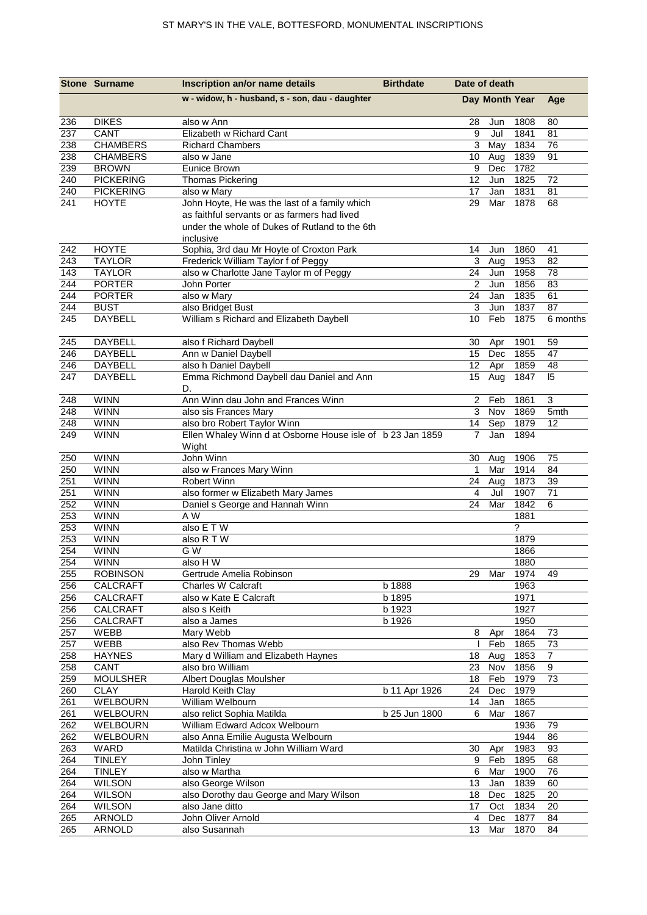| Stone | Surname | Inscription an/or name details | Birthdate | Date of death | | | |
|---|---|---|---|---|---|---|---|
| | | w - widow, h - husband, s - son, dau - daughter | | Day | Month | Year | Age |
| 236 | DIKES | also w Ann | | 28 | Jun | 1808 | 80 |
| 237 | CANT | Elizabeth w Richard Cant | | 9 | Jul | 1841 | 81 |
| 238 | CHAMBERS | Richard Chambers | | 3 | May | 1834 | 76 |
| 238 | CHAMBERS | also w Jane | | 10 | Aug | 1839 | 91 |
| 239 | BROWN | Eunice Brown | | 9 | Dec | 1782 | |
| 240 | PICKERING | Thomas Pickering | | 12 | Jun | 1825 | 72 |
| 240 | PICKERING | also w Mary | | 17 | Jan | 1831 | 81 |
| 241 | HOYTE | John Hoyte, He was the last of a family which as faithful servants or as farmers had lived under the whole of Dukes of Rutland to the 6th inclusive | | 29 | Mar | 1878 | 68 |
| 242 | HOYTE | Sophia, 3rd dau Mr Hoyte of Croxton Park | | 14 | Jun | 1860 | 41 |
| 243 | TAYLOR | Frederick William Taylor f of Peggy | | 3 | Aug | 1953 | 82 |
| 143 | TAYLOR | also w Charlotte Jane Taylor m of Peggy | | 24 | Jun | 1958 | 78 |
| 244 | PORTER | John Porter | | 2 | Jun | 1856 | 83 |
| 244 | PORTER | also w Mary | | 24 | Jan | 1835 | 61 |
| 244 | BUST | also Bridget Bust | | 3 | Jun | 1837 | 87 |
| 245 | DAYBELL | William s Richard and Elizabeth Daybell | | 10 | Feb | 1875 | 6 months |
| 245 | DAYBELL | also f Richard Daybell | | 30 | Apr | 1901 | 59 |
| 246 | DAYBELL | Ann w Daniel Daybell | | 15 | Dec | 1855 | 47 |
| 246 | DAYBELL | also h Daniel Daybell | | 12 | Apr | 1859 | 48 |
| 247 | DAYBELL | Emma Richmond Daybell dau Daniel and Ann D. | | 15 | Aug | 1847 | l5 |
| 248 | WINN | Ann Winn dau John and Frances Winn | | 2 | Feb | 1861 | 3 |
| 248 | WINN | also sis Frances Mary | | 3 | Nov | 1869 | 5mth |
| 248 | WINN | also bro Robert Taylor Winn | | 14 | Sep | 1879 | 12 |
| 249 | WINN | Ellen Whaley Winn d at Osborne House isle of Wight | b 23 Jan 1859 | 7 | Jan | 1894 | |
| 250 | WINN | John Winn | | 30 | Aug | 1906 | 75 |
| 250 | WINN | also w Frances Mary Winn | | 1 | Mar | 1914 | 84 |
| 251 | WINN | Robert Winn | | 24 | Aug | 1873 | 39 |
| 251 | WINN | also former w Elizabeth Mary James | | 4 | Jul | 1907 | 71 |
| 252 | WINN | Daniel s George and Hannah Winn | | 24 | Mar | 1842 | 6 |
| 253 | WINN | A W | | | | 1881 | |
| 253 | WINN | also E T W | | | | ? | |
| 253 | WINN | also R T W | | | | 1879 | |
| 254 | WINN | G W | | | | 1866 | |
| 254 | WINN | also H W | | | | 1880 | |
| 255 | ROBINSON | Gertrude Amelia Robinson | | 29 | Mar | 1974 | 49 |
| 256 | CALCRAFT | Charles W Calcraft | b 1888 | | | 1963 | |
| 256 | CALCRAFT | also w Kate E Calcraft | b 1895 | | | 1971 | |
| 256 | CALCRAFT | also s Keith | b 1923 | | | 1927 | |
| 256 | CALCRAFT | also a James | b 1926 | | | 1950 | |
| 257 | WEBB | Mary Webb | | 8 | Apr | 1864 | 73 |
| 257 | WEBB | also Rev Thomas Webb | | l | Feb | 1865 | 73 |
| 258 | HAYNES | Mary d William and Elizabeth Haynes | | 18 | Aug | 1853 | 7 |
| 258 | CANT | also bro William | | 23 | Nov | 1856 | 9 |
| 259 | MOULSHER | Albert Douglas Moulsher | | 18 | Feb | 1979 | 73 |
| 260 | CLAY | Harold Keith Clay | b 11 Apr 1926 | 24 | Dec | 1979 | |
| 261 | WELBOURN | William Welbourn | | 14 | Jan | 1865 | |
| 261 | WELBOURN | also relict Sophia Matilda | b 25 Jun 1800 | 6 | Mar | 1867 | |
| 262 | WELBOURN | William Edward Adcox Welbourn | | | | 1936 | 79 |
| 262 | WELBOURN | also Anna Emilie Augusta Welbourn | | | | 1944 | 86 |
| 263 | WARD | Matilda Christina w John William Ward | | 30 | Apr | 1983 | 93 |
| 264 | TINLEY | John Tinley | | 9 | Feb | 1895 | 68 |
| 264 | TINLEY | also w Martha | | 6 | Mar | 1900 | 76 |
| 264 | WILSON | also George Wilson | | 13 | Jan | 1839 | 60 |
| 264 | WILSON | also Dorothy dau George and Mary Wilson | | 18 | Dec | 1825 | 20 |
| 264 | WILSON | also Jane ditto | | 17 | Oct | 1834 | 20 |
| 265 | ARNOLD | John Oliver Arnold | | 4 | Dec | 1877 | 84 |
| 265 | ARNOLD | also Susannah | | 13 | Mar | 1870 | 84 |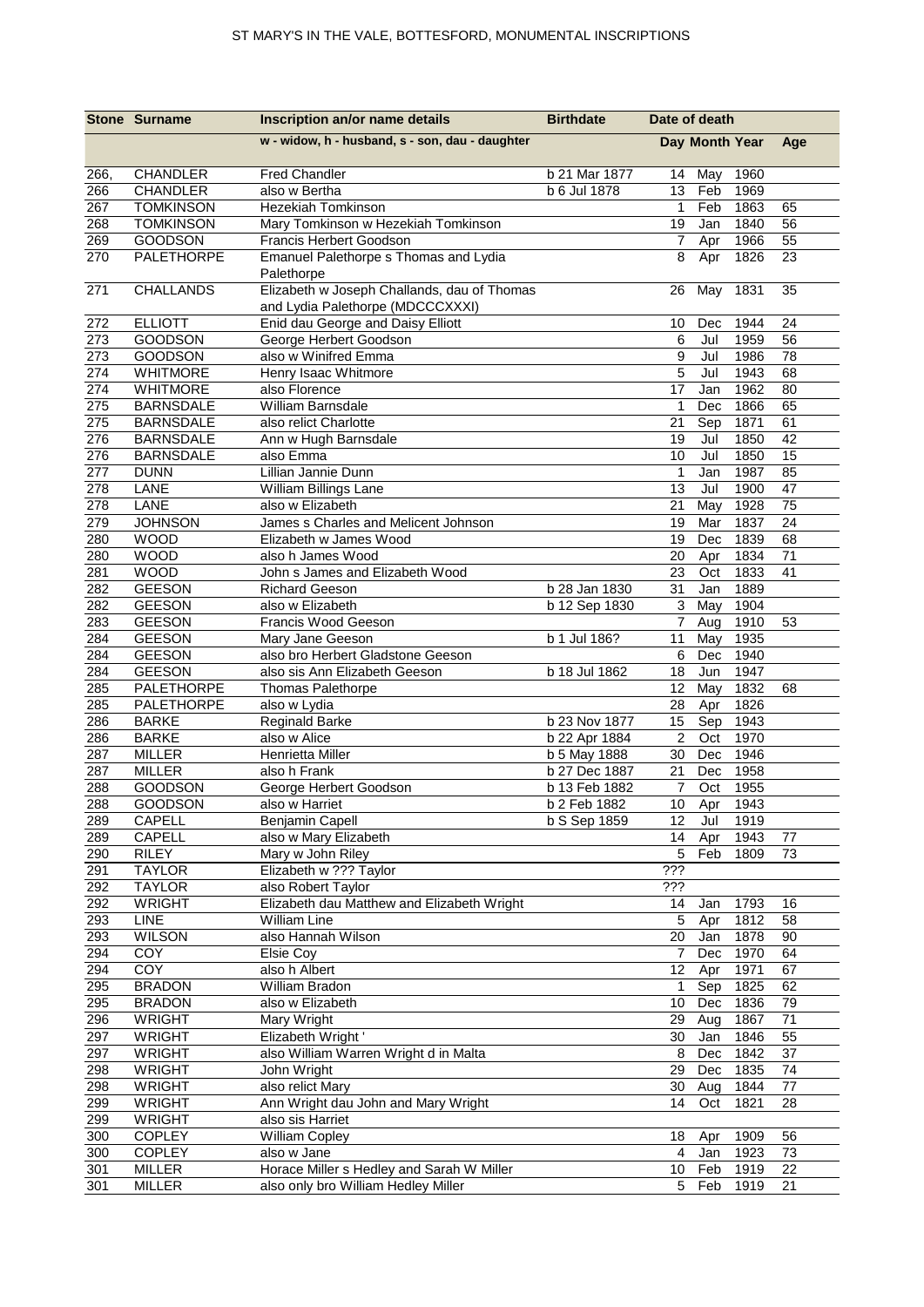| Stone | Surname | Inscription an/or name details | Birthdate | Date of death | | | |
|---|---|---|---|---|---|---|---|
| | | w - widow, h - husband, s - son, dau - daughter | | Day | Month | Year | Age |
| 266, | CHANDLER | Fred Chandler | b 21 Mar 1877 | 14 | May | 1960 | |
| 266 | CHANDLER | also w Bertha | b 6 Jul 1878 | 13 | Feb | 1969 | |
| 267 | TOMKINSON | Hezekiah Tomkinson | | 1 | Feb | 1863 | 65 |
| 268 | TOMKINSON | Mary Tomkinson w Hezekiah Tomkinson | | 19 | Jan | 1840 | 56 |
| 269 | GOODSON | Francis Herbert Goodson | | 7 | Apr | 1966 | 55 |
| 270 | PALETHORPE | Emanuel Palethorpe s Thomas and Lydia Palethorpe | | 8 | Apr | 1826 | 23 |
| 271 | CHALLANDS | Elizabeth w Joseph Challands, dau of Thomas and Lydia Palethorpe (MDCCCXXXI) | | 26 | May | 1831 | 35 |
| 272 | ELLIOTT | Enid dau George and Daisy Elliott | | 10 | Dec | 1944 | 24 |
| 273 | GOODSON | George Herbert Goodson | | 6 | Jul | 1959 | 56 |
| 273 | GOODSON | also w Winifred Emma | | 9 | Jul | 1986 | 78 |
| 274 | WHITMORE | Henry Isaac Whitmore | | 5 | Jul | 1943 | 68 |
| 274 | WHITMORE | also Florence | | 17 | Jan | 1962 | 80 |
| 275 | BARNSDALE | William Barnsdale | | 1 | Dec | 1866 | 65 |
| 275 | BARNSDALE | also relict Charlotte | | 21 | Sep | 1871 | 61 |
| 276 | BARNSDALE | Ann w Hugh Barnsdale | | 19 | Jul | 1850 | 42 |
| 276 | BARNSDALE | also Emma | | 10 | Jul | 1850 | 15 |
| 277 | DUNN | Lillian Jannie Dunn | | 1 | Jan | 1987 | 85 |
| 278 | LANE | William Billings Lane | | 13 | Jul | 1900 | 47 |
| 278 | LANE | also w Elizabeth | | 21 | May | 1928 | 75 |
| 279 | JOHNSON | James s Charles and Melicent Johnson | | 19 | Mar | 1837 | 24 |
| 280 | WOOD | Elizabeth w James Wood | | 19 | Dec | 1839 | 68 |
| 280 | WOOD | also h James Wood | | 20 | Apr | 1834 | 71 |
| 281 | WOOD | John s James and Elizabeth Wood | | 23 | Oct | 1833 | 41 |
| 282 | GEESON | Richard Geeson | b 28 Jan 1830 | 31 | Jan | 1889 | |
| 282 | GEESON | also w Elizabeth | b 12 Sep 1830 | 3 | May | 1904 | |
| 283 | GEESON | Francis Wood Geeson | | 7 | Aug | 1910 | 53 |
| 284 | GEESON | Mary Jane Geeson | b 1 Jul 186? | 11 | May | 1935 | |
| 284 | GEESON | also bro Herbert Gladstone Geeson | | 6 | Dec | 1940 | |
| 284 | GEESON | also sis Ann Elizabeth Geeson | b 18 Jul 1862 | 18 | Jun | 1947 | |
| 285 | PALETHORPE | Thomas Palethorpe | | 12 | May | 1832 | 68 |
| 285 | PALETHORPE | also w Lydia | | 28 | Apr | 1826 | |
| 286 | BARKE | Reginald Barke | b 23 Nov 1877 | 15 | Sep | 1943 | |
| 286 | BARKE | also w Alice | b 22 Apr 1884 | 2 | Oct | 1970 | |
| 287 | MILLER | Henrietta Miller | b 5 May 1888 | 30 | Dec | 1946 | |
| 287 | MILLER | also h Frank | b 27 Dec 1887 | 21 | Dec | 1958 | |
| 288 | GOODSON | George Herbert Goodson | b 13 Feb 1882 | 7 | Oct | 1955 | |
| 288 | GOODSON | also w Harriet | b 2 Feb 1882 | 10 | Apr | 1943 | |
| 289 | CAPELL | Benjamin Capell | b S Sep 1859 | 12 | Jul | 1919 | |
| 289 | CAPELL | also w Mary Elizabeth | | 14 | Apr | 1943 | 77 |
| 290 | RILEY | Mary w John Riley | | 5 | Feb | 1809 | 73 |
| 291 | TAYLOR | Elizabeth w ??? Taylor | | ??? | | | |
| 292 | TAYLOR | also Robert Taylor | | ??? | | | |
| 292 | WRIGHT | Elizabeth dau Matthew and Elizabeth Wright | | 14 | Jan | 1793 | 16 |
| 293 | LINE | William Line | | 5 | Apr | 1812 | 58 |
| 293 | WILSON | also Hannah Wilson | | 20 | Jan | 1878 | 90 |
| 294 | COY | Elsie Coy | | 7 | Dec | 1970 | 64 |
| 294 | COY | also h Albert | | 12 | Apr | 1971 | 67 |
| 295 | BRADON | William Bradon | | 1 | Sep | 1825 | 62 |
| 295 | BRADON | also w Elizabeth | | 10 | Dec | 1836 | 79 |
| 296 | WRIGHT | Mary Wright | | 29 | Aug | 1867 | 71 |
| 297 | WRIGHT | Elizabeth Wright ' | | 30 | Jan | 1846 | 55 |
| 297 | WRIGHT | also William Warren Wright d in Malta | | 8 | Dec | 1842 | 37 |
| 298 | WRIGHT | John Wright | | 29 | Dec | 1835 | 74 |
| 298 | WRIGHT | also relict Mary | | 30 | Aug | 1844 | 77 |
| 299 | WRIGHT | Ann Wright dau John and Mary Wright | | 14 | Oct | 1821 | 28 |
| 299 | WRIGHT | also sis Harriet | | | | | |
| 300 | COPLEY | William Copley | | 18 | Apr | 1909 | 56 |
| 300 | COPLEY | also w Jane | | 4 | Jan | 1923 | 73 |
| 301 | MILLER | Horace Miller s Hedley and Sarah W Miller | | 10 | Feb | 1919 | 22 |
| 301 | MILLER | also only bro William Hedley Miller | | 5 | Feb | 1919 | 21 |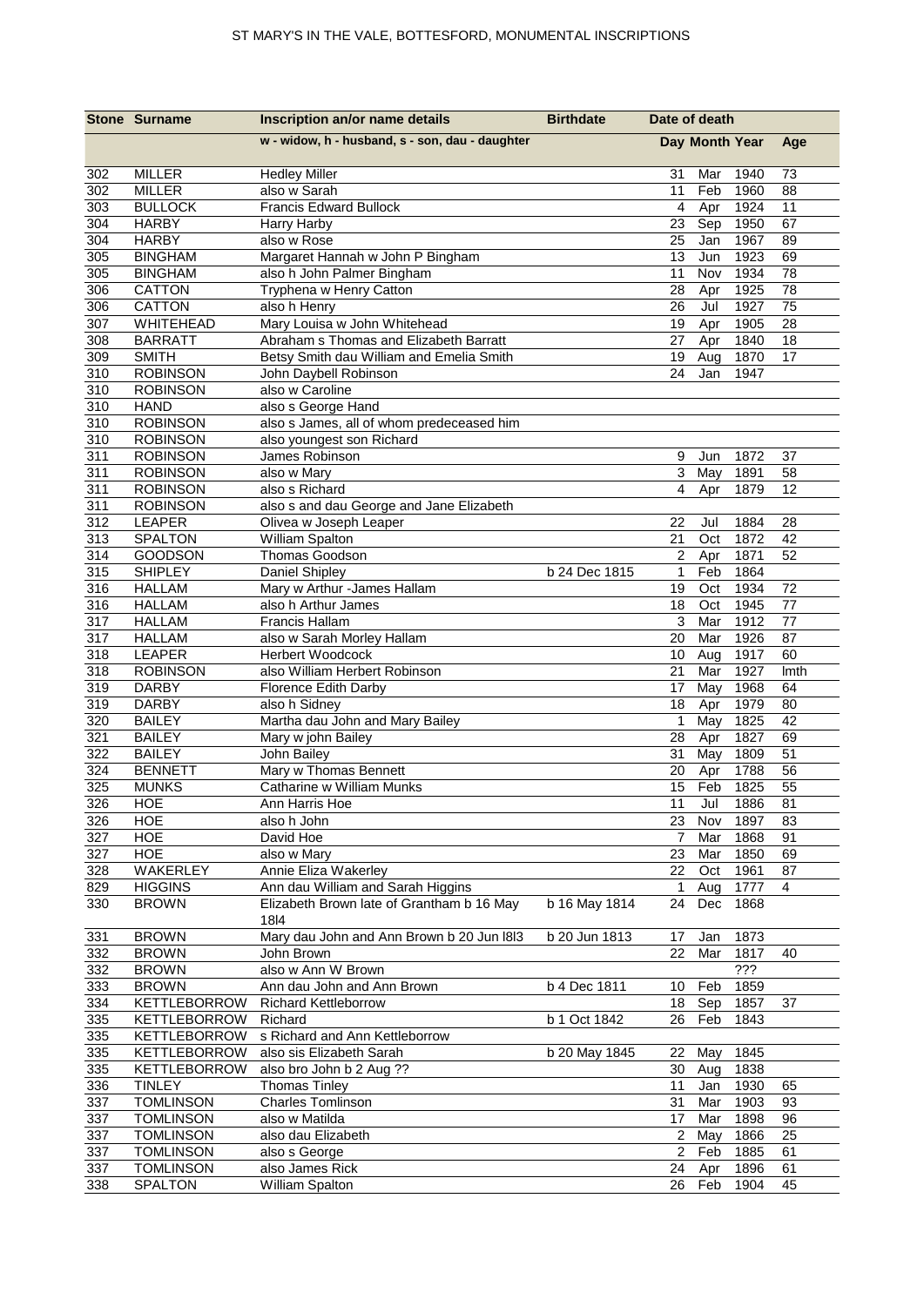| Stone | Surname | Inscription an/or name details | Birthdate | Date of death | | | |
|---|---|---|---|---|---|---|---|
| | | w - widow, h - husband, s - son, dau - daughter | | Day | Month | Year | Age |
| 302 | MILLER | Hedley Miller | | 31 | Mar | 1940 | 73 |
| 302 | MILLER | also w Sarah | | 11 | Feb | 1960 | 88 |
| 303 | BULLOCK | Francis Edward Bullock | | 4 | Apr | 1924 | 11 |
| 304 | HARBY | Harry Harby | | 23 | Sep | 1950 | 67 |
| 304 | HARBY | also w Rose | | 25 | Jan | 1967 | 89 |
| 305 | BINGHAM | Margaret Hannah w John P Bingham | | 13 | Jun | 1923 | 69 |
| 305 | BINGHAM | also h John Palmer Bingham | | 11 | Nov | 1934 | 78 |
| 306 | CATTON | Tryphena w Henry Catton | | 28 | Apr | 1925 | 78 |
| 306 | CATTON | also h Henry | | 26 | Jul | 1927 | 75 |
| 307 | WHITEHEAD | Mary Louisa w John Whitehead | | 19 | Apr | 1905 | 28 |
| 308 | BARRATT | Abraham s Thomas and Elizabeth Barratt | | 27 | Apr | 1840 | 18 |
| 309 | SMITH | Betsy Smith dau William and Emelia Smith | | 19 | Aug | 1870 | 17 |
| 310 | ROBINSON | John Daybell Robinson | | 24 | Jan | 1947 | |
| 310 | ROBINSON | also w Caroline | | | | | |
| 310 | HAND | also s George Hand | | | | | |
| 310 | ROBINSON | also s James, all of whom predeceased him | | | | | |
| 310 | ROBINSON | also youngest son Richard | | | | | |
| 311 | ROBINSON | James Robinson | | 9 | Jun | 1872 | 37 |
| 311 | ROBINSON | also w Mary | | 3 | May | 1891 | 58 |
| 311 | ROBINSON | also s Richard | | 4 | Apr | 1879 | 12 |
| 311 | ROBINSON | also s and dau George and Jane Elizabeth | | | | | |
| 312 | LEAPER | Olivea w Joseph Leaper | | 22 | Jul | 1884 | 28 |
| 313 | SPALTON | William Spalton | | 21 | Oct | 1872 | 42 |
| 314 | GOODSON | Thomas Goodson | | 2 | Apr | 1871 | 52 |
| 315 | SHIPLEY | Daniel Shipley | b 24 Dec 1815 | 1 | Feb | 1864 | |
| 316 | HALLAM | Mary w Arthur -James Hallam | | 19 | Oct | 1934 | 72 |
| 316 | HALLAM | also h Arthur James | | 18 | Oct | 1945 | 77 |
| 317 | HALLAM | Francis Hallam | | 3 | Mar | 1912 | 77 |
| 317 | HALLAM | also w Sarah Morley Hallam | | 20 | Mar | 1926 | 87 |
| 318 | LEAPER | Herbert Woodcock | | 10 | Aug | 1917 | 60 |
| 318 | ROBINSON | also William Herbert Robinson | | 21 | Mar | 1927 | lmth |
| 319 | DARBY | Florence Edith Darby | | 17 | May | 1968 | 64 |
| 319 | DARBY | also h Sidney | | 18 | Apr | 1979 | 80 |
| 320 | BAILEY | Martha dau John and Mary Bailey | | 1 | May | 1825 | 42 |
| 321 | BAILEY | Mary w john Bailey | | 28 | Apr | 1827 | 69 |
| 322 | BAILEY | John Bailey | | 31 | May | 1809 | 51 |
| 324 | BENNETT | Mary w Thomas Bennett | | 20 | Apr | 1788 | 56 |
| 325 | MUNKS | Catharine w William Munks | | 15 | Feb | 1825 | 55 |
| 326 | HOE | Ann Harris Hoe | | 11 | Jul | 1886 | 81 |
| 326 | HOE | also h John | | 23 | Nov | 1897 | 83 |
| 327 | HOE | David Hoe | | 7 | Mar | 1868 | 91 |
| 327 | HOE | also w Mary | | 23 | Mar | 1850 | 69 |
| 328 | WAKERLEY | Annie Eliza Wakerley | | 22 | Oct | 1961 | 87 |
| 829 | HIGGINS | Ann dau William and Sarah Higgins | | 1 | Aug | 1777 | 4 |
| 330 | BROWN | Elizabeth Brown late of Grantham b 16 May 18l4 | b 16 May 1814 | 24 | Dec | 1868 | |
| 331 | BROWN | Mary dau John and Ann Brown b 20 Jun l8l3 | b 20 Jun 1813 | 17 | Jan | 1873 | |
| 332 | BROWN | John Brown | | 22 | Mar | 1817 | 40 |
| 332 | BROWN | also w Ann W Brown | | | | ??? | |
| 333 | BROWN | Ann dau John and Ann Brown | b 4 Dec 1811 | 10 | Feb | 1859 | |
| 334 | KETTLEBORROW | Richard Kettleborrow | | 18 | Sep | 1857 | 37 |
| 335 | KETTLEBORROW | Richard | b 1 Oct 1842 | 26 | Feb | 1843 | |
| 335 | KETTLEBORROW | s Richard and Ann Kettleborrow | | | | | |
| 335 | KETTLEBORROW | also sis Elizabeth Sarah | b 20 May 1845 | 22 | May | 1845 | |
| 335 | KETTLEBORROW | also bro John b 2 Aug ?? | | 30 | Aug | 1838 | |
| 336 | TINLEY | Thomas Tinley | | 11 | Jan | 1930 | 65 |
| 337 | TOMLINSON | Charles Tomlinson | | 31 | Mar | 1903 | 93 |
| 337 | TOMLINSON | also w Matilda | | 17 | Mar | 1898 | 96 |
| 337 | TOMLINSON | also dau Elizabeth | | 2 | May | 1866 | 25 |
| 337 | TOMLINSON | also s George | | 2 | Feb | 1885 | 61 |
| 337 | TOMLINSON | also James Rick | | 24 | Apr | 1896 | 61 |
| 338 | SPALTON | William Spalton | | 26 | Feb | 1904 | 45 |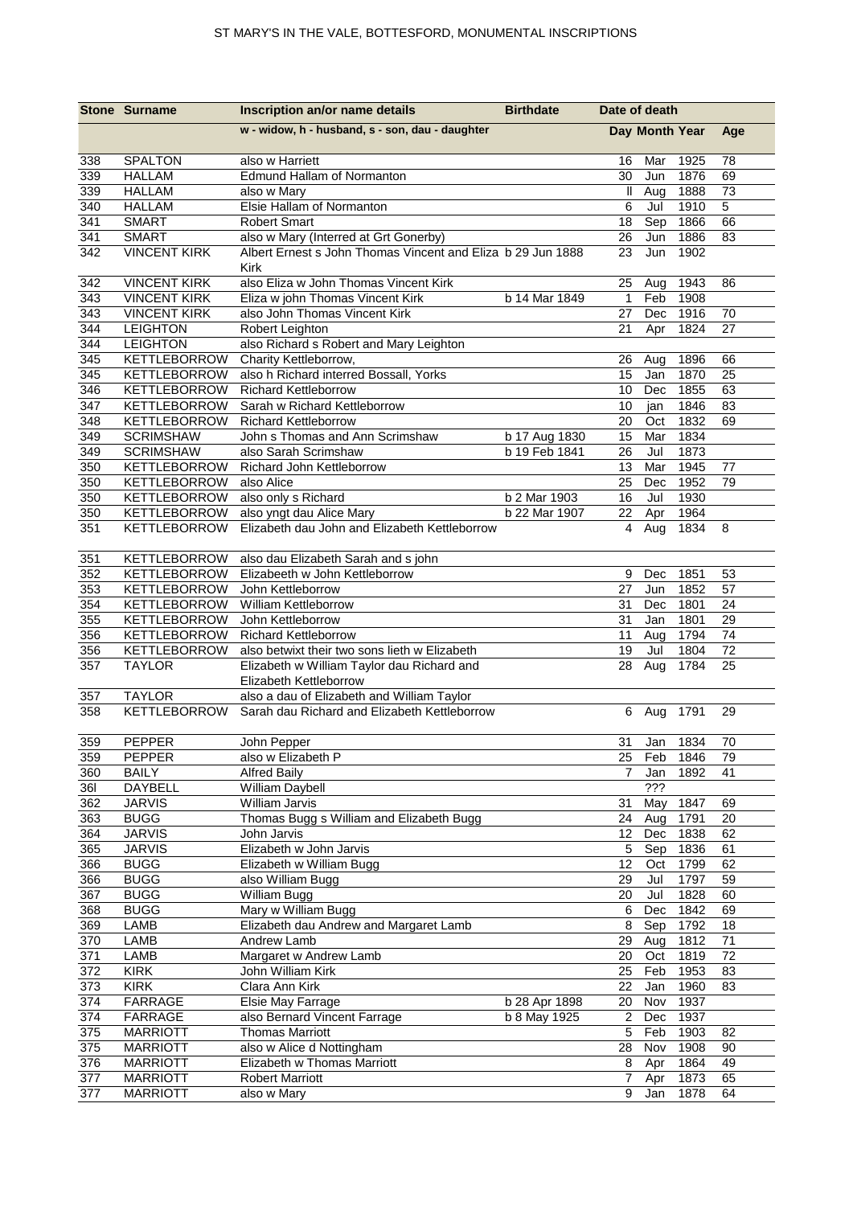# ST MARY'S IN THE VALE, BOTTESFORD, MONUMENTAL INSCRIPTIONS

| Stone | Surname | Inscription an/or name details | Birthdate | Date of death | | | |
|---|---|---|---|---|---|---|---|
| | | w - widow, h - husband, s - son, dau - daughter | | Day | Month | Year | Age |
| 338 | SPALTON | also w Harriett | | 16 | Mar | 1925 | 78 |
| 339 | HALLAM | Edmund Hallam of Normanton | | 30 | Jun | 1876 | 69 |
| 339 | HALLAM | also w Mary | | ll | Aug | 1888 | 73 |
| 340 | HALLAM | Elsie Hallam of Normanton | | 6 | Jul | 1910 | 5 |
| 341 | SMART | Robert Smart | | 18 | Sep | 1866 | 66 |
| 341 | SMART | also w Mary (Interred at Grt Gonerby) | | 26 | Jun | 1886 | 83 |
| 342 | VINCENT KIRK | Albert Ernest s John Thomas Vincent and Eliza Kirk | b 29 Jun 1888 | 23 | Jun | 1902 | |
| 342 | VINCENT KIRK | also Eliza w John Thomas Vincent Kirk | | 25 | Aug | 1943 | 86 |
| 343 | VINCENT KIRK | Eliza w john Thomas Vincent Kirk | b 14 Mar 1849 | 1 | Feb | 1908 | |
| 343 | VINCENT KIRK | also John Thomas Vincent Kirk | | 27 | Dec | 1916 | 70 |
| 344 | LEIGHTON | Robert Leighton | | 21 | Apr | 1824 | 27 |
| 344 | LEIGHTON | also Richard s Robert and Mary Leighton | | | | | |
| 345 | KETTLEBORROW | Charity Kettleborrow, | | 26 | Aug | 1896 | 66 |
| 345 | KETTLEBORROW | also h Richard interred Bossall, Yorks | | 15 | Jan | 1870 | 25 |
| 346 | KETTLEBORROW | Richard Kettleborrow | | 10 | Dec | 1855 | 63 |
| 347 | KETTLEBORROW | Sarah w Richard Kettleborrow | | 10 | jan | 1846 | 83 |
| 348 | KETTLEBORROW | Richard Kettleborrow | | 20 | Oct | 1832 | 69 |
| 349 | SCRIMSHAW | John s Thomas and Ann Scrimshaw | b 17 Aug 1830 | 15 | Mar | 1834 | |
| 349 | SCRIMSHAW | also Sarah Scrimshaw | b 19 Feb 1841 | 26 | Jul | 1873 | |
| 350 | KETTLEBORROW | Richard John Kettleborrow | | 13 | Mar | 1945 | 77 |
| 350 | KETTLEBORROW | also Alice | | 25 | Dec | 1952 | 79 |
| 350 | KETTLEBORROW | also only s Richard | b 2 Mar 1903 | 16 | Jul | 1930 | |
| 350 | KETTLEBORROW | also yngt dau Alice Mary | b 22 Mar 1907 | 22 | Apr | 1964 | |
| 351 | KETTLEBORROW | Elizabeth dau John and Elizabeth Kettleborrow | | 4 | Aug | 1834 | 8 |
| 351 | KETTLEBORROW | also dau Elizabeth Sarah and s john | | | | | |
| 352 | KETTLEBORROW | Elizabeeth w John Kettleborrow | | 9 | Dec | 1851 | 53 |
| 353 | KETTLEBORROW | John Kettleborrow | | 27 | Jun | 1852 | 57 |
| 354 | KETTLEBORROW | William Kettleborrow | | 31 | Dec | 1801 | 24 |
| 355 | KETTLEBORROW | John Kettleborrow | | 31 | Jan | 1801 | 29 |
| 356 | KETTLEBORROW | Richard Kettleborrow | | 11 | Aug | 1794 | 74 |
| 356 | KETTLEBORROW | also betwixt their two sons lieth w Elizabeth | | 19 | Jul | 1804 | 72 |
| 357 | TAYLOR | Elizabeth w William Taylor dau Richard and Elizabeth Kettleborrow | | 28 | Aug | 1784 | 25 |
| 357 | TAYLOR | also a dau of Elizabeth and William Taylor | | | | | |
| 358 | KETTLEBORROW | Sarah dau Richard and Elizabeth Kettleborrow | | 6 | Aug | 1791 | 29 |
| 359 | PEPPER | John Pepper | | 31 | Jan | 1834 | 70 |
| 359 | PEPPER | also w Elizabeth P | | 25 | Feb | 1846 | 79 |
| 360 | BAILY | Alfred Baily | | 7 | Jan | 1892 | 41 |
| 36l | DAYBELL | William Daybell | | | ??? | | |
| 362 | JARVIS | William Jarvis | | 31 | May | 1847 | 69 |
| 363 | BUGG | Thomas Bugg s William and Elizabeth Bugg | | 24 | Aug | 1791 | 20 |
| 364 | JARVIS | John Jarvis | | 12 | Dec | 1838 | 62 |
| 365 | JARVIS | Elizabeth w John Jarvis | | 5 | Sep | 1836 | 61 |
| 366 | BUGG | Elizabeth w William Bugg | | 12 | Oct | 1799 | 62 |
| 366 | BUGG | also William Bugg | | 29 | Jul | 1797 | 59 |
| 367 | BUGG | William Bugg | | 20 | Jul | 1828 | 60 |
| 368 | BUGG | Mary w William Bugg | | 6 | Dec | 1842 | 69 |
| 369 | LAMB | Elizabeth dau Andrew and Margaret Lamb | | 8 | Sep | 1792 | 18 |
| 370 | LAMB | Andrew Lamb | | 29 | Aug | 1812 | 71 |
| 371 | LAMB | Margaret w Andrew Lamb | | 20 | Oct | 1819 | 72 |
| 372 | KIRK | John William Kirk | | 25 | Feb | 1953 | 83 |
| 373 | KIRK | Clara Ann Kirk | | 22 | Jan | 1960 | 83 |
| 374 | FARRAGE | Elsie May Farrage | b 28 Apr 1898 | 20 | Nov | 1937 | |
| 374 | FARRAGE | also Bernard Vincent Farrage | b 8 May 1925 | 2 | Dec | 1937 | |
| 375 | MARRIOTT | Thomas Marriott | | 5 | Feb | 1903 | 82 |
| 375 | MARRIOTT | also w Alice d Nottingham | | 28 | Nov | 1908 | 90 |
| 376 | MARRIOTT | Elizabeth w Thomas Marriott | | 8 | Apr | 1864 | 49 |
| 377 | MARRIOTT | Robert Marriott | | 7 | Apr | 1873 | 65 |
| 377 | MARRIOTT | also w Mary | | 9 | Jan | 1878 | 64 |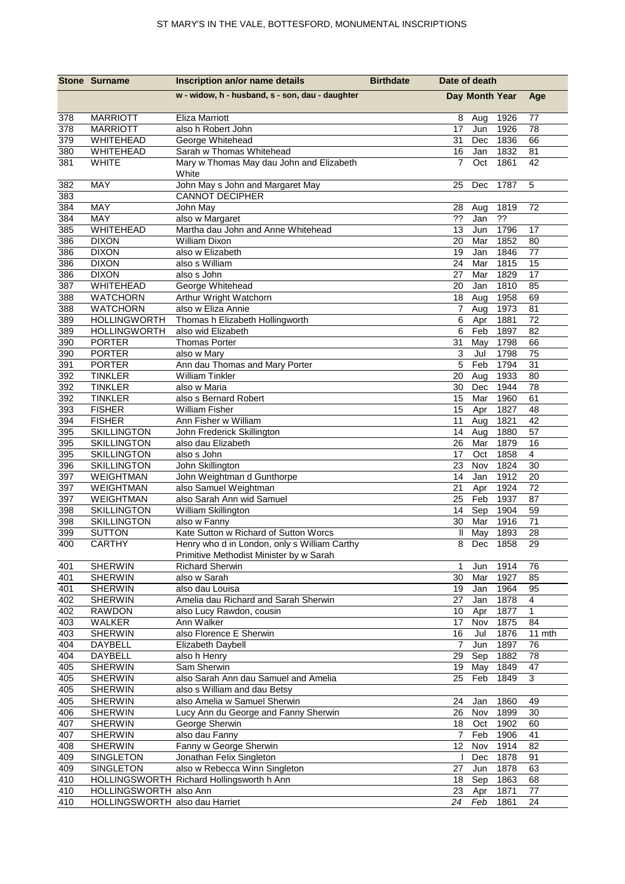| Stone | Surname | Inscription an/or name details | Birthdate | Date of death | | | |
|---|---|---|---|---|---|---|---|
| | | w - widow, h - husband, s - son, dau - daughter | | Day | Month | Year | Age |
| 378 | MARRIOTT | Eliza Marriott | | 8 | Aug | 1926 | 77 |
| 378 | MARRIOTT | also h Robert John | | 17 | Jun | 1926 | 78 |
| 379 | WHITEHEAD | George Whitehead | | 31 | Dec | 1836 | 66 |
| 380 | WHITEHEAD | Sarah w Thomas Whitehead | | 16 | Jan | 1832 | 81 |
| 381 | WHITE | Mary w Thomas May dau John and Elizabeth White | | 7 | Oct | 1861 | 42 |
| 382 | MAY | John May s John and Margaret May | | 25 | Dec | 1787 | 5 |
| 383 | | CANNOT DECIPHER | | | | | |
| 384 | MAY | John May | | 28 | Aug | 1819 | 72 |
| 384 | MAY | also w Margaret | | ?? | Jan | ?? | |
| 385 | WHITEHEAD | Martha dau John and Anne Whitehead | | 13 | Jun | 1796 | 17 |
| 386 | DIXON | William Dixon | | 20 | Mar | 1852 | 80 |
| 386 | DIXON | also w Elizabeth | | 19 | Jan | 1846 | 77 |
| 386 | DIXON | also s William | | 24 | Mar | 1815 | 15 |
| 386 | DIXON | also s John | | 27 | Mar | 1829 | 17 |
| 387 | WHITEHEAD | George Whitehead | | 20 | Jan | 1810 | 85 |
| 388 | WATCHORN | Arthur Wright Watchorn | | 18 | Aug | 1958 | 69 |
| 388 | WATCHORN | also w Eliza Annie | | 7 | Aug | 1973 | 81 |
| 389 | HOLLINGWORTH | Thomas h Elizabeth Hollingworth | | 6 | Apr | 1881 | 72 |
| 389 | HOLLINGWORTH | also wid Elizabeth | | 6 | Feb | 1897 | 82 |
| 390 | PORTER | Thomas Porter | | 31 | May | 1798 | 66 |
| 390 | PORTER | also w Mary | | 3 | Jul | 1798 | 75 |
| 391 | PORTER | Ann dau Thomas and Mary Porter | | 5 | Feb | 1794 | 31 |
| 392 | TINKLER | William Tinkler | | 20 | Aug | 1933 | 80 |
| 392 | TINKLER | also w Maria | | 30 | Dec | 1944 | 78 |
| 392 | TINKLER | also s Bernard Robert | | 15 | Mar | 1960 | 61 |
| 393 | FISHER | William Fisher | | 15 | Apr | 1827 | 48 |
| 394 | FISHER | Ann Fisher w William | | 11 | Aug | 1821 | 42 |
| 395 | SKILLINGTON | John Frederick Skillington | | 14 | Aug | 1880 | 57 |
| 395 | SKILLINGTON | also dau Elizabeth | | 26 | Mar | 1879 | 16 |
| 395 | SKILLINGTON | also s John | | 17 | Oct | 1858 | 4 |
| 396 | SKILLINGTON | John Skillington | | 23 | Nov | 1824 | 30 |
| 397 | WEIGHTMAN | John Weightman d Gunthorpe | | 14 | Jan | 1912 | 20 |
| 397 | WEIGHTMAN | also Samuel Weightman | | 21 | Apr | 1924 | 72 |
| 397 | WEIGHTMAN | also Sarah Ann wid Samuel | | 25 | Feb | 1937 | 87 |
| 398 | SKILLINGTON | William Skillington | | 14 | Sep | 1904 | 59 |
| 398 | SKILLINGTON | also w Fanny | | 30 | Mar | 1916 | 71 |
| 399 | SUTTON | Kate Sutton w Richard of Sutton Worcs | | ll | May | 1893 | 28 |
| 400 | CARTHY | Henry who d in London, only s William Carthy Primitive Methodist Minister by w Sarah | | 8 | Dec | 1858 | 29 |
| 401 | SHERWIN | Richard Sherwin | | 1 | Jun | 1914 | 76 |
| 401 | SHERWIN | also w Sarah | | 30 | Mar | 1927 | 85 |
| 401 | SHERWIN | also dau Louisa | | 19 | Jan | 1964 | 95 |
| 402 | SHERWIN | Amelia dau Richard and Sarah Sherwin | | 27 | Jan | 1878 | 4 |
| 402 | RAWDON | also Lucy Rawdon, cousin | | 10 | Apr | 1877 | 1 |
| 403 | WALKER | Ann Walker | | 17 | Nov | 1875 | 84 |
| 403 | SHERWIN | also Florence E Sherwin | | 16 | Jul | 1876 | 11 mth |
| 404 | DAYBELL | Elizabeth Daybell | | 7 | Jun | 1897 | 76 |
| 404 | DAYBELL | also h Henry | | 29 | Sep | 1882 | 78 |
| 405 | SHERWIN | Sam Sherwin | | 19 | May | 1849 | 47 |
| 405 | SHERWIN | also Sarah Ann dau Samuel and Amelia | | 25 | Feb | 1849 | 3 |
| 405 | SHERWIN | also s William and dau Betsy | | | | | |
| 405 | SHERWIN | also Amelia w Samuel Sherwin | | 24 | Jan | 1860 | 49 |
| 406 | SHERWIN | Lucy Ann du George and Fanny Sherwin | | 26 | Nov | 1899 | 30 |
| 407 | SHERWIN | George Sherwin | | 18 | Oct | 1902 | 60 |
| 407 | SHERWIN | also dau Fanny | | 7 | Feb | 1906 | 41 |
| 408 | SHERWIN | Fanny w George Sherwin | | 12 | Nov | 1914 | 82 |
| 409 | SINGLETON | Jonathan Felix Singleton | | I | Dec | 1878 | 91 |
| 409 | SINGLETON | also w Rebecca Winn Singleton | | 27 | Jun | 1878 | 63 |
| 410 | HOLLINGSWORTH | Richard Hollingsworth h Ann | | 18 | Sep | 1863 | 68 |
| 410 | HOLLINGSWORTH | also Ann | | 23 | Apr | 1871 | 77 |
| 410 | HOLLINGSWORTH | also dau Harriet | | *24* | *Feb* | 1861 | 24 |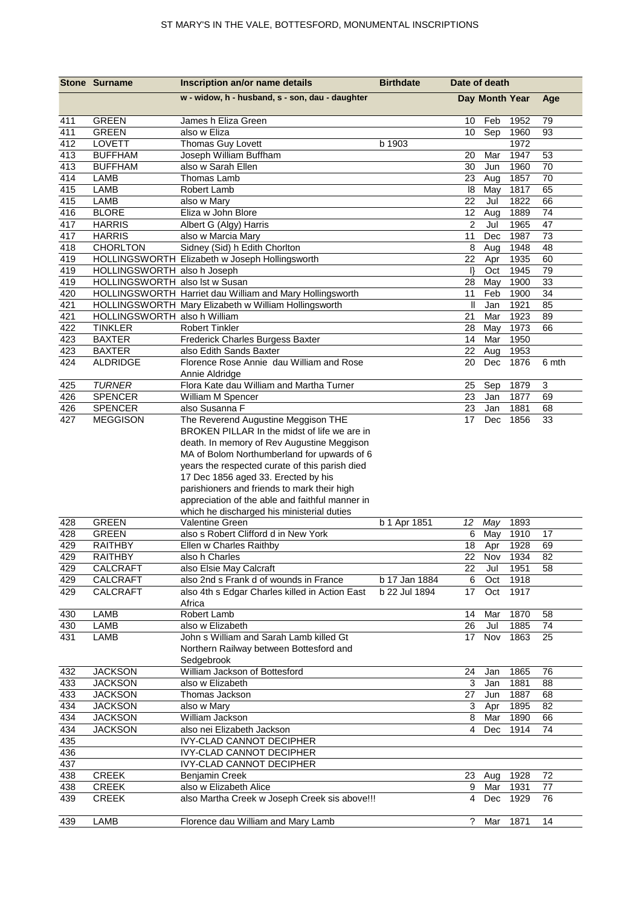| Stone | Surname | Inscription an/or name details | Birthdate | Date of death | | | |
|---|---|---|---|---|---|---|---|
| | | w - widow, h - husband, s - son, dau - daughter | | Day | Month | Year | Age |
| 411 | GREEN | James h Eliza Green | | 10 | Feb | 1952 | 79 |
| 411 | GREEN | also w Eliza | | 10 | Sep | 1960 | 93 |
| 412 | LOVETT | Thomas Guy Lovett | b 1903 | | | 1972 | |
| 413 | BUFFHAM | Joseph William Buffham | | 20 | Mar | 1947 | 53 |
| 413 | BUFFHAM | also w Sarah Ellen | | 30 | Jun | 1960 | 70 |
| 414 | LAMB | Thomas Lamb | | 23 | Aug | 1857 | 70 |
| 415 | LAMB | Robert Lamb | | l8 | May | 1817 | 65 |
| 415 | LAMB | also w Mary | | 22 | Jul | 1822 | 66 |
| 416 | BLORE | Eliza w John Blore | | 12 | Aug | 1889 | 74 |
| 417 | HARRIS | Albert G (Algy) Harris | | 2 | Jul | 1965 | 47 |
| 417 | HARRIS | also w Marcia Mary | | 11 | Dec | 1987 | 73 |
| 418 | CHORLTON | Sidney (Sid) h Edith Chorlton | | 8 | Aug | 1948 | 48 |
| 419 | HOLLINGSWORTH | Elizabeth w Joseph Hollingsworth | | 22 | Apr | 1935 | 60 |
| 419 | HOLLINGSWORTH | also h Joseph | | l} | Oct | 1945 | 79 |
| 419 | HOLLINGSWORTH | also lst w Susan | | 28 | May | 1900 | 33 |
| 420 | HOLLINGSWORTH | Harriet dau William and Mary Hollingsworth | | 11 | Feb | 1900 | 34 |
| 421 | HOLLINGSWORTH | Mary Elizabeth w William Hollingsworth | | ll | Jan | 1921 | 85 |
| 421 | HOLLINGSWORTH | also h William | | 21 | Mar | 1923 | 89 |
| 422 | TINKLER | Robert Tinkler | | 28 | May | 1973 | 66 |
| 423 | BAXTER | Frederick Charles Burgess Baxter | | 14 | Mar | 1950 | |
| 423 | BAXTER | also Edith Sands Baxter | | 22 | Aug | 1953 | |
| 424 | ALDRIDGE | Florence Rose Annie dau William and Rose Annie Aldridge | | 20 | Dec | 1876 | 6 mth |
| 425 | *TURNER* | Flora Kate dau William and Martha Turner | | 25 | Sep | 1879 | 3 |
| 426 | SPENCER | William M Spencer | | 23 | Jan | 1877 | 69 |
| 426 | SPENCER | also Susanna F | | 23 | Jan | 1881 | 68 |
| 427 | MEGGISON | The Reverend Augustine Meggison THE BROKEN PILLAR In the midst of life we are in death. In memory of Rev Augustine Meggison MA of Bolom Northumberland for upwards of 6 years the respected curate of this parish died 17 Dec 1856 aged 33. Erected by his parishioners and friends to mark their high appreciation of the able and faithful manner in which he discharged his ministerial duties | | 17 | Dec | 1856 | 33 |
| 428 | GREEN | Valentine Green | b 1 Apr 1851 | *12* | *May* | 1893 | |
| 428 | GREEN | also s Robert Clifford d in New York | | 6 | May | 1910 | 17 |
| 429 | RAITHBY | Ellen w Charles Raithby | | 18 | Apr | 1928 | 69 |
| 429 | RAITHBY | also h Charles | | 22 | Nov | 1934 | 82 |
| 429 | CALCRAFT | also Elsie May Calcraft | | 22 | Jul | 1951 | 58 |
| 429 | CALCRAFT | also 2nd s Frank d of wounds in France | b 17 Jan 1884 | 6 | Oct | 1918 | |
| 429 | CALCRAFT | also 4th s Edgar Charles killed in Action East Africa | b 22 Jul 1894 | 17 | Oct | 1917 | |
| 430 | LAMB | Robert Lamb | | 14 | Mar | 1870 | 58 |
| 430 | LAMB | also w Elizabeth | | 26 | Jul | 1885 | 74 |
| 431 | LAMB | John s William and Sarah Lamb killed Gt Northern Railway between Bottesford and Sedgebrook | | 17 | Nov | 1863 | 25 |
| 432 | JACKSON | William Jackson of Bottesford | | 24 | Jan | 1865 | 76 |
| 433 | JACKSON | also w Elizabeth | | 3 | Jan | 1881 | 88 |
| 433 | JACKSON | Thomas Jackson | | 27 | Jun | 1887 | 68 |
| 434 | JACKSON | also w Mary | | 3 | Apr | 1895 | 82 |
| 434 | JACKSON | William Jackson | | 8 | Mar | 1890 | 66 |
| 434 | JACKSON | also nei Elizabeth Jackson | | 4 | Dec | 1914 | 74 |
| 435 | | IVY-CLAD CANNOT DECIPHER | | | | | |
| 436 | | IVY-CLAD CANNOT DECIPHER | | | | | |
| 437 | | IVY-CLAD CANNOT DECIPHER | | | | | |
| 438 | CREEK | Benjamin Creek | | 23 | Aug | 1928 | 72 |
| 438 | CREEK | also w Elizabeth Alice | | 9 | Mar | 1931 | 77 |
| 439 | CREEK | also Martha Creek w Joseph Creek sis above!!! | | 4 | Dec | 1929 | 76 |
| 439 | LAMB | Florence dau William and Mary Lamb | | ? | Mar | 1871 | 14 |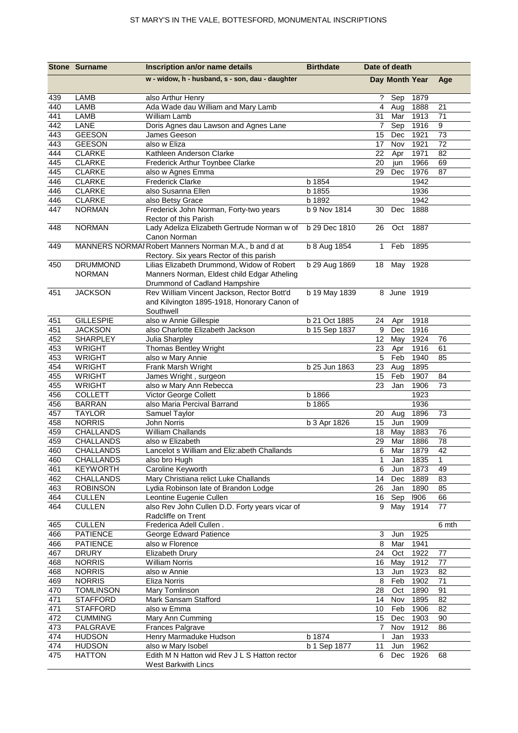| Stone | Surname | Inscription an/or name details | Birthdate | Date of death | | | |
|---|---|---|---|---|---|---|---|
| | | w - widow, h - husband, s - son, dau - daughter | | Day | Month | Year | Age |
| 439 | LAMB | also Arthur Henry | | ? | Sep | 1879 | |
| 440 | LAMB | Ada Wade dau William and Mary Lamb | | 4 | Aug | 1888 | 21 |
| 441 | LAMB | William Lamb | | 31 | Mar | 1913 | 71 |
| 442 | LANE | Doris Agnes dau Lawson and Agnes Lane | | 7 | Sep | 1916 | 9 |
| 443 | GEESON | James Geeson | | 15 | Dec | 1921 | 73 |
| 443 | GEESON | also w Eliza | | 17 | Nov | 1921 | 72 |
| 444 | CLARKE | Kathleen Anderson Clarke | | 22 | Apr | 1971 | 82 |
| 445 | CLARKE | Frederick Arthur Toynbee Clarke | | 20 | jun | 1966 | 69 |
| 445 | CLARKE | also w Agnes Emma | | 29 | Dec | 1976 | 87 |
| 446 | CLARKE | Frederick Clarke | b 1854 | | | 1942 | |
| 446 | CLARKE | also Susanna Ellen | b 1855 | | | 1936 | |
| 446 | CLARKE | also Betsy Grace | b 1892 | | | 1942 | |
| 447 | NORMAN | Frederick John Norman, Forty-two years Rector of this Parish | b 9 Nov 1814 | 30 | Dec | 1888 | |
| 448 | NORMAN | Lady Adeliza Elizabeth Gertrude Norman w of Canon Norman | b 29 Dec 1810 | 26 | Oct | 1887 | |
| 449 | MANNERS NORMAI | Robert Manners Norman M.A., b and d at Rectory. Six years Rector of this parish | b 8 Aug 1854 | 1 | Feb | 1895 | |
| 450 | DRUMMOND NORMAN | Lilias Elizabeth Drummond, Widow of Robert Manners Norman, Eldest child Edgar Atheling Drummond of Cadland Hampshire | b 29 Aug 1869 | 18 | May | 1928 | |
| 451 | JACKSON | Rev William Vincent Jackson, Rector Bott'd and Kilvington 1895-1918, Honorary Canon of Southwell | b 19 May 1839 | 8 | June | 1919 | |
| 451 | GILLESPIE | also w Annie Gillespie | b 21 Oct 1885 | 24 | Apr | 1918 | |
| 451 | JACKSON | also Charlotte Elizabeth Jackson | b 15 Sep 1837 | 9 | Dec | 1916 | |
| 452 | SHARPLEY | Julia Sharpley | | 12 | May | 1924 | 76 |
| 453 | WRIGHT | Thomas Bentley Wright | | 23 | Apr | 1916 | 61 |
| 453 | WRIGHT | also w Mary Annie | | 5 | Feb | 1940 | 85 |
| 454 | WRIGHT | Frank Marsh Wright | b 25 Jun 1863 | 23 | Aug | 1895 | |
| 455 | WRIGHT | James Wright , surgeon | | 15 | Feb | 1907 | 84 |
| 455 | WRIGHT | also w Mary Ann Rebecca | | 23 | Jan | 1906 | 73 |
| 456 | COLLETT | Victor George Collett | b 1866 | | | 1923 | |
| 456 | BARRAN | also Maria Percival Barrand | b 1865 | | | 1936 | |
| 457 | TAYLOR | Samuel Taylor | | 20 | Aug | 1896 | 73 |
| 458 | NORRIS | John Norris | b 3 Apr 1826 | 15 | Jun | 1909 | |
| 459 | CHALLANDS | William Challands | | 18 | May | 1883 | 76 |
| 459 | CHALLANDS | also w Elizabeth | | 29 | Mar | 1886 | 78 |
| 460 | CHALLANDS | Lancelot s William and Eliz:abeth Challands | | 6 | Mar | 1879 | 42 |
| 460 | CHALLANDS | also bro Hugh | | 1 | Jan | 1835 | 1 |
| 461 | KEYWORTH | Caroline Keyworth | | 6 | Jun | 1873 | 49 |
| 462 | CHALLANDS | Mary Christiana relict Luke Challands | | 14 | Dec | 1889 | 83 |
| 463 | ROBINSON | Lydia Robinson late of Brandon Lodge | | 26 | Jan | 1890 | 85 |
| 464 | CULLEN | Leontine Eugenie Cullen | | 16 | Sep | l906 | 66 |
| 464 | CULLEN | also Rev John Cullen D.D. Forty years vicar of Radcliffe on Trent | | 9 | May | 1914 | 77 |
| 465 | CULLEN | Frederica Adell Cullen . | | | | | 6 mth |
| 466 | PATIENCE | George Edward Patience | | 3 | Jun | 1925 | |
| 466 | PATIENCE | also w Florence | | 8 | Mar | 1941 | |
| 467 | DRURY | Elizabeth Drury | | 24 | Oct | 1922 | 77 |
| 468 | NORRIS | William Norris | | 16 | May | 1912 | 77 |
| 468 | NORRIS | also w Annie | | 13 | Jun | 1923 | 82 |
| 469 | NORRIS | Eliza Norris | | 8 | Feb | 1902 | 71 |
| 470 | TOMLINSON | Mary Tomlinson | | 28 | Oct | 1890 | 91 |
| 471 | STAFFORD | Mark Sansam Stafford | | 14 | Nov | 1895 | 82 |
| 471 | STAFFORD | also w Emma | | 10 | Feb | 1906 | 82 |
| 472 | CUMMING | Mary Ann Cumming | | 15 | Dec | 1903 | 90 |
| 473 | PALGRAVE | Frances Palgrave | | 7 | Nov | 1912 | 86 |
| 474 | HUDSON | Henry Marmaduke Hudson | b 1874 | l | Jan | 1933 | |
| 474 | HUDSON | also w Mary Isobel | b 1 Sep 1877 | 11 | Jun | 1962 | |
| 475 | HATTON | Edith M N Hatton wid Rev J L S Hatton rector West Barkwith Lincs | | 6 | Dec | 1926 | 68 |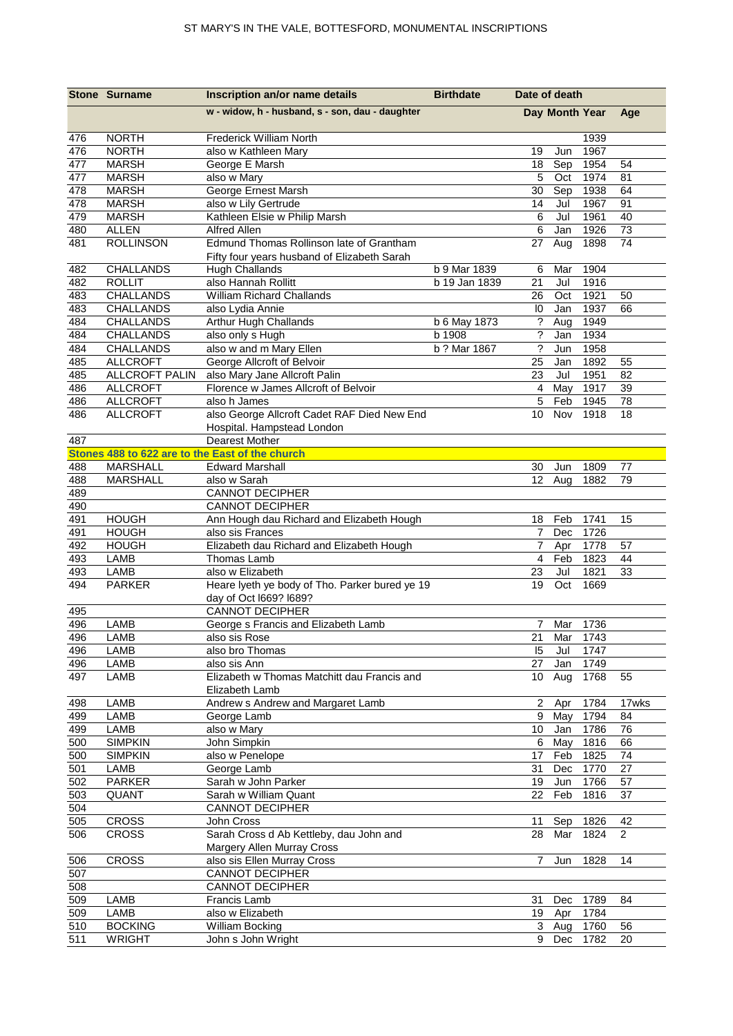# ST MARY'S IN THE VALE, BOTTESFORD, MONUMENTAL INSCRIPTIONS

| Stone | Surname | Inscription an/or name details | Birthdate | Date of death | | | |
|---|---|---|---|---|---|---|---|
| | | w - widow, h - husband, s - son, dau - daughter | | Day | Month | Year | Age |
| 476 | NORTH | Frederick William North | | | | 1939 | |
| 476 | NORTH | also w Kathleen Mary | | 19 | Jun | 1967 | |
| 477 | MARSH | George E Marsh | | 18 | Sep | 1954 | 54 |
| 477 | MARSH | also w Mary | | 5 | Oct | 1974 | 81 |
| 478 | MARSH | George Ernest Marsh | | 30 | Sep | 1938 | 64 |
| 478 | MARSH | also w Lily Gertrude | | 14 | Jul | 1967 | 91 |
| 479 | MARSH | Kathleen Elsie w Philip Marsh | | 6 | Jul | 1961 | 40 |
| 480 | ALLEN | Alfred Allen | | 6 | Jan | 1926 | 73 |
| 481 | ROLLINSON | Edmund Thomas Rollinson late of Grantham Fifty four years husband of Elizabeth Sarah | | 27 | Aug | 1898 | 74 |
| 482 | CHALLANDS | Hugh Challands | b 9 Mar 1839 | 6 | Mar | 1904 | |
| 482 | ROLLIT | also Hannah Rollitt | b 19 Jan 1839 | 21 | Jul | 1916 | |
| 483 | CHALLANDS | William Richard Challands | | 26 | Oct | 1921 | 50 |
| 483 | CHALLANDS | also Lydia Annie | | l0 | Jan | 1937 | 66 |
| 484 | CHALLANDS | Arthur Hugh Challands | b 6 May 1873 | ? | Aug | 1949 | |
| 484 | CHALLANDS | also only s Hugh | b 1908 | ? | Jan | 1934 | |
| 484 | CHALLANDS | also w and m Mary Ellen | b ? Mar 1867 | ? | Jun | 1958 | |
| 485 | ALLCROFT | George Allcroft of Belvoir | | 25 | Jan | 1892 | 55 |
| 485 | ALLCROFT PALIN | also Mary Jane Allcroft Palin | | 23 | Jul | 1951 | 82 |
| 486 | ALLCROFT | Florence w James Allcroft of Belvoir | | 4 | May | 1917 | 39 |
| 486 | ALLCROFT | also h James | | 5 | Feb | 1945 | 78 |
| 486 | ALLCROFT | also George Allcroft Cadet RAF Died New End Hospital. Hampstead London | | 10 | Nov | 1918 | 18 |
| 487 | | Dearest Mother | | | | | |
| **Stones 488 to 622 are to the East of the church** | | | | | | | |
| 488 | MARSHALL | Edward Marshall | | 30 | Jun | 1809 | 77 |
| 488 | MARSHALL | also w Sarah | | 12 | Aug | 1882 | 79 |
| 489 | | CANNOT DECIPHER | | | | | |
| 490 | | CANNOT DECIPHER | | | | | |
| 491 | HOUGH | Ann Hough dau Richard and Elizabeth Hough | | 18 | Feb | 1741 | 15 |
| 491 | HOUGH | also sis Frances | | 7 | Dec | 1726 | |
| 492 | HOUGH | Elizabeth dau Richard and Elizabeth Hough | | 7 | Apr | 1778 | 57 |
| 493 | LAMB | Thomas Lamb | | 4 | Feb | 1823 | 44 |
| 493 | LAMB | also w Elizabeth | | 23 | Jul | 1821 | 33 |
| 494 | PARKER | Heare lyeth ye body of Tho. Parker bured ye 19 day of Oct l669? l689? | | 19 | Oct | 1669 | |
| 495 | | CANNOT DECIPHER | | | | | |
| 496 | LAMB | George s Francis and Elizabeth Lamb | | 7 | Mar | 1736 | |
| 496 | LAMB | also sis Rose | | 21 | Mar | 1743 | |
| 496 | LAMB | also bro Thomas | | l5 | Jul | 1747 | |
| 496 | LAMB | also sis Ann | | 27 | Jan | 1749 | |
| 497 | LAMB | Elizabeth w Thomas Matchitt dau Francis and Elizabeth Lamb | | 10 | Aug | 1768 | 55 |
| 498 | LAMB | Andrew s Andrew and Margaret Lamb | | 2 | Apr | 1784 | 17wks |
| 499 | LAMB | George Lamb | | 9 | May | 1794 | 84 |
| 499 | LAMB | also w Mary | | 10 | Jan | 1786 | 76 |
| 500 | SIMPKIN | John Simpkin | | 6 | May | 1816 | 66 |
| 500 | SIMPKIN | also w Penelope | | 17 | Feb | 1825 | 74 |
| 501 | LAMB | George Lamb | | 31 | Dec | 1770 | 27 |
| 502 | PARKER | Sarah w John Parker | | 19 | Jun | 1766 | 57 |
| 503 | QUANT | Sarah w William Quant | | 22 | Feb | 1816 | 37 |
| 504 | | CANNOT DECIPHER | | | | | |
| 505 | CROSS | John Cross | | 11 | Sep | 1826 | 42 |
| 506 | CROSS | Sarah Cross d Ab Kettleby, dau John and Margery Allen Murray Cross | | 28 | Mar | 1824 | 2 |
| 506 | CROSS | also sis Ellen Murray Cross | | 7 | Jun | 1828 | 14 |
| 507 | | CANNOT DECIPHER | | | | | |
| 508 | | CANNOT DECIPHER | | | | | |
| 509 | LAMB | Francis Lamb | | 31 | Dec | 1789 | 84 |
| 509 | LAMB | also w Elizabeth | | 19 | Apr | 1784 | |
| 510 | BOCKING | William Bocking | | 3 | Aug | 1760 | 56 |
| 511 | WRIGHT | John s John Wright | | 9 | Dec | 1782 | 20 |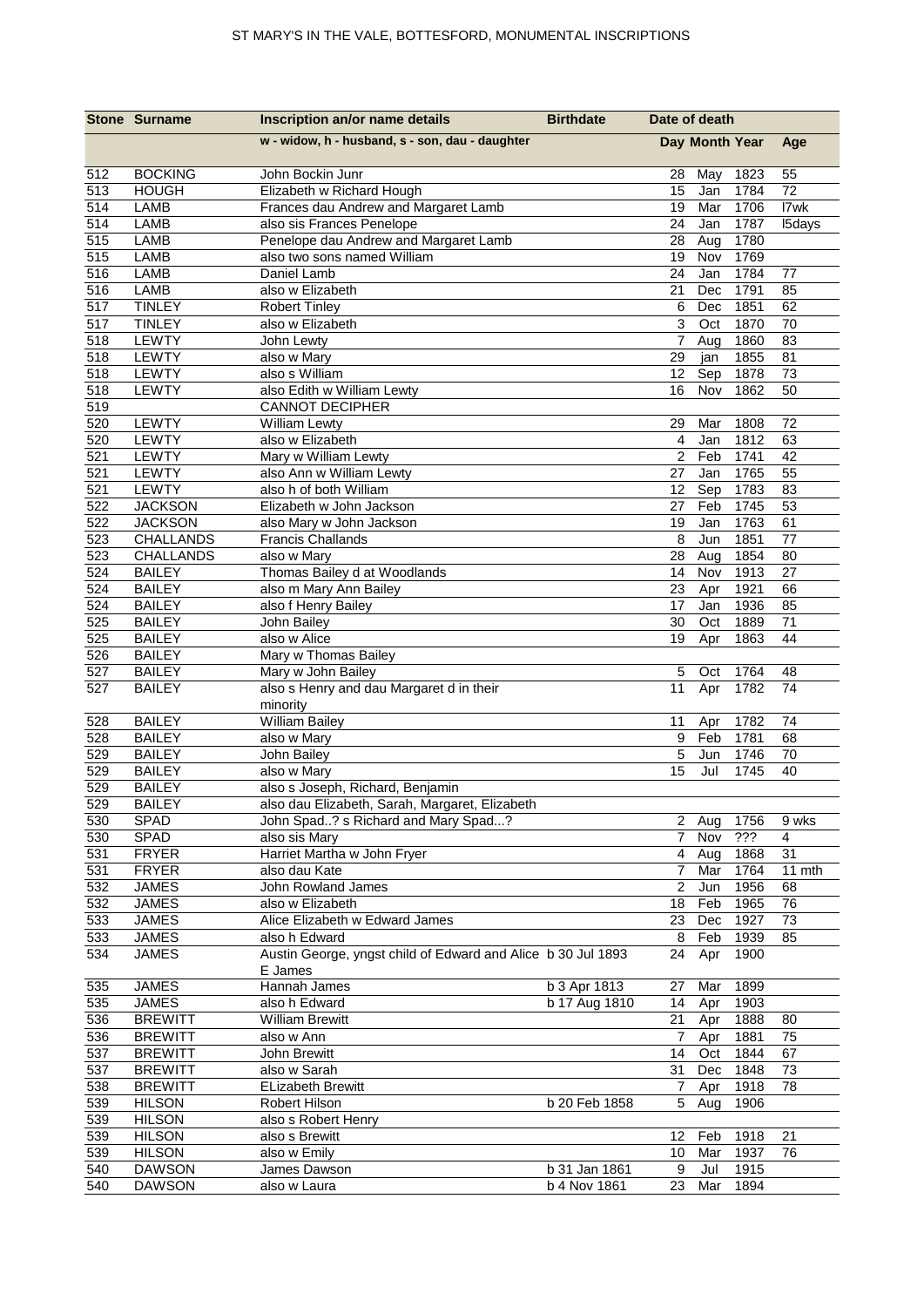| Stone | Surname | Inscription an/or name details | Birthdate | Date of death | | | |
|---|---|---|---|---|---|---|---|
| | | w - widow, h - husband, s - son, dau - daughter | | Day | Month | Year | Age |
| 512 | BOCKING | John Bockin Junr | | 28 | May | 1823 | 55 |
| 513 | HOUGH | Elizabeth w Richard Hough | | 15 | Jan | 1784 | 72 |
| 514 | LAMB | Frances dau Andrew and Margaret Lamb | | 19 | Mar | 1706 | l7wk |
| 514 | LAMB | also sis Frances Penelope | | 24 | Jan | 1787 | l5days |
| 515 | LAMB | Penelope dau Andrew and Margaret Lamb | | 28 | Aug | 1780 | |
| 515 | LAMB | also two sons named William | | 19 | Nov | 1769 | |
| 516 | LAMB | Daniel Lamb | | 24 | Jan | 1784 | 77 |
| 516 | LAMB | also w Elizabeth | | 21 | Dec | 1791 | 85 |
| 517 | TINLEY | Robert Tinley | | 6 | Dec | 1851 | 62 |
| 517 | TINLEY | also w Elizabeth | | 3 | Oct | 1870 | 70 |
| 518 | LEWTY | John Lewty | | 7 | Aug | 1860 | 83 |
| 518 | LEWTY | also w Mary | | 29 | jan | 1855 | 81 |
| 518 | LEWTY | also s William | | 12 | Sep | 1878 | 73 |
| 518 | LEWTY | also Edith w William Lewty | | 16 | Nov | 1862 | 50 |
| 519 | | CANNOT DECIPHER | | | | | |
| 520 | LEWTY | William Lewty | | 29 | Mar | 1808 | 72 |
| 520 | LEWTY | also w Elizabeth | | 4 | Jan | 1812 | 63 |
| 521 | LEWTY | Mary w William Lewty | | 2 | Feb | 1741 | 42 |
| 521 | LEWTY | also Ann w William Lewty | | 27 | Jan | 1765 | 55 |
| 521 | LEWTY | also h of both William | | 12 | Sep | 1783 | 83 |
| 522 | JACKSON | Elizabeth w John Jackson | | 27 | Feb | 1745 | 53 |
| 522 | JACKSON | also Mary w John Jackson | | 19 | Jan | 1763 | 61 |
| 523 | CHALLANDS | Francis Challands | | 8 | Jun | 1851 | 77 |
| 523 | CHALLANDS | also w Mary | | 28 | Aug | 1854 | 80 |
| 524 | BAILEY | Thomas Bailey d at Woodlands | | 14 | Nov | 1913 | 27 |
| 524 | BAILEY | also m Mary Ann Bailey | | 23 | Apr | 1921 | 66 |
| 524 | BAILEY | also f Henry Bailey | | 17 | Jan | 1936 | 85 |
| 525 | BAILEY | John Bailey | | 30 | Oct | 1889 | 71 |
| 525 | BAILEY | also w Alice | | 19 | Apr | 1863 | 44 |
| 526 | BAILEY | Mary w Thomas Bailey | | | | | |
| 527 | BAILEY | Mary w John Bailey | | 5 | Oct | 1764 | 48 |
| 527 | BAILEY | also s Henry and dau Margaret d in their minority | | 11 | Apr | 1782 | 74 |
| 528 | BAILEY | William Bailey | | 11 | Apr | 1782 | 74 |
| 528 | BAILEY | also w Mary | | 9 | Feb | 1781 | 68 |
| 529 | BAILEY | John Bailey | | 5 | Jun | 1746 | 70 |
| 529 | BAILEY | also w Mary | | 15 | Jul | 1745 | 40 |
| 529 | BAILEY | also s Joseph, Richard, Benjamin | | | | | |
| 529 | BAILEY | also dau Elizabeth, Sarah, Margaret, Elizabeth | | | | | |
| 530 | SPAD | John Spad..? s Richard and Mary Spad...? | | 2 | Aug | 1756 | 9 wks |
| 530 | SPAD | also sis Mary | | 7 | Nov | ??? | 4 |
| 531 | FRYER | Harriet Martha w John Fryer | | 4 | Aug | 1868 | 31 |
| 531 | FRYER | also dau Kate | | 7 | Mar | 1764 | 11 mth |
| 532 | JAMES | John Rowland James | | 2 | Jun | 1956 | 68 |
| 532 | JAMES | also w Elizabeth | | 18 | Feb | 1965 | 76 |
| 533 | JAMES | Alice Elizabeth w Edward James | | 23 | Dec | 1927 | 73 |
| 533 | JAMES | also h Edward | | 8 | Feb | 1939 | 85 |
| 534 | JAMES | Austin George, yngst child of Edward and Alice E James | b 30 Jul 1893 | 24 | Apr | 1900 | |
| 535 | JAMES | Hannah James | b 3 Apr 1813 | 27 | Mar | 1899 | |
| 535 | JAMES | also h Edward | b 17 Aug 1810 | 14 | Apr | 1903 | |
| 536 | BREWITT | William Brewitt | | 21 | Apr | 1888 | 80 |
| 536 | BREWITT | also w Ann | | 7 | Apr | 1881 | 75 |
| 537 | BREWITT | John Brewitt | | 14 | Oct | 1844 | 67 |
| 537 | BREWITT | also w Sarah | | 31 | Dec | 1848 | 73 |
| 538 | BREWITT | ELizabeth Brewitt | | 7 | Apr | 1918 | 78 |
| 539 | HILSON | Robert Hilson | b 20 Feb 1858 | 5 | Aug | 1906 | |
| 539 | HILSON | also s Robert Henry | | | | | |
| 539 | HILSON | also s Brewitt | | 12 | Feb | 1918 | 21 |
| 539 | HILSON | also w Emily | | 10 | Mar | 1937 | 76 |
| 540 | DAWSON | James Dawson | b 31 Jan 1861 | 9 | Jul | 1915 | |
| 540 | DAWSON | also w Laura | b 4 Nov 1861 | 23 | Mar | 1894 | |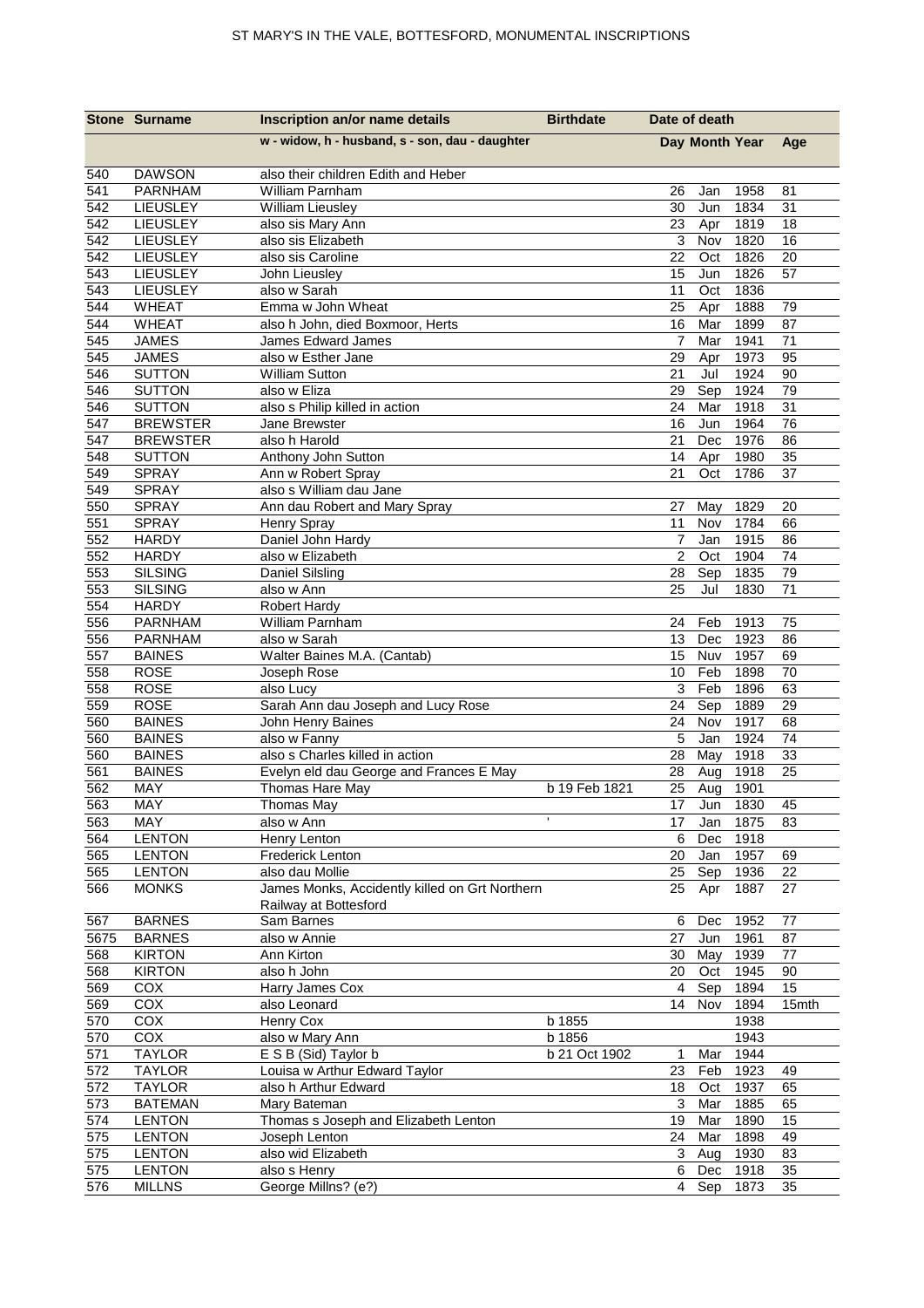| Stone | Surname | Inscription an/or name details | Birthdate | Date of death | | | |
|---|---|---|---|---|---|---|---|
| | | w - widow, h - husband, s - son, dau - daughter | | Day | Month | Year | Age |
| 540 | DAWSON | also their children Edith and Heber | | | | | |
| 541 | PARNHAM | William Parnham | | 26 | Jan | 1958 | 81 |
| 542 | LIEUSLEY | William Lieusley | | 30 | Jun | 1834 | 31 |
| 542 | LIEUSLEY | also sis Mary Ann | | 23 | Apr | 1819 | 18 |
| 542 | LIEUSLEY | also sis Elizabeth | | 3 | Nov | 1820 | 16 |
| 542 | LIEUSLEY | also sis Caroline | | 22 | Oct | 1826 | 20 |
| 543 | LIEUSLEY | John Lieusley | | 15 | Jun | 1826 | 57 |
| 543 | LIEUSLEY | also w Sarah | | 11 | Oct | 1836 | |
| 544 | WHEAT | Emma w John Wheat | | 25 | Apr | 1888 | 79 |
| 544 | WHEAT | also h John, died Boxmoor, Herts | | 16 | Mar | 1899 | 87 |
| 545 | JAMES | James Edward James | | 7 | Mar | 1941 | 71 |
| 545 | JAMES | also w Esther Jane | | 29 | Apr | 1973 | 95 |
| 546 | SUTTON | William Sutton | | 21 | Jul | 1924 | 90 |
| 546 | SUTTON | also w Eliza | | 29 | Sep | 1924 | 79 |
| 546 | SUTTON | also s Philip killed in action | | 24 | Mar | 1918 | 31 |
| 547 | BREWSTER | Jane Brewster | | 16 | Jun | 1964 | 76 |
| 547 | BREWSTER | also h Harold | | 21 | Dec | 1976 | 86 |
| 548 | SUTTON | Anthony John Sutton | | 14 | Apr | 1980 | 35 |
| 549 | SPRAY | Ann w Robert Spray | | 21 | Oct | 1786 | 37 |
| 549 | SPRAY | also s William dau Jane | | | | | |
| 550 | SPRAY | Ann dau Robert and Mary Spray | | 27 | May | 1829 | 20 |
| 551 | SPRAY | Henry Spray | | 11 | Nov | 1784 | 66 |
| 552 | HARDY | Daniel John Hardy | | 7 | Jan | 1915 | 86 |
| 552 | HARDY | also w Elizabeth | | 2 | Oct | 1904 | 74 |
| 553 | SILSING | Daniel Silsling | | 28 | Sep | 1835 | 79 |
| 553 | SILSING | also w Ann | | 25 | Jul | 1830 | 71 |
| 554 | HARDY | Robert Hardy | | | | | |
| 556 | PARNHAM | William Parnham | | 24 | Feb | 1913 | 75 |
| 556 | PARNHAM | also w Sarah | | 13 | Dec | 1923 | 86 |
| 557 | BAINES | Walter Baines M.A. (Cantab) | | 15 | Nuv | 1957 | 69 |
| 558 | ROSE | Joseph Rose | | 10 | Feb | 1898 | 70 |
| 558 | ROSE | also Lucy | | 3 | Feb | 1896 | 63 |
| 559 | ROSE | Sarah Ann dau Joseph and Lucy Rose | | 24 | Sep | 1889 | 29 |
| 560 | BAINES | John Henry Baines | | 24 | Nov | 1917 | 68 |
| 560 | BAINES | also w Fanny | | 5 | Jan | 1924 | 74 |
| 560 | BAINES | also s Charles killed in action | | 28 | May | 1918 | 33 |
| 561 | BAINES | Evelyn eld dau George and Frances E May | | 28 | Aug | 1918 | 25 |
| 562 | MAY | Thomas Hare May | b 19 Feb 1821 | 25 | Aug | 1901 | |
| 563 | MAY | Thomas May | | 17 | Jun | 1830 | 45 |
| 563 | MAY | also w Ann | ' | 17 | Jan | 1875 | 83 |
| 564 | LENTON | Henry Lenton | | 6 | Dec | 1918 | |
| 565 | LENTON | Frederick Lenton | | 20 | Jan | 1957 | 69 |
| 565 | LENTON | also dau Mollie | | 25 | Sep | 1936 | 22 |
| 566 | MONKS | James Monks, Accidently killed on Grt Northern Railway at Bottesford | | 25 | Apr | 1887 | 27 |
| 567 | BARNES | Sam Barnes | | 6 | Dec | 1952 | 77 |
| 5675 | BARNES | also w Annie | | 27 | Jun | 1961 | 87 |
| 568 | KIRTON | Ann Kirton | | 30 | May | 1939 | 77 |
| 568 | KIRTON | also h John | | 20 | Oct | 1945 | 90 |
| 569 | COX | Harry James Cox | | 4 | Sep | 1894 | 15 |
| 569 | COX | also Leonard | | 14 | Nov | 1894 | 15mth |
| 570 | COX | Henry Cox | b 1855 | | | 1938 | |
| 570 | COX | also w Mary Ann | b 1856 | | | 1943 | |
| 571 | TAYLOR | E S B (Sid) Taylor b | b 21 Oct 1902 | 1 | Mar | 1944 | |
| 572 | TAYLOR | Louisa w Arthur Edward Taylor | | 23 | Feb | 1923 | 49 |
| 572 | TAYLOR | also h Arthur Edward | | 18 | Oct | 1937 | 65 |
| 573 | BATEMAN | Mary Bateman | | 3 | Mar | 1885 | 65 |
| 574 | LENTON | Thomas s Joseph and Elizabeth Lenton | | 19 | Mar | 1890 | 15 |
| 575 | LENTON | Joseph Lenton | | 24 | Mar | 1898 | 49 |
| 575 | LENTON | also wid Elizabeth | | 3 | Aug | 1930 | 83 |
| 575 | LENTON | also s Henry | | 6 | Dec | 1918 | 35 |
| 576 | MILLNS | George Millns? (e?) | | 4 | Sep | 1873 | 35 |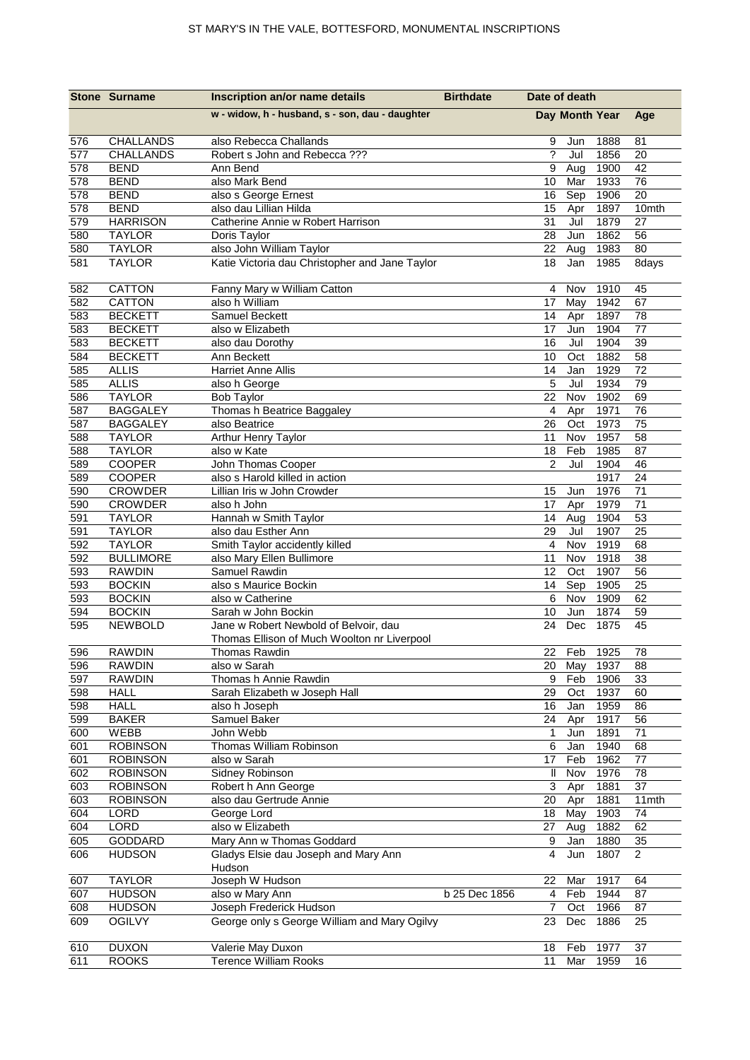| Stone | Surname | Inscription an/or name details | Birthdate | Date of death | | | |
|---|---|---|---|---|---|---|---|
| | | w - widow, h - husband, s - son, dau - daughter | | Day | Month | Year | Age |
| 576 | CHALLANDS | also Rebecca Challands | | 9 | Jun | 1888 | 81 |
| 577 | CHALLANDS | Robert s John and Rebecca ??? | | ? | Jul | 1856 | 20 |
| 578 | BEND | Ann Bend | | 9 | Aug | 1900 | 42 |
| 578 | BEND | also Mark Bend | | 10 | Mar | 1933 | 76 |
| 578 | BEND | also s George Ernest | | 16 | Sep | 1906 | 20 |
| 578 | BEND | also dau Lillian Hilda | | 15 | Apr | 1897 | 10mth |
| 579 | HARRISON | Catherine Annie w Robert Harrison | | 31 | Jul | 1879 | 27 |
| 580 | TAYLOR | Doris Taylor | | 28 | Jun | 1862 | 56 |
| 580 | TAYLOR | also John William Taylor | | 22 | Aug | 1983 | 80 |
| 581 | TAYLOR | Katie Victoria dau Christopher and Jane Taylor | | 18 | Jan | 1985 | 8days |
| 582 | CATTON | Fanny Mary w William Catton | | 4 | Nov | 1910 | 45 |
| 582 | CATTON | also h William | | 17 | May | 1942 | 67 |
| 583 | BECKETT | Samuel Beckett | | 14 | Apr | 1897 | 78 |
| 583 | BECKETT | also w Elizabeth | | 17 | Jun | 1904 | 77 |
| 583 | BECKETT | also dau Dorothy | | 16 | Jul | 1904 | 39 |
| 584 | BECKETT | Ann Beckett | | 10 | Oct | 1882 | 58 |
| 585 | ALLIS | Harriet Anne Allis | | 14 | Jan | 1929 | 72 |
| 585 | ALLIS | also h George | | 5 | Jul | 1934 | 79 |
| 586 | TAYLOR | Bob Taylor | | 22 | Nov | 1902 | 69 |
| 587 | BAGGALEY | Thomas h Beatrice Baggaley | | 4 | Apr | 1971 | 76 |
| 587 | BAGGALEY | also Beatrice | | 26 | Oct | 1973 | 75 |
| 588 | TAYLOR | Arthur Henry Taylor | | 11 | Nov | 1957 | 58 |
| 588 | TAYLOR | also w Kate | | 18 | Feb | 1985 | 87 |
| 589 | COOPER | John Thomas Cooper | | 2 | Jul | 1904 | 46 |
| 589 | COOPER | also s Harold killed in action | | | | 1917 | 24 |
| 590 | CROWDER | Lillian Iris w John Crowder | | 15 | Jun | 1976 | 71 |
| 590 | CROWDER | also h John | | 17 | Apr | 1979 | 71 |
| 591 | TAYLOR | Hannah w Smith Taylor | | 14 | Aug | 1904 | 53 |
| 591 | TAYLOR | also dau Esther Ann | | 29 | Jul | 1907 | 25 |
| 592 | TAYLOR | Smith Taylor accidently killed | | 4 | Nov | 1919 | 68 |
| 592 | BULLIMORE | also Mary Ellen Bullimore | | 11 | Nov | 1918 | 38 |
| 593 | RAWDIN | Samuel Rawdin | | 12 | Oct | 1907 | 56 |
| 593 | BOCKIN | also s Maurice Bockin | | 14 | Sep | 1905 | 25 |
| 593 | BOCKIN | also w Catherine | | 6 | Nov | 1909 | 62 |
| 594 | BOCKIN | Sarah w John Bockin | | 10 | Jun | 1874 | 59 |
| 595 | NEWBOLD | Jane w Robert Newbold of Belvoir, dau Thomas Ellison of Much Woolton nr Liverpool | | 24 | Dec | 1875 | 45 |
| 596 | RAWDIN | Thomas Rawdin | | 22 | Feb | 1925 | 78 |
| 596 | RAWDIN | also w Sarah | | 20 | May | 1937 | 88 |
| 597 | RAWDIN | Thomas h Annie Rawdin | | 9 | Feb | 1906 | 33 |
| 598 | HALL | Sarah Elizabeth w Joseph Hall | | 29 | Oct | 1937 | 60 |
| 598 | HALL | also h Joseph | | 16 | Jan | 1959 | 86 |
| 599 | BAKER | Samuel Baker | | 24 | Apr | 1917 | 56 |
| 600 | WEBB | John Webb | | 1 | Jun | 1891 | 71 |
| 601 | ROBINSON | Thomas William Robinson | | 6 | Jan | 1940 | 68 |
| 601 | ROBINSON | also w Sarah | | 17 | Feb | 1962 | 77 |
| 602 | ROBINSON | Sidney Robinson | | ll | Nov | 1976 | 78 |
| 603 | ROBINSON | Robert h Ann George | | 3 | Apr | 1881 | 37 |
| 603 | ROBINSON | also dau Gertrude Annie | | 20 | Apr | 1881 | 11mth |
| 604 | LORD | George Lord | | 18 | May | 1903 | 74 |
| 604 | LORD | also w Elizabeth | | 27 | Aug | 1882 | 62 |
| 605 | GODDARD | Mary Ann w Thomas Goddard | | 9 | Jan | 1880 | 35 |
| 606 | HUDSON | Gladys Elsie dau Joseph and Mary Ann Hudson | | 4 | Jun | 1807 | 2 |
| 607 | TAYLOR | Joseph W Hudson | | 22 | Mar | 1917 | 64 |
| 607 | HUDSON | also w Mary Ann | b 25 Dec 1856 | 4 | Feb | 1944 | 87 |
| 608 | HUDSON | Joseph Frederick Hudson | | 7 | Oct | 1966 | 87 |
| 609 | OGILVY | George only s George William and Mary Ogilvy | | 23 | Dec | 1886 | 25 |
| 610 | DUXON | Valerie May Duxon | | 18 | Feb | 1977 | 37 |
| 611 | ROOKS | Terence William Rooks | | 11 | Mar | 1959 | 16 |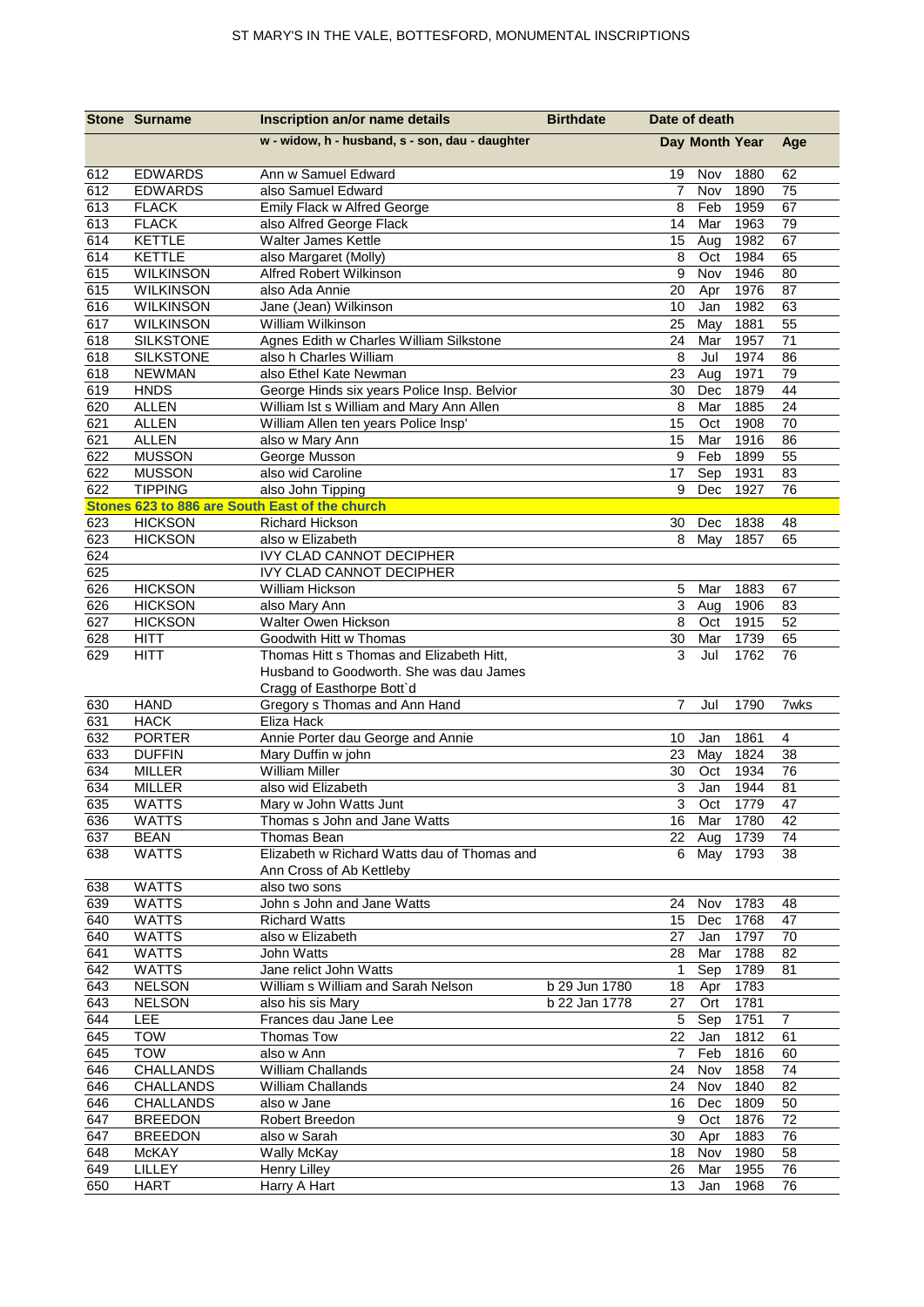ST MARY'S IN THE VALE, BOTTESFORD, MONUMENTAL INSCRIPTIONS

| Stone | Surname | Inscription an/or name details | Birthdate | Date of death | | | |
|---|---|---|---|---|---|---|---|
| | | w - widow, h - husband, s - son, dau - daughter | | Day | Month | Year | Age |
| 612 | EDWARDS | Ann w Samuel Edward | | 19 | Nov | 1880 | 62 |
| 612 | EDWARDS | also Samuel Edward | | 7 | Nov | 1890 | 75 |
| 613 | FLACK | Emily Flack w Alfred George | | 8 | Feb | 1959 | 67 |
| 613 | FLACK | also Alfred George Flack | | 14 | Mar | 1963 | 79 |
| 614 | KETTLE | Walter James Kettle | | 15 | Aug | 1982 | 67 |
| 614 | KETTLE | also Margaret (Molly) | | 8 | Oct | 1984 | 65 |
| 615 | WILKINSON | Alfred Robert Wilkinson | | 9 | Nov | 1946 | 80 |
| 615 | WILKINSON | also Ada Annie | | 20 | Apr | 1976 | 87 |
| 616 | WILKINSON | Jane (Jean) Wilkinson | | 10 | Jan | 1982 | 63 |
| 617 | WILKINSON | William Wilkinson | | 25 | May | 1881 | 55 |
| 618 | SILKSTONE | Agnes Edith w Charles William Silkstone | | 24 | Mar | 1957 | 71 |
| 618 | SILKSTONE | also h Charles William | | 8 | Jul | 1974 | 86 |
| 618 | NEWMAN | also Ethel Kate Newman | | 23 | Aug | 1971 | 79 |
| 619 | HNDS | George Hinds six years Police Insp. Belvior | | 30 | Dec | 1879 | 44 |
| 620 | ALLEN | William Ist s William and Mary Ann Allen | | 8 | Mar | 1885 | 24 |
| 621 | ALLEN | William Allen ten years Police Insp' | | 15 | Oct | 1908 | 70 |
| 621 | ALLEN | also w Mary Ann | | 15 | Mar | 1916 | 86 |
| 622 | MUSSON | George Musson | | 9 | Feb | 1899 | 55 |
| 622 | MUSSON | also wid Caroline | | 17 | Sep | 1931 | 83 |
| 622 | TIPPING | also John Tipping | | 9 | Dec | 1927 | 76 |
| **Stones 623 to 886 are South East of the church** | | | | | | | |
| 623 | HICKSON | Richard Hickson | | 30 | Dec | 1838 | 48 |
| 623 | HICKSON | also w Elizabeth | | 8 | May | 1857 | 65 |
| 624 | | IVY CLAD CANNOT DECIPHER | | | | | |
| 625 | | IVY CLAD CANNOT DECIPHER | | | | | |
| 626 | HICKSON | William Hickson | | 5 | Mar | 1883 | 67 |
| 626 | HICKSON | also Mary Ann | | 3 | Aug | 1906 | 83 |
| 627 | HICKSON | Walter Owen Hickson | | 8 | Oct | 1915 | 52 |
| 628 | HITT | Goodwith Hitt w Thomas | | 30 | Mar | 1739 | 65 |
| 629 | HITT | Thomas Hitt s Thomas and Elizabeth Hitt, Husband to Goodworth. She was dau James Cragg of Easthorpe Bott`d | | 3 | Jul | 1762 | 76 |
| 630 | HAND | Gregory s Thomas and Ann Hand | | 7 | Jul | 1790 | 7wks |
| 631 | HACK | Eliza Hack | | | | | |
| 632 | PORTER | Annie Porter dau George and Annie | | 10 | Jan | 1861 | 4 |
| 633 | DUFFIN | Mary Duffin w john | | 23 | May | 1824 | 38 |
| 634 | MILLER | William Miller | | 30 | Oct | 1934 | 76 |
| 634 | MILLER | also wid Elizabeth | | 3 | Jan | 1944 | 81 |
| 635 | WATTS | Mary w John Watts Junt | | 3 | Oct | 1779 | 47 |
| 636 | WATTS | Thomas s John and Jane Watts | | 16 | Mar | 1780 | 42 |
| 637 | BEAN | Thomas Bean | | 22 | Aug | 1739 | 74 |
| 638 | WATTS | Elizabeth w Richard Watts dau of Thomas and Ann Cross of Ab Kettleby | | 6 | May | 1793 | 38 |
| 638 | WATTS | also two sons | | | | | |
| 639 | WATTS | John s John and Jane Watts | | 24 | Nov | 1783 | 48 |
| 640 | WATTS | Richard Watts | | 15 | Dec | 1768 | 47 |
| 640 | WATTS | also w Elizabeth | | 27 | Jan | 1797 | 70 |
| 641 | WATTS | John Watts | | 28 | Mar | 1788 | 82 |
| 642 | WATTS | Jane relict John Watts | | 1 | Sep | 1789 | 81 |
| 643 | NELSON | William s William and Sarah Nelson | b 29 Jun 1780 | 18 | Apr | 1783 | |
| 643 | NELSON | also his sis Mary | b 22 Jan 1778 | 27 | Ort | 1781 | |
| 644 | LEE | Frances dau Jane Lee | | 5 | Sep | 1751 | 7 |
| 645 | TOW | Thomas Tow | | 22 | Jan | 1812 | 61 |
| 645 | TOW | also w Ann | | 7 | Feb | 1816 | 60 |
| 646 | CHALLANDS | William Challands | | 24 | Nov | 1858 | 74 |
| 646 | CHALLANDS | William Challands | | 24 | Nov | 1840 | 82 |
| 646 | CHALLANDS | also w Jane | | 16 | Dec | 1809 | 50 |
| 647 | BREEDON | Robert Breedon | | 9 | Oct | 1876 | 72 |
| 647 | BREEDON | also w Sarah | | 30 | Apr | 1883 | 76 |
| 648 | McKAY | Wally McKay | | 18 | Nov | 1980 | 58 |
| 649 | LILLEY | Henry Lilley | | 26 | Mar | 1955 | 76 |
| 650 | HART | Harry A Hart | | 13 | Jan | 1968 | 76 |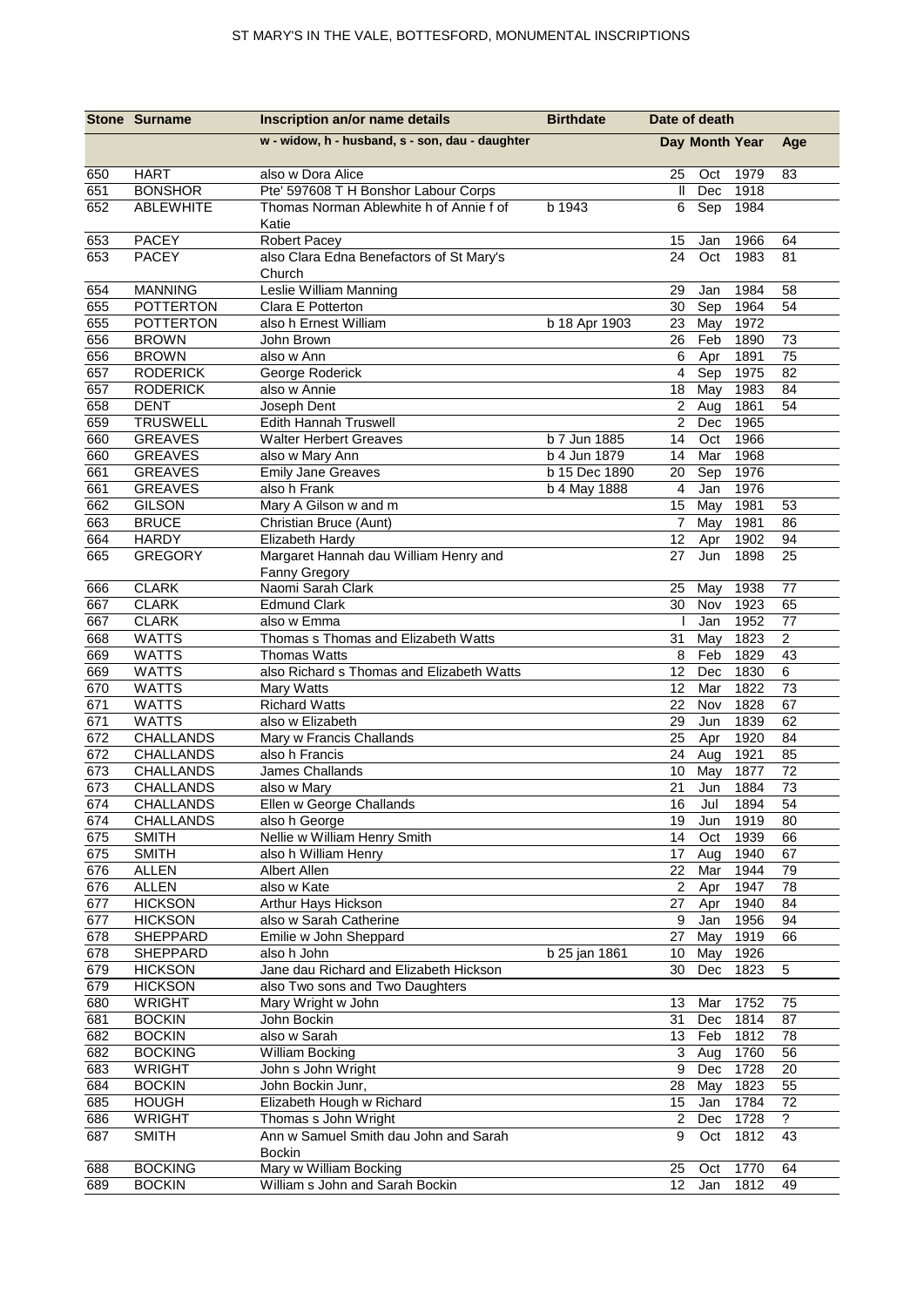# ST MARY'S IN THE VALE, BOTTESFORD, MONUMENTAL INSCRIPTIONS

| Stone | Surname | Inscription an/or name details | Birthdate | Date of death | | | |
|---|---|---|---|---|---|---|---|
| | | w - widow, h - husband, s - son, dau - daughter | | Day | Month | Year | Age |
| 650 | HART | also w Dora Alice | | 25 | Oct | 1979 | 83 |
| 651 | BONSHOR | Pte' 597608 T H Bonshor Labour Corps | | ll | Dec | 1918 | |
| 652 | ABLEWHITE | Thomas Norman Ablewhite h of Annie f of Katie | b 1943 | 6 | Sep | 1984 | |
| 653 | PACEY | Robert Pacey | | 15 | Jan | 1966 | 64 |
| 653 | PACEY | also Clara Edna Benefactors of St Mary's Church | | 24 | Oct | 1983 | 81 |
| 654 | MANNING | Leslie William Manning | | 29 | Jan | 1984 | 58 |
| 655 | POTTERTON | Clara E Potterton | | 30 | Sep | 1964 | 54 |
| 655 | POTTERTON | also h Ernest William | b 18 Apr 1903 | 23 | May | 1972 | |
| 656 | BROWN | John Brown | | 26 | Feb | 1890 | 73 |
| 656 | BROWN | also w Ann | | 6 | Apr | 1891 | 75 |
| 657 | RODERICK | George Roderick | | 4 | Sep | 1975 | 82 |
| 657 | RODERICK | also w Annie | | 18 | May | 1983 | 84 |
| 658 | DENT | Joseph Dent | | 2 | Aug | 1861 | 54 |
| 659 | TRUSWELL | Edith Hannah Truswell | | 2 | Dec | 1965 | |
| 660 | GREAVES | Walter Herbert Greaves | b 7 Jun 1885 | 14 | Oct | 1966 | |
| 660 | GREAVES | also w Mary Ann | b 4 Jun 1879 | 14 | Mar | 1968 | |
| 661 | GREAVES | Emily Jane Greaves | b 15 Dec 1890 | 20 | Sep | 1976 | |
| 661 | GREAVES | also h Frank | b 4 May 1888 | 4 | Jan | 1976 | |
| 662 | GILSON | Mary A Gilson w and m | | 15 | May | 1981 | 53 |
| 663 | BRUCE | Christian Bruce (Aunt) | | 7 | May | 1981 | 86 |
| 664 | HARDY | Elizabeth Hardy | | 12 | Apr | 1902 | 94 |
| 665 | GREGORY | Margaret Hannah dau William Henry and Fanny Gregory | | 27 | Jun | 1898 | 25 |
| 666 | CLARK | Naomi Sarah Clark | | 25 | May | 1938 | 77 |
| 667 | CLARK | Edmund Clark | | 30 | Nov | 1923 | 65 |
| 667 | CLARK | also w Emma | | l | Jan | 1952 | 77 |
| 668 | WATTS | Thomas s Thomas and Elizabeth Watts | | 31 | May | 1823 | 2 |
| 669 | WATTS | Thomas Watts | | 8 | Feb | 1829 | 43 |
| 669 | WATTS | also Richard s Thomas and Elizabeth Watts | | 12 | Dec | 1830 | 6 |
| 670 | WATTS | Mary Watts | | 12 | Mar | 1822 | 73 |
| 671 | WATTS | Richard Watts | | 22 | Nov | 1828 | 67 |
| 671 | WATTS | also w Elizabeth | | 29 | Jun | 1839 | 62 |
| 672 | CHALLANDS | Mary w Francis Challands | | 25 | Apr | 1920 | 84 |
| 672 | CHALLANDS | also h Francis | | 24 | Aug | 1921 | 85 |
| 673 | CHALLANDS | James Challands | | 10 | May | 1877 | 72 |
| 673 | CHALLANDS | also w Mary | | 21 | Jun | 1884 | 73 |
| 674 | CHALLANDS | Ellen w George Challands | | 16 | Jul | 1894 | 54 |
| 674 | CHALLANDS | also h George | | 19 | Jun | 1919 | 80 |
| 675 | SMITH | Nellie w William Henry Smith | | 14 | Oct | 1939 | 66 |
| 675 | SMITH | also h William Henry | | 17 | Aug | 1940 | 67 |
| 676 | ALLEN | Albert Allen | | 22 | Mar | 1944 | 79 |
| 676 | ALLEN | also w Kate | | 2 | Apr | 1947 | 78 |
| 677 | HICKSON | Arthur Hays Hickson | | 27 | Apr | 1940 | 84 |
| 677 | HICKSON | also w Sarah Catherine | | 9 | Jan | 1956 | 94 |
| 678 | SHEPPARD | Emilie w John Sheppard | | 27 | May | 1919 | 66 |
| 678 | SHEPPARD | also h John | b 25 jan 1861 | 10 | May | 1926 | |
| 679 | HICKSON | Jane dau Richard and Elizabeth Hickson | | 30 | Dec | 1823 | 5 |
| 679 | HICKSON | also Two sons and Two Daughters | | | | | |
| 680 | WRIGHT | Mary Wright w John | | 13 | Mar | 1752 | 75 |
| 681 | BOCKIN | John Bockin | | 31 | Dec | 1814 | 87 |
| 682 | BOCKIN | also w Sarah | | 13 | Feb | 1812 | 78 |
| 682 | BOCKING | William Bocking | | 3 | Aug | 1760 | 56 |
| 683 | WRIGHT | John s John Wright | | 9 | Dec | 1728 | 20 |
| 684 | BOCKIN | John Bockin Junr, | | 28 | May | 1823 | 55 |
| 685 | HOUGH | Elizabeth Hough w Richard | | 15 | Jan | 1784 | 72 |
| 686 | WRIGHT | Thomas s John Wright | | 2 | Dec | 1728 | ? |
| 687 | SMITH | Ann w Samuel Smith dau John and Sarah Bockin | | 9 | Oct | 1812 | 43 |
| 688 | BOCKING | Mary w William Bocking | | 25 | Oct | 1770 | 64 |
| 689 | BOCKIN | William s John and Sarah Bockin | | 12 | Jan | 1812 | 49 |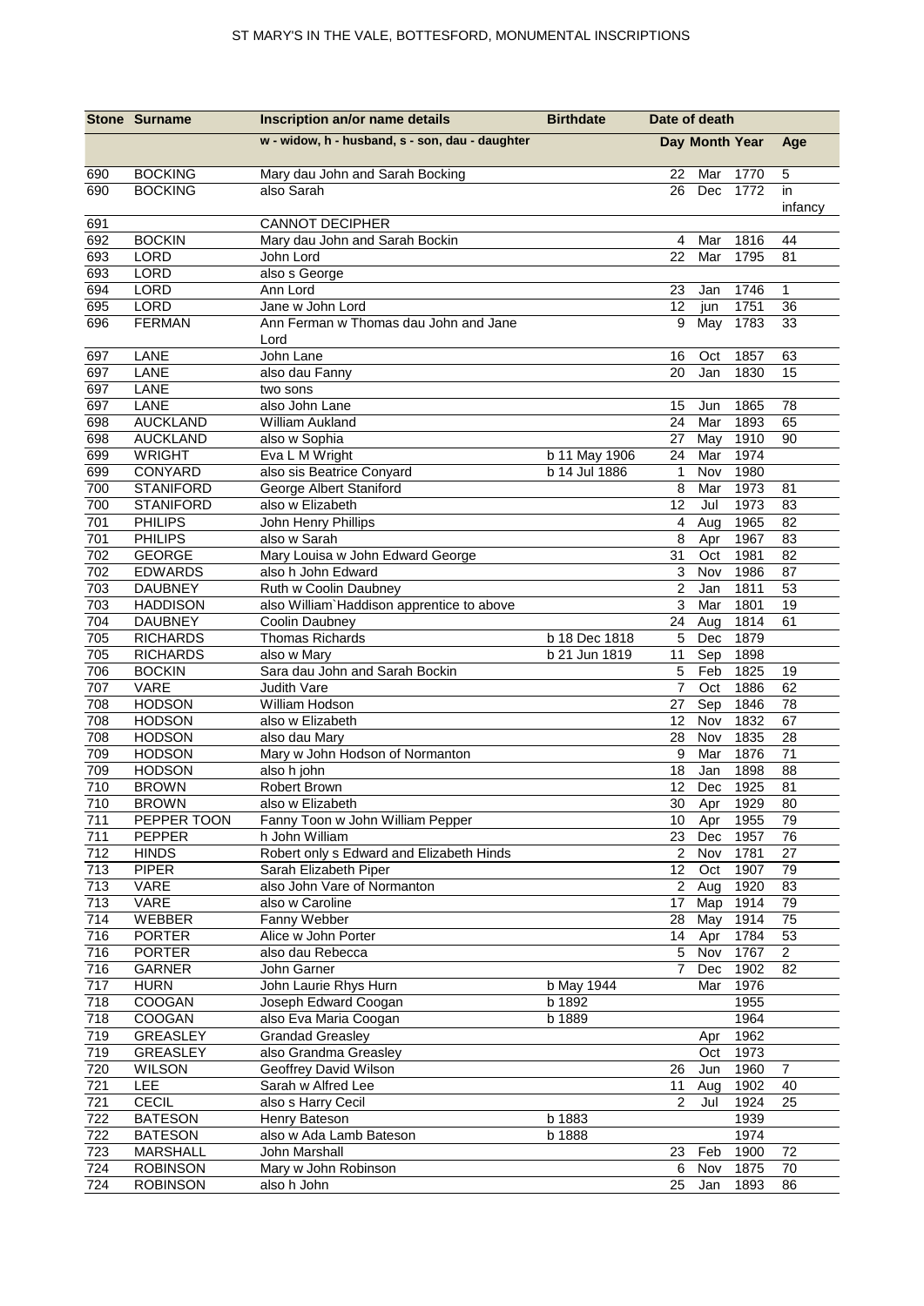# ST MARY'S IN THE VALE, BOTTESFORD, MONUMENTAL INSCRIPTIONS

| Stone | Surname | Inscription an/or name details | Birthdate | Date of death | | | |
|---|---|---|---|---|---|---|---|
| | | w - widow, h - husband, s - son, dau - daughter | | Day | Month | Year | Age |
| 690 | BOCKING | Mary dau John and Sarah Bocking | | 22 | Mar | 1770 | 5 |
| 690 | BOCKING | also Sarah | | 26 | Dec | 1772 | in infancy |
| 691 | | CANNOT DECIPHER | | | | | |
| 692 | BOCKIN | Mary dau John and Sarah Bockin | | 4 | Mar | 1816 | 44 |
| 693 | LORD | John Lord | | 22 | Mar | 1795 | 81 |
| 693 | LORD | also s George | | | | | |
| 694 | LORD | Ann Lord | | 23 | Jan | 1746 | 1 |
| 695 | LORD | Jane w John Lord | | 12 | jun | 1751 | 36 |
| 696 | FERMAN | Ann Ferman w Thomas dau John and Jane Lord | | 9 | May | 1783 | 33 |
| 697 | LANE | John Lane | | 16 | Oct | 1857 | 63 |
| 697 | LANE | also dau Fanny | | 20 | Jan | 1830 | 15 |
| 697 | LANE | two sons | | | | | |
| 697 | LANE | also John Lane | | 15 | Jun | 1865 | 78 |
| 698 | AUCKLAND | William Aukland | | 24 | Mar | 1893 | 65 |
| 698 | AUCKLAND | also w Sophia | | 27 | May | 1910 | 90 |
| 699 | WRIGHT | Eva L M Wright | b 11 May 1906 | 24 | Mar | 1974 | |
| 699 | CONYARD | also sis Beatrice Conyard | b 14 Jul 1886 | 1 | Nov | 1980 | |
| 700 | STANIFORD | George Albert Staniford | | 8 | Mar | 1973 | 81 |
| 700 | STANIFORD | also w Elizabeth | | 12 | Jul | 1973 | 83 |
| 701 | PHILIPS | John Henry Phillips | | 4 | Aug | 1965 | 82 |
| 701 | PHILIPS | also w Sarah | | 8 | Apr | 1967 | 83 |
| 702 | GEORGE | Mary Louisa w John Edward George | | 31 | Oct | 1981 | 82 |
| 702 | EDWARDS | also h John Edward | | 3 | Nov | 1986 | 87 |
| 703 | DAUBNEY | Ruth w Coolin Daubney | | 2 | Jan | 1811 | 53 |
| 703 | HADDISON | also William`Haddison apprentice to above | | 3 | Mar | 1801 | 19 |
| 704 | DAUBNEY | Coolin Daubney | | 24 | Aug | 1814 | 61 |
| 705 | RICHARDS | Thomas Richards | b 18 Dec 1818 | 5 | Dec | 1879 | |
| 705 | RICHARDS | also w Mary | b 21 Jun 1819 | 11 | Sep | 1898 | |
| 706 | BOCKIN | Sara dau John and Sarah Bockin | | 5 | Feb | 1825 | 19 |
| 707 | VARE | Judith Vare | | 7 | Oct | 1886 | 62 |
| 708 | HODSON | William Hodson | | 27 | Sep | 1846 | 78 |
| 708 | HODSON | also w Elizabeth | | 12 | Nov | 1832 | 67 |
| 708 | HODSON | also dau Mary | | 28 | Nov | 1835 | 28 |
| 709 | HODSON | Mary w John Hodson of Normanton | | 9 | Mar | 1876 | 71 |
| 709 | HODSON | also h john | | 18 | Jan | 1898 | 88 |
| 710 | BROWN | Robert Brown | | 12 | Dec | 1925 | 81 |
| 710 | BROWN | also w Elizabeth | | 30 | Apr | 1929 | 80 |
| 711 | PEPPER TOON | Fanny Toon w John William Pepper | | 10 | Apr | 1955 | 79 |
| 711 | PEPPER | h John William | | 23 | Dec | 1957 | 76 |
| 712 | HINDS | Robert only s Edward and Elizabeth Hinds | | 2 | Nov | 1781 | 27 |
| 713 | PIPER | Sarah Elizabeth Piper | | 12 | Oct | 1907 | 79 |
| 713 | VARE | also John Vare of Normanton | | 2 | Aug | 1920 | 83 |
| 713 | VARE | also w Caroline | | 17 | Map | 1914 | 79 |
| 714 | WEBBER | Fanny Webber | | 28 | May | 1914 | 75 |
| 716 | PORTER | Alice w John Porter | | 14 | Apr | 1784 | 53 |
| 716 | PORTER | also dau Rebecca | | 5 | Nov | 1767 | 2 |
| 716 | GARNER | John Garner | | 7 | Dec | 1902 | 82 |
| 717 | HURN | John Laurie Rhys Hurn | b May 1944 | | Mar | 1976 | |
| 718 | COOGAN | Joseph Edward Coogan | b 1892 | | | 1955 | |
| 718 | COOGAN | also Eva Maria Coogan | b 1889 | | | 1964 | |
| 719 | GREASLEY | Grandad Greasley | | | Apr | 1962 | |
| 719 | GREASLEY | also Grandma Greasley | | | Oct | 1973 | |
| 720 | WILSON | Geoffrey David Wilson | | 26 | Jun | 1960 | 7 |
| 721 | LEE | Sarah w Alfred Lee | | 11 | Aug | 1902 | 40 |
| 721 | CECIL | also s Harry Cecil | | 2 | Jul | 1924 | 25 |
| 722 | BATESON | Henry Bateson | b 1883 | | | 1939 | |
| 722 | BATESON | also w Ada Lamb Bateson | b 1888 | | | 1974 | |
| 723 | MARSHALL | John Marshall | | 23 | Feb | 1900 | 72 |
| 724 | ROBINSON | Mary w John Robinson | | 6 | Nov | 1875 | 70 |
| 724 | ROBINSON | also h John | | 25 | Jan | 1893 | 86 |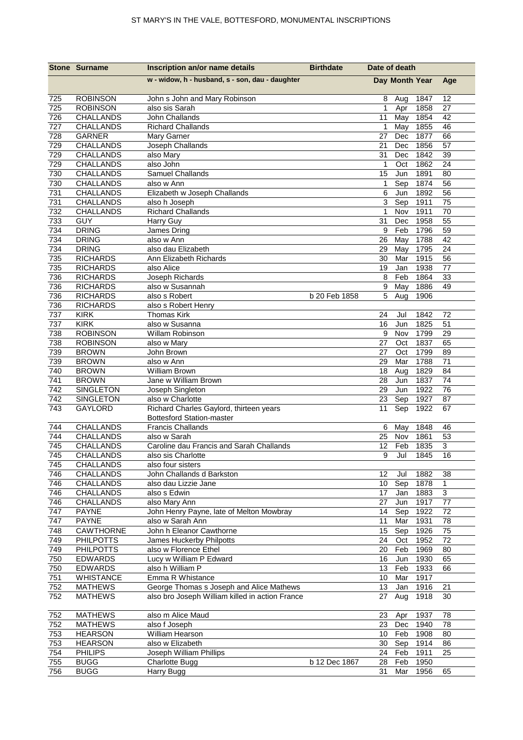| Stone | Surname | Inscription an/or name details | Birthdate | Date of death | | | |
|---|---|---|---|---|---|---|---|
| | | w - widow, h - husband, s - son, dau - daughter | | Day | Month | Year | Age |
| 725 | ROBINSON | John s John and Mary Robinson | | 8 | Aug | 1847 | 12 |
| 725 | ROBINSON | also sis Sarah | | 1 | Apr | 1858 | 27 |
| 726 | CHALLANDS | John Challands | | 11 | May | 1854 | 42 |
| 727 | CHALLANDS | Richard Challands | | 1 | May | 1855 | 46 |
| 728 | GARNER | Mary Garner | | 27 | Dec | 1877 | 66 |
| 729 | CHALLANDS | Joseph Challands | | 21 | Dec | 1856 | 57 |
| 729 | CHALLANDS | also Mary | | 31 | Dec | 1842 | 39 |
| 729 | CHALLANDS | also John | | 1 | Oct | 1862 | 24 |
| 730 | CHALLANDS | Samuel Challands | | 15 | Jun | 1891 | 80 |
| 730 | CHALLANDS | also w Ann | | 1 | Sep | 1874 | 56 |
| 731 | CHALLANDS | Elizabeth w Joseph Challands | | 6 | Jun | 1892 | 56 |
| 731 | CHALLANDS | also h Joseph | | 3 | Sep | 1911 | 75 |
| 732 | CHALLANDS | Richard Challands | | 1 | Nov | 1911 | 70 |
| 733 | GUY | Harry Guy | | 31 | Dec | 1958 | 55 |
| 734 | DRING | James Dring | | 9 | Feb | 1796 | 59 |
| 734 | DRING | also w Ann | | 26 | May | 1788 | 42 |
| 734 | DRING | also dau Elizabeth | | 29 | May | 1795 | 24 |
| 735 | RICHARDS | Ann Elizabeth Richards | | 30 | Mar | 1915 | 56 |
| 735 | RICHARDS | also Alice | | 19 | Jan | 1938 | 77 |
| 736 | RICHARDS | Joseph Richards | | 8 | Feb | 1864 | 33 |
| 736 | RICHARDS | also w Susannah | | 9 | May | 1886 | 49 |
| 736 | RICHARDS | also s Robert | b 20 Feb 1858 | 5 | Aug | 1906 | |
| 736 | RICHARDS | also s Robert Henry | | | | | |
| 737 | KIRK | Thomas Kirk | | 24 | Jul | 1842 | 72 |
| 737 | KIRK | also w Susanna | | 16 | Jun | 1825 | 51 |
| 738 | ROBINSON | Willam Robinson | | 9 | Nov | 1799 | 29 |
| 738 | ROBINSON | also w Mary | | 27 | Oct | 1837 | 65 |
| 739 | BROWN | John Brown | | 27 | Oct | 1799 | 89 |
| 739 | BROWN | also w Ann | | 29 | Mar | 1788 | 71 |
| 740 | BROWN | William Brown | | 18 | Aug | 1829 | 84 |
| 741 | BROWN | Jane w William Brown | | 28 | Jun | 1837 | 74 |
| 742 | SINGLETON | Joseph Singleton | | 29 | Jun | 1922 | 76 |
| 742 | SINGLETON | also w Charlotte | | 23 | Sep | 1927 | 87 |
| 743 | GAYLORD | Richard Charles Gaylord, thirteen years Bottesford Station-master | | 11 | Sep | 1922 | 67 |
| 744 | CHALLANDS | Francis Challands | | 6 | May | 1848 | 46 |
| 744 | CHALLANDS | also w Sarah | | 25 | Nov | 1861 | 53 |
| 745 | CHALLANDS | Caroline dau Francis and Sarah Challands | | 12 | Feb | 1835 | 3 |
| 745 | CHALLANDS | also sis Charlotte | | 9 | Jul | 1845 | 16 |
| 745 | CHALLANDS | also four sisters | | | | | |
| 746 | CHALLANDS | John Challands d Barkston | | 12 | Jul | 1882 | 38 |
| 746 | CHALLANDS | also dau Lizzie Jane | | 10 | Sep | 1878 | 1 |
| 746 | CHALLANDS | also s Edwin | | 17 | Jan | 1883 | 3 |
| 746 | CHALLANDS | also Mary Ann | | 27 | Jun | 1917 | 77 |
| 747 | PAYNE | John Henry Payne, late of Melton Mowbray | | 14 | Sep | 1922 | 72 |
| 747 | PAYNE | also w Sarah Ann | | 11 | Mar | 1931 | 78 |
| 748 | CAWTHORNE | John h Eleanor Cawthorne | | 15 | Sep | 1926 | 75 |
| 749 | PHILPOTTS | James Huckerby Philpotts | | 24 | Oct | 1952 | 72 |
| 749 | PHILPOTTS | also w Florence Ethel | | 20 | Feb | 1969 | 80 |
| 750 | EDWARDS | Lucy w William P Edward | | 16 | Jun | 1930 | 65 |
| 750 | EDWARDS | also h William P | | 13 | Feb | 1933 | 66 |
| 751 | WHISTANCE | Emma R Whistance | | 10 | Mar | 1917 | |
| 752 | MATHEWS | George Thomas s Joseph and Alice Mathews | | 13 | Jan | 1916 | 21 |
| 752 | MATHEWS | also bro Joseph William killed in action France | | 27 | Aug | 1918 | 30 |
| 752 | MATHEWS | also m Alice Maud | | 23 | Apr | 1937 | 78 |
| 752 | MATHEWS | also f Joseph | | 23 | Dec | 1940 | 78 |
| 753 | HEARSON | William Hearson | | 10 | Feb | 1908 | 80 |
| 753 | HEARSON | also w Elizabeth | | 30 | Sep | 1914 | 86 |
| 754 | PHILIPS | Joseph William Phillips | | 24 | Feb | 1911 | 25 |
| 755 | BUGG | Charlotte Bugg | b 12 Dec 1867 | 28 | Feb | 1950 | |
| 756 | BUGG | Harry Bugg | | 31 | Mar | 1956 | 65 |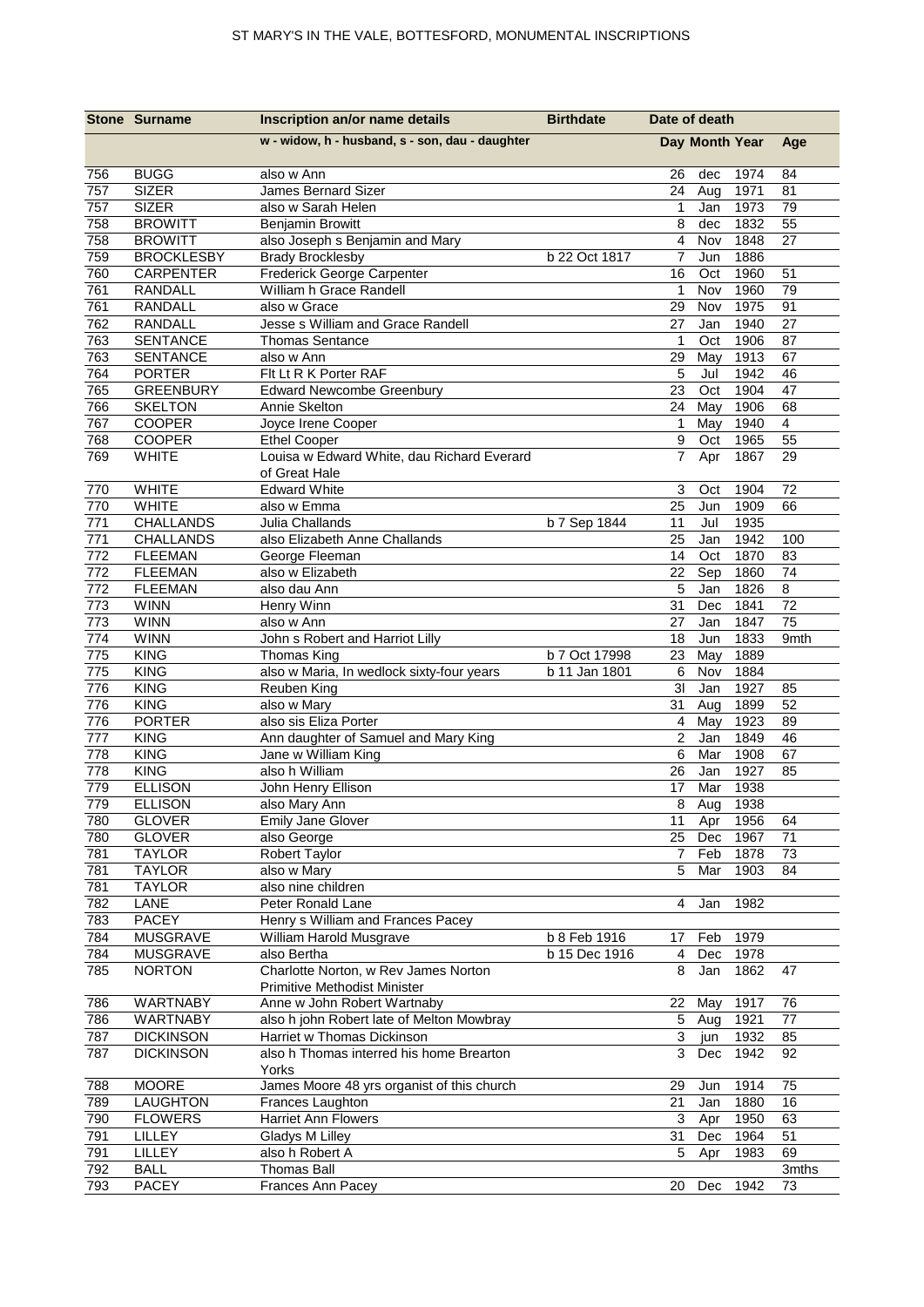# ST MARY'S IN THE VALE, BOTTESFORD, MONUMENTAL INSCRIPTIONS

| Stone | Surname | Inscription an/or name details | Birthdate | Date of death | | | |
|---|---|---|---|---|---|---|---|
| | | w - widow, h - husband, s - son, dau - daughter | | Day | Month | Year | Age |
| 756 | BUGG | also w Ann | | 26 | dec | 1974 | 84 |
| 757 | SIZER | James Bernard Sizer | | 24 | Aug | 1971 | 81 |
| 757 | SIZER | also w Sarah Helen | | 1 | Jan | 1973 | 79 |
| 758 | BROWITT | Benjamin Browitt | | 8 | dec | 1832 | 55 |
| 758 | BROWITT | also Joseph s Benjamin and Mary | | 4 | Nov | 1848 | 27 |
| 759 | BROCKLESBY | Brady Brocklesby | b 22 Oct 1817 | 7 | Jun | 1886 | |
| 760 | CARPENTER | Frederick George Carpenter | | 16 | Oct | 1960 | 51 |
| 761 | RANDALL | William h Grace Randell | | 1 | Nov | 1960 | 79 |
| 761 | RANDALL | also w Grace | | 29 | Nov | 1975 | 91 |
| 762 | RANDALL | Jesse s William and Grace Randell | | 27 | Jan | 1940 | 27 |
| 763 | SENTANCE | Thomas Sentance | | 1 | Oct | 1906 | 87 |
| 763 | SENTANCE | also w Ann | | 29 | May | 1913 | 67 |
| 764 | PORTER | Flt Lt R K Porter RAF | | 5 | Jul | 1942 | 46 |
| 765 | GREENBURY | Edward Newcombe Greenbury | | 23 | Oct | 1904 | 47 |
| 766 | SKELTON | Annie Skelton | | 24 | May | 1906 | 68 |
| 767 | COOPER | Joyce Irene Cooper | | 1 | May | 1940 | 4 |
| 768 | COOPER | Ethel Cooper | | 9 | Oct | 1965 | 55 |
| 769 | WHITE | Louisa w Edward White, dau Richard Everard of Great Hale | | 7 | Apr | 1867 | 29 |
| 770 | WHITE | Edward White | | 3 | Oct | 1904 | 72 |
| 770 | WHITE | also w Emma | | 25 | Jun | 1909 | 66 |
| 771 | CHALLANDS | Julia Challands | b 7 Sep 1844 | 11 | Jul | 1935 | |
| 771 | CHALLANDS | also Elizabeth Anne Challands | | 25 | Jan | 1942 | 100 |
| 772 | FLEEMAN | George Fleeman | | 14 | Oct | 1870 | 83 |
| 772 | FLEEMAN | also w Elizabeth | | 22 | Sep | 1860 | 74 |
| 772 | FLEEMAN | also dau Ann | | 5 | Jan | 1826 | 8 |
| 773 | WINN | Henry Winn | | 31 | Dec | 1841 | 72 |
| 773 | WINN | also w Ann | | 27 | Jan | 1847 | 75 |
| 774 | WINN | John s Robert and Harriot Lilly | | 18 | Jun | 1833 | 9mth |
| 775 | KING | Thomas King | b 7 Oct 17998 | 23 | May | 1889 | |
| 775 | KING | also w Maria, In wedlock sixty-four years | b 11 Jan 1801 | 6 | Nov | 1884 | |
| 776 | KING | Reuben King | | 3l | Jan | 1927 | 85 |
| 776 | KING | also w Mary | | 31 | Aug | 1899 | 52 |
| 776 | PORTER | also sis Eliza Porter | | 4 | May | 1923 | 89 |
| 777 | KING | Ann daughter of Samuel and Mary King | | 2 | Jan | 1849 | 46 |
| 778 | KING | Jane w William King | | 6 | Mar | 1908 | 67 |
| 778 | KING | also h William | | 26 | Jan | 1927 | 85 |
| 779 | ELLISON | John Henry Ellison | | 17 | Mar | 1938 | |
| 779 | ELLISON | also Mary Ann | | 8 | Aug | 1938 | |
| 780 | GLOVER | Emily Jane Glover | | 11 | Apr | 1956 | 64 |
| 780 | GLOVER | also George | | 25 | Dec | 1967 | 71 |
| 781 | TAYLOR | Robert Taylor | | 7 | Feb | 1878 | 73 |
| 781 | TAYLOR | also w Mary | | 5 | Mar | 1903 | 84 |
| 781 | TAYLOR | also nine children | | | | | |
| 782 | LANE | Peter Ronald Lane | | 4 | Jan | 1982 | |
| 783 | PACEY | Henry s William and Frances Pacey | | | | | |
| 784 | MUSGRAVE | William Harold Musgrave | b 8 Feb 1916 | 17 | Feb | 1979 | |
| 784 | MUSGRAVE | also Bertha | b 15 Dec 1916 | 4 | Dec | 1978 | |
| 785 | NORTON | Charlotte Norton, w Rev James Norton Primitive Methodist Minister | | 8 | Jan | 1862 | 47 |
| 786 | WARTNABY | Anne w John Robert Wartnaby | | 22 | May | 1917 | 76 |
| 786 | WARTNABY | also h John Robert late of Melton Mowbray | | 5 | Aug | 1921 | 77 |
| 787 | DICKINSON | Harriet w Thomas Dickinson | | 3 | jun | 1932 | 85 |
| 787 | DICKINSON | also h Thomas interred his home Brearton Yorks | | 3 | Dec | 1942 | 92 |
| 788 | MOORE | James Moore 48 yrs organist of this church | | 29 | Jun | 1914 | 75 |
| 789 | LAUGHTON | Frances Laughton | | 21 | Jan | 1880 | 16 |
| 790 | FLOWERS | Harriet Ann Flowers | | 3 | Apr | 1950 | 63 |
| 791 | LILLEY | Gladys M Lilley | | 31 | Dec | 1964 | 51 |
| 791 | LILLEY | also h Robert A | | 5 | Apr | 1983 | 69 |
| 792 | BALL | Thomas Ball | | | | | 3mths |
| 793 | PACEY | Frances Ann Pacey | | 20 | Dec | 1942 | 73 |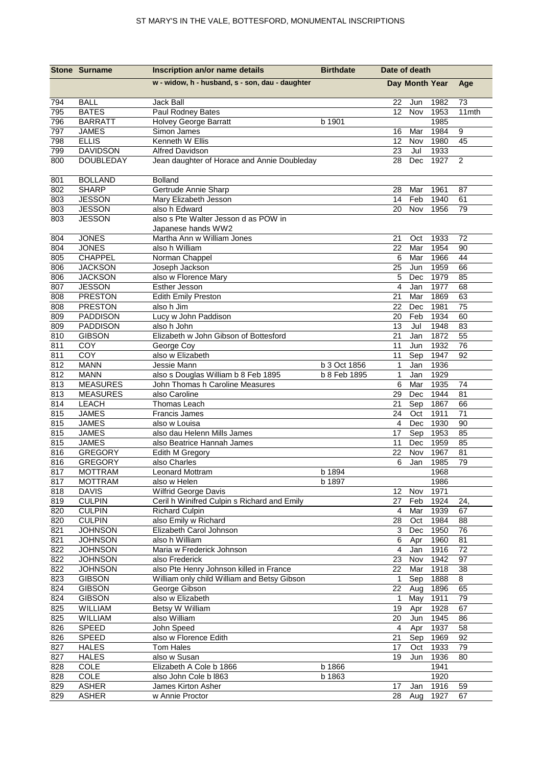# ST MARY'S IN THE VALE, BOTTESFORD, MONUMENTAL INSCRIPTIONS

| Stone | Surname | Inscription an/or name details | Birthdate | Date of death | | | |
|---|---|---|---|---|---|---|---|
| | | w - widow, h - husband, s - son, dau - daughter | | Day | Month | Year | Age |
| 794 | BALL | Jack Ball | | 22 | Jun | 1982 | 73 |
| 795 | BATES | Paul Rodney Bates | | 12 | Nov | 1953 | 11mth |
| 796 | BARRATT | Holvey George Barratt | b 1901 | | | 1985 | |
| 797 | JAMES | Simon James | | 16 | Mar | 1984 | 9 |
| 798 | ELLIS | Kenneth W Ellis | | 12 | Nov | 1980 | 45 |
| 799 | DAVIDSON | Alfred Davidson | | 23 | Jul | 1933 | |
| 800 | DOUBLEDAY | Jean daughter of Horace and Annie Doubleday | | 28 | Dec | 1927 | 2 |
| 801 | BOLLAND | Bolland | | | | | |
| 802 | SHARP | Gertrude Annie Sharp | | 28 | Mar | 1961 | 87 |
| 803 | JESSON | Mary Elizabeth Jesson | | 14 | Feb | 1940 | 61 |
| 803 | JESSON | also h Edward | | 20 | Nov | 1956 | 79 |
| 803 | JESSON | also s Pte Walter Jesson d as POW in Japanese hands WW2 | | | | | |
| 804 | JONES | Martha Ann w William Jones | | 21 | Oct | 1933 | 72 |
| 804 | JONES | also h William | | 22 | Mar | 1954 | 90 |
| 805 | CHAPPEL | Norman Chappel | | 6 | Mar | 1966 | 44 |
| 806 | JACKSON | Joseph Jackson | | 25 | Jun | 1959 | 66 |
| 806 | JACKSON | also w Florence Mary | | 5 | Dec | 1979 | 85 |
| 807 | JESSON | Esther Jesson | | 4 | Jan | 1977 | 68 |
| 808 | PRESTON | Edith Emily Preston | | 21 | Mar | 1869 | 63 |
| 808 | PRESTON | also h Jim | | 22 | Dec | 1981 | 75 |
| 809 | PADDISON | Lucy w John Paddison | | 20 | Feb | 1934 | 60 |
| 809 | PADDISON | also h John | | 13 | Jul | 1948 | 83 |
| 810 | GIBSON | Elizabeth w John Gibson of Bottesford | | 21 | Jan | 1872 | 55 |
| 811 | COY | George Coy | | 11 | Jun | 1932 | 76 |
| 811 | COY | also w Elizabeth | | 11 | Sep | 1947 | 92 |
| 812 | MANN | Jessie Mann | b 3 Oct 1856 | 1 | Jan | 1936 | |
| 812 | MANN | also s Douglas William b 8 Feb 1895 | b 8 Feb 1895 | 1 | Jan | 1929 | |
| 813 | MEASURES | John Thomas h Caroline Measures | | 6 | Mar | 1935 | 74 |
| 813 | MEASURES | also Caroline | | 29 | Dec | 1944 | 81 |
| 814 | LEACH | Thomas Leach | | 21 | Sep | 1867 | 66 |
| 815 | JAMES | Francis James | | 24 | Oct | 1911 | 71 |
| 815 | JAMES | also w Louisa | | 4 | Dec | 1930 | 90 |
| 815 | JAMES | also dau Helenn Mills James | | 17 | Sep | 1953 | 85 |
| 815 | JAMES | also Beatrice Hannah James | | 11 | Dec | 1959 | 85 |
| 816 | GREGORY | Edith M Gregory | | 22 | Nov | 1967 | 81 |
| 816 | GREGORY | also Charles | | 6 | Jan | 1985 | 79 |
| 817 | MOTTRAM | Leonard Mottram | b 1894 | | | 1968 | |
| 817 | MOTTRAM | also w Helen | b 1897 | | | 1986 | |
| 818 | DAVIS | Wilfrid George Davis | | 12 | Nov | 1971 | |
| 819 | CULPIN | Ceril h Winifred Culpin s Richard and Emily | | 27 | Feb | 1924 | 24, |
| 820 | CULPIN | Richard Culpin | | 4 | Mar | 1939 | 67 |
| 820 | CULPIN | also Emily w Richard | | 28 | Oct | 1984 | 88 |
| 821 | JOHNSON | Elizabeth Carol Johnson | | 3 | Dec | 1950 | 76 |
| 821 | JOHNSON | also h William | | 6 | Apr | 1960 | 81 |
| 822 | JOHNSON | Maria w Frederick Johnson | | 4 | Jan | 1916 | 72 |
| 822 | JOHNSON | also Frederick | | 23 | Nov | 1942 | 97 |
| 822 | JOHNSON | also Pte Henry Johnson killed in France | | 22 | Mar | 1918 | 38 |
| 823 | GIBSON | William only child William and Betsy Gibson | | 1 | Sep | 1888 | 8 |
| 824 | GIBSON | George Gibson | | 22 | Aug | 1896 | 65 |
| 824 | GIBSON | also w Elizabeth | | 1 | May | 1911 | 79 |
| 825 | WILLIAM | Betsy W William | | 19 | Apr | 1928 | 67 |
| 825 | WILLIAM | also William | | 20 | Jun | 1945 | 86 |
| 826 | SPEED | John Speed | | 4 | Apr | 1937 | 58 |
| 826 | SPEED | also w Florence Edith | | 21 | Sep | 1969 | 92 |
| 827 | HALES | Tom Hales | | 17 | Oct | 1933 | 79 |
| 827 | HALES | also w Susan | | 19 | Jun | 1936 | 80 |
| 828 | COLE | Elizabeth A Cole b 1866 | b 1866 | | | 1941 | |
| 828 | COLE | also John Cole b l863 | b 1863 | | | 1920 | |
| 829 | ASHER | James Kirton Asher | | 17 | Jan | 1916 | 59 |
| 829 | ASHER | w Annie Proctor | | 28 | Aug | 1927 | 67 |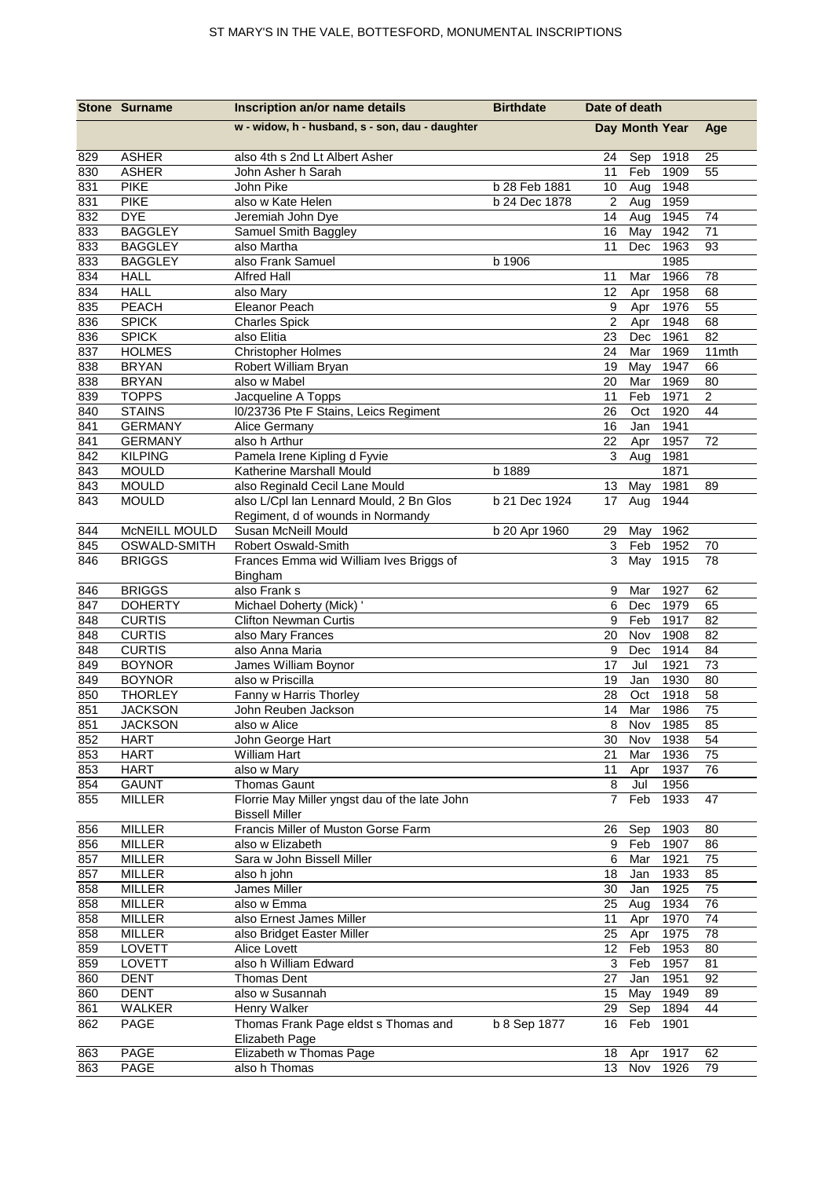# ST MARY'S IN THE VALE, BOTTESFORD, MONUMENTAL INSCRIPTIONS

| Stone | Surname | Inscription an/or name details | Birthdate | Date of death | | | |
|---|---|---|---|---|---|---|---|
| | | w - widow, h - husband, s - son, dau - daughter | | Day | Month | Year | Age |
| 829 | ASHER | also 4th s 2nd Lt Albert Asher | | 24 | Sep | 1918 | 25 |
| 830 | ASHER | John Asher h Sarah | | 11 | Feb | 1909 | 55 |
| 831 | PIKE | John Pike | b 28 Feb 1881 | 10 | Aug | 1948 | |
| 831 | PIKE | also w Kate Helen | b 24 Dec 1878 | 2 | Aug | 1959 | |
| 832 | DYE | Jeremiah John Dye | | 14 | Aug | 1945 | 74 |
| 833 | BAGGLEY | Samuel Smith Baggley | | 16 | May | 1942 | 71 |
| 833 | BAGGLEY | also Martha | | 11 | Dec | 1963 | 93 |
| 833 | BAGGLEY | also Frank Samuel | b 1906 | | | 1985 | |
| 834 | HALL | Alfred Hall | | 11 | Mar | 1966 | 78 |
| 834 | HALL | also Mary | | 12 | Apr | 1958 | 68 |
| 835 | PEACH | Eleanor Peach | | 9 | Apr | 1976 | 55 |
| 836 | SPICK | Charles Spick | | 2 | Apr | 1948 | 68 |
| 836 | SPICK | also Elitia | | 23 | Dec | 1961 | 82 |
| 837 | HOLMES | Christopher Holmes | | 24 | Mar | 1969 | 11mth |
| 838 | BRYAN | Robert William Bryan | | 19 | May | 1947 | 66 |
| 838 | BRYAN | also w Mabel | | 20 | Mar | 1969 | 80 |
| 839 | TOPPS | Jacqueline A Topps | | 11 | Feb | 1971 | 2 |
| 840 | STAINS | l0/23736 Pte F Stains, Leics Regiment | | 26 | Oct | 1920 | 44 |
| 841 | GERMANY | Alice Germany | | 16 | Jan | 1941 | |
| 841 | GERMANY | also h Arthur | | 22 | Apr | 1957 | 72 |
| 842 | KILPING | Pamela Irene Kipling d Fyvie | | 3 | Aug | 1981 | |
| 843 | MOULD | Katherine Marshall Mould | b 1889 | | | 1871 | |
| 843 | MOULD | also Reginald Cecil Lane Mould | | 13 | May | 1981 | 89 |
| 843 | MOULD | also L/Cpl Ian Lennard Mould, 2 Bn Glos Regiment, d of wounds in Normandy | b 21 Dec 1924 | 17 | Aug | 1944 | |
| 844 | McNEILL MOULD | Susan McNeill Mould | b 20 Apr 1960 | 29 | May | 1962 | |
| 845 | OSWALD-SMITH | Robert Oswald-Smith | | 3 | Feb | 1952 | 70 |
| 846 | BRIGGS | Frances Emma wid William Ives Briggs of Bingham | | 3 | May | 1915 | 78 |
| 846 | BRIGGS | also Frank s | | 9 | Mar | 1927 | 62 |
| 847 | DOHERTY | Michael Doherty (Mick) ' | | 6 | Dec | 1979 | 65 |
| 848 | CURTIS | Clifton Newman Curtis | | 9 | Feb | 1917 | 82 |
| 848 | CURTIS | also Mary Frances | | 20 | Nov | 1908 | 82 |
| 848 | CURTIS | also Anna Maria | | 9 | Dec | 1914 | 84 |
| 849 | BOYNOR | James William Boynor | | 17 | Jul | 1921 | 73 |
| 849 | BOYNOR | also w Priscilla | | 19 | Jan | 1930 | 80 |
| 850 | THORLEY | Fanny w Harris Thorley | | 28 | Oct | 1918 | 58 |
| 851 | JACKSON | John Reuben Jackson | | 14 | Mar | 1986 | 75 |
| 851 | JACKSON | also w Alice | | 8 | Nov | 1985 | 85 |
| 852 | HART | John George Hart | | 30 | Nov | 1938 | 54 |
| 853 | HART | William Hart | | 21 | Mar | 1936 | 75 |
| 853 | HART | also w Mary | | 11 | Apr | 1937 | 76 |
| 854 | GAUNT | Thomas Gaunt | | 8 | Jul | 1956 | |
| 855 | MILLER | Florrie May Miller yngst dau of the late John Bissell Miller | | 7 | Feb | 1933 | 47 |
| 856 | MILLER | Francis Miller of Muston Gorse Farm | | 26 | Sep | 1903 | 80 |
| 856 | MILLER | also w Elizabeth | | 9 | Feb | 1907 | 86 |
| 857 | MILLER | Sara w John Bissell Miller | | 6 | Mar | 1921 | 75 |
| 857 | MILLER | also h john | | 18 | Jan | 1933 | 85 |
| 858 | MILLER | James Miller | | 30 | Jan | 1925 | 75 |
| 858 | MILLER | also w Emma | | 25 | Aug | 1934 | 76 |
| 858 | MILLER | also Ernest James Miller | | 11 | Apr | 1970 | 74 |
| 858 | MILLER | also Bridget Easter Miller | | 25 | Apr | 1975 | 78 |
| 859 | LOVETT | Alice Lovett | | 12 | Feb | 1953 | 80 |
| 859 | LOVETT | also h William Edward | | 3 | Feb | 1957 | 81 |
| 860 | DENT | Thomas Dent | | 27 | Jan | 1951 | 92 |
| 860 | DENT | also w Susannah | | 15 | May | 1949 | 89 |
| 861 | WALKER | Henry Walker | | 29 | Sep | 1894 | 44 |
| 862 | PAGE | Thomas Frank Page eldst s Thomas and Elizabeth Page | b 8 Sep 1877 | 16 | Feb | 1901 | |
| 863 | PAGE | Elizabeth w Thomas Page | | 18 | Apr | 1917 | 62 |
| 863 | PAGE | also h Thomas | | 13 | Nov | 1926 | 79 |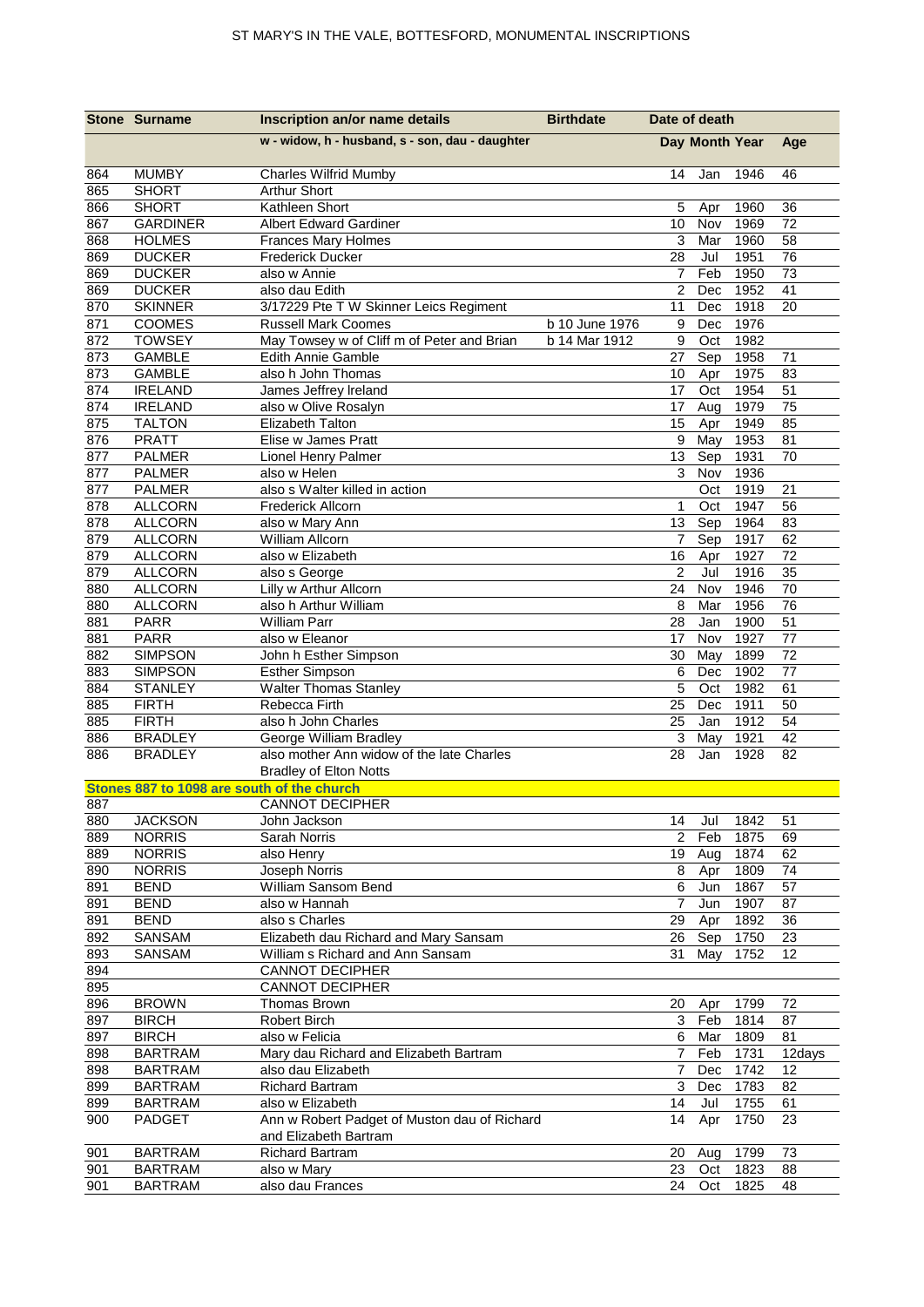# ST MARY'S IN THE VALE, BOTTESFORD, MONUMENTAL INSCRIPTIONS

| Stone | Surname | Inscription an/or name details | Birthdate | Date of death | | | |
|---|---|---|---|---|---|---|---|
| | | w - widow, h - husband, s - son, dau - daughter | | Day | Month | Year | Age |
| 864 | MUMBY | Charles Wilfrid Mumby | | 14 | Jan | 1946 | 46 |
| 865 | SHORT | Arthur Short | | | | | |
| 866 | SHORT | Kathleen Short | | 5 | Apr | 1960 | 36 |
| 867 | GARDINER | Albert Edward Gardiner | | 10 | Nov | 1969 | 72 |
| 868 | HOLMES | Frances Mary Holmes | | 3 | Mar | 1960 | 58 |
| 869 | DUCKER | Frederick Ducker | | 28 | Jul | 1951 | 76 |
| 869 | DUCKER | also w Annie | | 7 | Feb | 1950 | 73 |
| 869 | DUCKER | also dau Edith | | 2 | Dec | 1952 | 41 |
| 870 | SKINNER | 3/17229 Pte T W Skinner Leics Regiment | | 11 | Dec | 1918 | 20 |
| 871 | COOMES | Russell Mark Coomes | b 10 June 1976 | 9 | Dec | 1976 | |
| 872 | TOWSEY | May Towsey w of Cliff m of Peter and Brian | b 14 Mar 1912 | 9 | Oct | 1982 | |
| 873 | GAMBLE | Edith Annie Gamble | | 27 | Sep | 1958 | 71 |
| 873 | GAMBLE | also h John Thomas | | 10 | Apr | 1975 | 83 |
| 874 | IRELAND | James Jeffrey Ireland | | 17 | Oct | 1954 | 51 |
| 874 | IRELAND | also w Olive Rosalyn | | 17 | Aug | 1979 | 75 |
| 875 | TALTON | Elizabeth Talton | | 15 | Apr | 1949 | 85 |
| 876 | PRATT | Elise w James Pratt | | 9 | May | 1953 | 81 |
| 877 | PALMER | Lionel Henry Palmer | | 13 | Sep | 1931 | 70 |
| 877 | PALMER | also w Helen | | 3 | Nov | 1936 | |
| 877 | PALMER | also s Walter killed in action | | | Oct | 1919 | 21 |
| 878 | ALLCORN | Frederick Allcorn | | 1 | Oct | 1947 | 56 |
| 878 | ALLCORN | also w Mary Ann | | 13 | Sep | 1964 | 83 |
| 879 | ALLCORN | William Allcorn | | 7 | Sep | 1917 | 62 |
| 879 | ALLCORN | also w Elizabeth | | 16 | Apr | 1927 | 72 |
| 879 | ALLCORN | also s George | | 2 | Jul | 1916 | 35 |
| 880 | ALLCORN | Lilly w Arthur Allcorn | | 24 | Nov | 1946 | 70 |
| 880 | ALLCORN | also h Arthur William | | 8 | Mar | 1956 | 76 |
| 881 | PARR | William Parr | | 28 | Jan | 1900 | 51 |
| 881 | PARR | also w Eleanor | | 17 | Nov | 1927 | 77 |
| 882 | SIMPSON | John h Esther Simpson | | 30 | May | 1899 | 72 |
| 883 | SIMPSON | Esther Simpson | | 6 | Dec | 1902 | 77 |
| 884 | STANLEY | Walter Thomas Stanley | | 5 | Oct | 1982 | 61 |
| 885 | FIRTH | Rebecca Firth | | 25 | Dec | 1911 | 50 |
| 885 | FIRTH | also h John Charles | | 25 | Jan | 1912 | 54 |
| 886 | BRADLEY | George William Bradley | | 3 | May | 1921 | 42 |
| 886 | BRADLEY | also mother Ann widow of the late Charles Bradley of Elton Notts | | 28 | Jan | 1928 | 82 |
| **Stones 887 to 1098 are south of the church** | | | | | | | |
| 887 | | CANNOT DECIPHER | | | | | |
| 880 | JACKSON | John Jackson | | 14 | Jul | 1842 | 51 |
| 889 | NORRIS | Sarah Norris | | 2 | Feb | 1875 | 69 |
| 889 | NORRIS | also Henry | | 19 | Aug | 1874 | 62 |
| 890 | NORRIS | Joseph Norris | | 8 | Apr | 1809 | 74 |
| 891 | BEND | William Sansom Bend | | 6 | Jun | 1867 | 57 |
| 891 | BEND | also w Hannah | | 7 | Jun | 1907 | 87 |
| 891 | BEND | also s Charles | | 29 | Apr | 1892 | 36 |
| 892 | SANSAM | Elizabeth dau Richard and Mary Sansam | | 26 | Sep | 1750 | 23 |
| 893 | SANSAM | William s Richard and Ann Sansam | | 31 | May | 1752 | 12 |
| 894 | | CANNOT DECIPHER | | | | | |
| 895 | | CANNOT DECIPHER | | | | | |
| 896 | BROWN | Thomas Brown | | 20 | Apr | 1799 | 72 |
| 897 | BIRCH | Robert Birch | | 3 | Feb | 1814 | 87 |
| 897 | BIRCH | also w Felicia | | 6 | Mar | 1809 | 81 |
| 898 | BARTRAM | Mary dau Richard and Elizabeth Bartram | | 7 | Feb | 1731 | 12days |
| 898 | BARTRAM | also dau Elizabeth | | 7 | Dec | 1742 | 12 |
| 899 | BARTRAM | Richard Bartram | | 3 | Dec | 1783 | 82 |
| 899 | BARTRAM | also w Elizabeth | | 14 | Jul | 1755 | 61 |
| 900 | PADGET | Ann w Robert Padget of Muston dau of Richard and Elizabeth Bartram | | 14 | Apr | 1750 | 23 |
| 901 | BARTRAM | Richard Bartram | | 20 | Aug | 1799 | 73 |
| 901 | BARTRAM | also w Mary | | 23 | Oct | 1823 | 88 |
| 901 | BARTRAM | also dau Frances | | 24 | Oct | 1825 | 48 |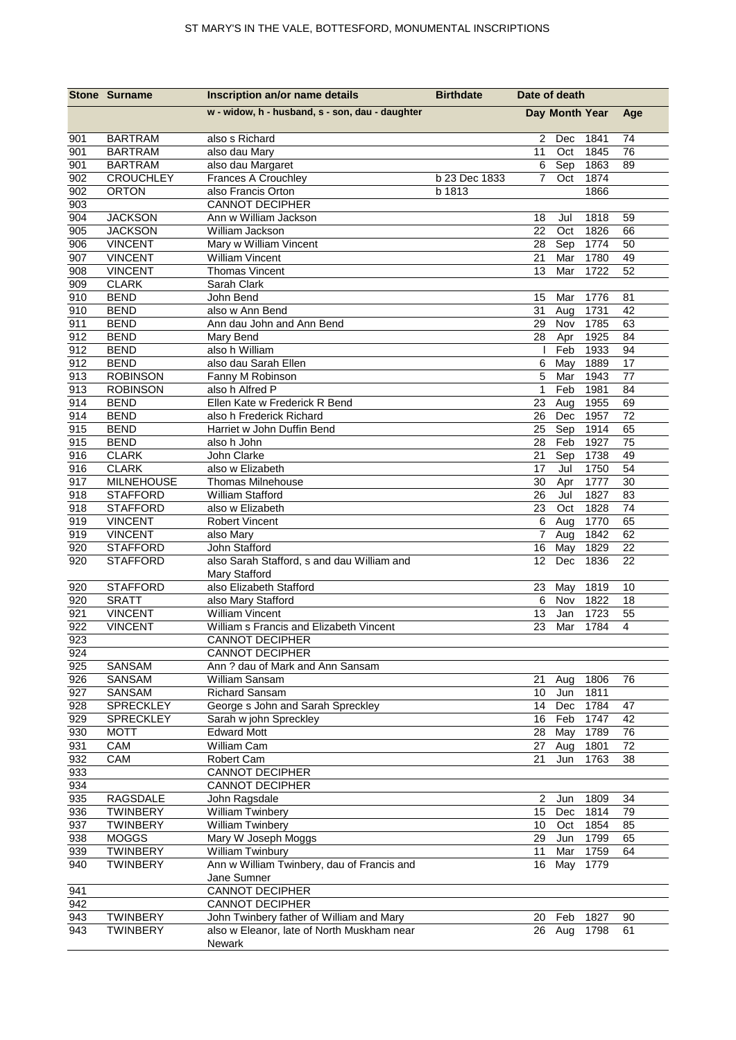| Stone | Surname | Inscription an/or name details | Birthdate | Date of death | | | |
|---|---|---|---|---|---|---|---|
| | | w - widow, h - husband, s - son, dau - daughter | | Day | Month | Year | Age |
| 901 | BARTRAM | also s Richard | | 2 | Dec | 1841 | 74 |
| 901 | BARTRAM | also dau Mary | | 11 | Oct | 1845 | 76 |
| 901 | BARTRAM | also dau Margaret | | 6 | Sep | 1863 | 89 |
| 902 | CROUCHLEY | Frances A Crouchley | b 23 Dec 1833 | 7 | Oct | 1874 | |
| 902 | ORTON | also Francis Orton | b 1813 | | | 1866 | |
| 903 | | CANNOT DECIPHER | | | | | |
| 904 | JACKSON | Ann w William Jackson | | 18 | Jul | 1818 | 59 |
| 905 | JACKSON | William Jackson | | 22 | Oct | 1826 | 66 |
| 906 | VINCENT | Mary w William Vincent | | 28 | Sep | 1774 | 50 |
| 907 | VINCENT | William Vincent | | 21 | Mar | 1780 | 49 |
| 908 | VINCENT | Thomas Vincent | | 13 | Mar | 1722 | 52 |
| 909 | CLARK | Sarah Clark | | | | | |
| 910 | BEND | John Bend | | 15 | Mar | 1776 | 81 |
| 910 | BEND | also w Ann Bend | | 31 | Aug | 1731 | 42 |
| 911 | BEND | Ann dau John and Ann Bend | | 29 | Nov | 1785 | 63 |
| 912 | BEND | Mary Bend | | 28 | Apr | 1925 | 84 |
| 912 | BEND | also h William | | I | Feb | 1933 | 94 |
| 912 | BEND | also dau Sarah Ellen | | 6 | May | 1889 | 17 |
| 913 | ROBINSON | Fanny M Robinson | | 5 | Mar | 1943 | 77 |
| 913 | ROBINSON | also h Alfred P | | 1 | Feb | 1981 | 84 |
| 914 | BEND | Ellen Kate w Frederick R Bend | | 23 | Aug | 1955 | 69 |
| 914 | BEND | also h Frederick Richard | | 26 | Dec | 1957 | 72 |
| 915 | BEND | Harriet w John Duffin Bend | | 25 | Sep | 1914 | 65 |
| 915 | BEND | also h John | | 28 | Feb | 1927 | 75 |
| 916 | CLARK | John Clarke | | 21 | Sep | 1738 | 49 |
| 916 | CLARK | also w Elizabeth | | 17 | Jul | 1750 | 54 |
| 917 | MILNEHOUSE | Thomas Milnehouse | | 30 | Apr | 1777 | 30 |
| 918 | STAFFORD | William Stafford | | 26 | Jul | 1827 | 83 |
| 918 | STAFFORD | also w Elizabeth | | 23 | Oct | 1828 | 74 |
| 919 | VINCENT | Robert Vincent | | 6 | Aug | 1770 | 65 |
| 919 | VINCENT | also Mary | | 7 | Aug | 1842 | 62 |
| 920 | STAFFORD | John Stafford | | 16 | May | 1829 | 22 |
| 920 | STAFFORD | also Sarah Stafford, s and dau William and Mary Stafford | | 12 | Dec | 1836 | 22 |
| 920 | STAFFORD | also Elizabeth Stafford | | 23 | May | 1819 | 10 |
| 920 | SRATT | also Mary Stafford | | 6 | Nov | 1822 | 18 |
| 921 | VINCENT | William Vincent | | 13 | Jan | 1723 | 55 |
| 922 | VINCENT | William s Francis and Elizabeth Vincent | | 23 | Mar | 1784 | 4 |
| 923 | | CANNOT DECIPHER | | | | | |
| 924 | | CANNOT DECIPHER | | | | | |
| 925 | SANSAM | Ann ? dau of Mark and Ann Sansam | | | | | |
| 926 | SANSAM | William Sansam | | 21 | Aug | 1806 | 76 |
| 927 | SANSAM | Richard Sansam | | 10 | Jun | 1811 | |
| 928 | SPRECKLEY | George s John and Sarah Spreckley | | 14 | Dec | 1784 | 47 |
| 929 | SPRECKLEY | Sarah w john Spreckley | | 16 | Feb | 1747 | 42 |
| 930 | MOTT | Edward Mott | | 28 | May | 1789 | 76 |
| 931 | CAM | William Cam | | 27 | Aug | 1801 | 72 |
| 932 | CAM | Robert Cam | | 21 | Jun | 1763 | 38 |
| 933 | | CANNOT DECIPHER | | | | | |
| 934 | | CANNOT DECIPHER | | | | | |
| 935 | RAGSDALE | John Ragsdale | | 2 | Jun | 1809 | 34 |
| 936 | TWINBERY | William Twinbery | | 15 | Dec | 1814 | 79 |
| 937 | TWINBERY | William Twinbery | | 10 | Oct | 1854 | 85 |
| 938 | MOGGS | Mary W Joseph Moggs | | 29 | Jun | 1799 | 65 |
| 939 | TWINBERY | William Twinbury | | 11 | Mar | 1759 | 64 |
| 940 | TWINBERY | Ann w William Twinbery, dau of Francis and Jane Sumner | | 16 | May | 1779 | |
| 941 | | CANNOT DECIPHER | | | | | |
| 942 | | CANNOT DECIPHER | | | | | |
| 943 | TWINBERY | John Twinbery father of William and Mary | | 20 | Feb | 1827 | 90 |
| 943 | TWINBERY | also w Eleanor, late of North Muskham near Newark | | 26 | Aug | 1798 | 61 |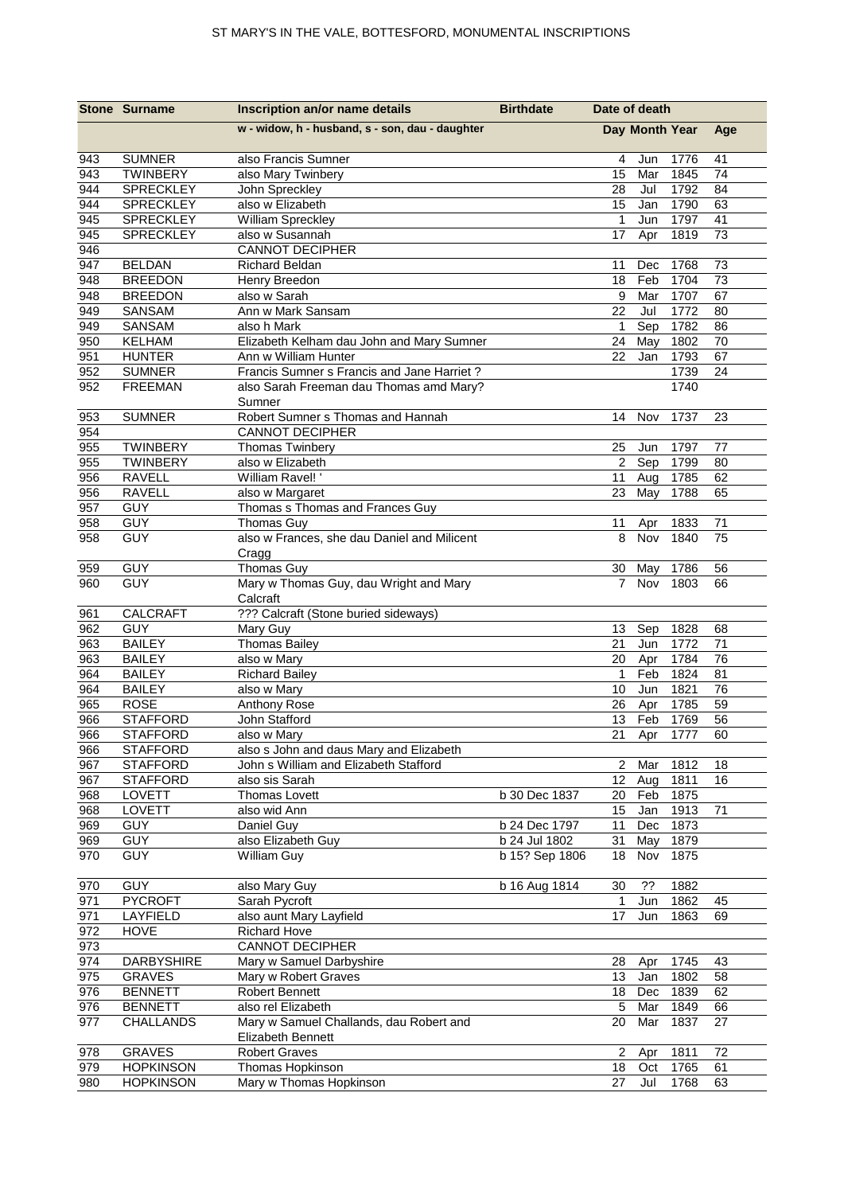| Stone | Surname | Inscription an/or name details | Birthdate | Date of death | | | Age |
|---|---|---|---|---|---|---|---|
| | | w - widow, h - husband, s - son, dau - daughter | | Day | Month | Year | Age |
| 943 | SUMNER | also Francis Sumner | | 4 | Jun | 1776 | 41 |
| 943 | TWINBERY | also Mary Twinbery | | 15 | Mar | 1845 | 74 |
| 944 | SPRECKLEY | John Spreckley | | 28 | Jul | 1792 | 84 |
| 944 | SPRECKLEY | also w Elizabeth | | 15 | Jan | 1790 | 63 |
| 945 | SPRECKLEY | William Spreckley | | 1 | Jun | 1797 | 41 |
| 945 | SPRECKLEY | also w Susannah | | 17 | Apr | 1819 | 73 |
| 946 | | CANNOT DECIPHER | | | | | |
| 947 | BELDAN | Richard Beldan | | 11 | Dec | 1768 | 73 |
| 948 | BREEDON | Henry Breedon | | 18 | Feb | 1704 | 73 |
| 948 | BREEDON | also w Sarah | | 9 | Mar | 1707 | 67 |
| 949 | SANSAM | Ann w Mark Sansam | | 22 | Jul | 1772 | 80 |
| 949 | SANSAM | also h Mark | | 1 | Sep | 1782 | 86 |
| 950 | KELHAM | Elizabeth Kelham dau John and Mary Sumner | | 24 | May | 1802 | 70 |
| 951 | HUNTER | Ann w William Hunter | | 22 | Jan | 1793 | 67 |
| 952 | SUMNER | Francis Sumner s Francis and Jane Harriet ? | | | | 1739 | 24 |
| 952 | FREEMAN | also Sarah Freeman dau Thomas amd Mary? Sumner | | | | 1740 | |
| 953 | SUMNER | Robert Sumner s Thomas and Hannah | | 14 | Nov | 1737 | 23 |
| 954 | | CANNOT DECIPHER | | | | | |
| 955 | TWINBERY | Thomas Twinbery | | 25 | Jun | 1797 | 77 |
| 955 | TWINBERY | also w Elizabeth | | 2 | Sep | 1799 | 80 |
| 956 | RAVELL | William Ravel! ' | | 11 | Aug | 1785 | 62 |
| 956 | RAVELL | also w Margaret | | 23 | May | 1788 | 65 |
| 957 | GUY | Thomas s Thomas and Frances Guy | | | | | |
| 958 | GUY | Thomas Guy | | 11 | Apr | 1833 | 71 |
| 958 | GUY | also w Frances, she dau Daniel and Milicent Cragg | | 8 | Nov | 1840 | 75 |
| 959 | GUY | Thomas Guy | | 30 | May | 1786 | 56 |
| 960 | GUY | Mary w Thomas Guy, dau Wright and Mary Calcraft | | 7 | Nov | 1803 | 66 |
| 961 | CALCRAFT | ??? Calcraft (Stone buried sideways) | | | | | |
| 962 | GUY | Mary Guy | | 13 | Sep | 1828 | 68 |
| 963 | BAILEY | Thomas Bailey | | 21 | Jun | 1772 | 71 |
| 963 | BAILEY | also w Mary | | 20 | Apr | 1784 | 76 |
| 964 | BAILEY | Richard Bailey | | 1 | Feb | 1824 | 81 |
| 964 | BAILEY | also w Mary | | 10 | Jun | 1821 | 76 |
| 965 | ROSE | Anthony Rose | | 26 | Apr | 1785 | 59 |
| 966 | STAFFORD | John Stafford | | 13 | Feb | 1769 | 56 |
| 966 | STAFFORD | also w Mary | | 21 | Apr | 1777 | 60 |
| 966 | STAFFORD | also s John and daus Mary and Elizabeth | | | | | |
| 967 | STAFFORD | John s William and Elizabeth Stafford | | 2 | Mar | 1812 | 18 |
| 967 | STAFFORD | also sis Sarah | | 12 | Aug | 1811 | 16 |
| 968 | LOVETT | Thomas Lovett | b 30 Dec 1837 | 20 | Feb | 1875 | |
| 968 | LOVETT | also wid Ann | | 15 | Jan | 1913 | 71 |
| 969 | GUY | Daniel Guy | b 24 Dec 1797 | 11 | Dec | 1873 | |
| 969 | GUY | also Elizabeth Guy | b 24 Jul 1802 | 31 | May | 1879 | |
| 970 | GUY | William Guy | b 15? Sep 1806 | 18 | Nov | 1875 | |
| 970 | GUY | also Mary Guy | b 16 Aug 1814 | 30 | ?? | 1882 | |
| 971 | PYCROFT | Sarah Pycroft | | 1 | Jun | 1862 | 45 |
| 971 | LAYFIELD | also aunt Mary Layfield | | 17 | Jun | 1863 | 69 |
| 972 | HOVE | Richard Hove | | | | | |
| 973 | | CANNOT DECIPHER | | | | | |
| 974 | DARBYSHIRE | Mary w Samuel Darbyshire | | 28 | Apr | 1745 | 43 |
| 975 | GRAVES | Mary w Robert Graves | | 13 | Jan | 1802 | 58 |
| 976 | BENNETT | Robert Bennett | | 18 | Dec | 1839 | 62 |
| 976 | BENNETT | also rel Elizabeth | | 5 | Mar | 1849 | 66 |
| 977 | CHALLANDS | Mary w Samuel Challands, dau Robert and Elizabeth Bennett | | 20 | Mar | 1837 | 27 |
| 978 | GRAVES | Robert Graves | | 2 | Apr | 1811 | 72 |
| 979 | HOPKINSON | Thomas Hopkinson | | 18 | Oct | 1765 | 61 |
| 980 | HOPKINSON | Mary w Thomas Hopkinson | | 27 | Jul | 1768 | 63 |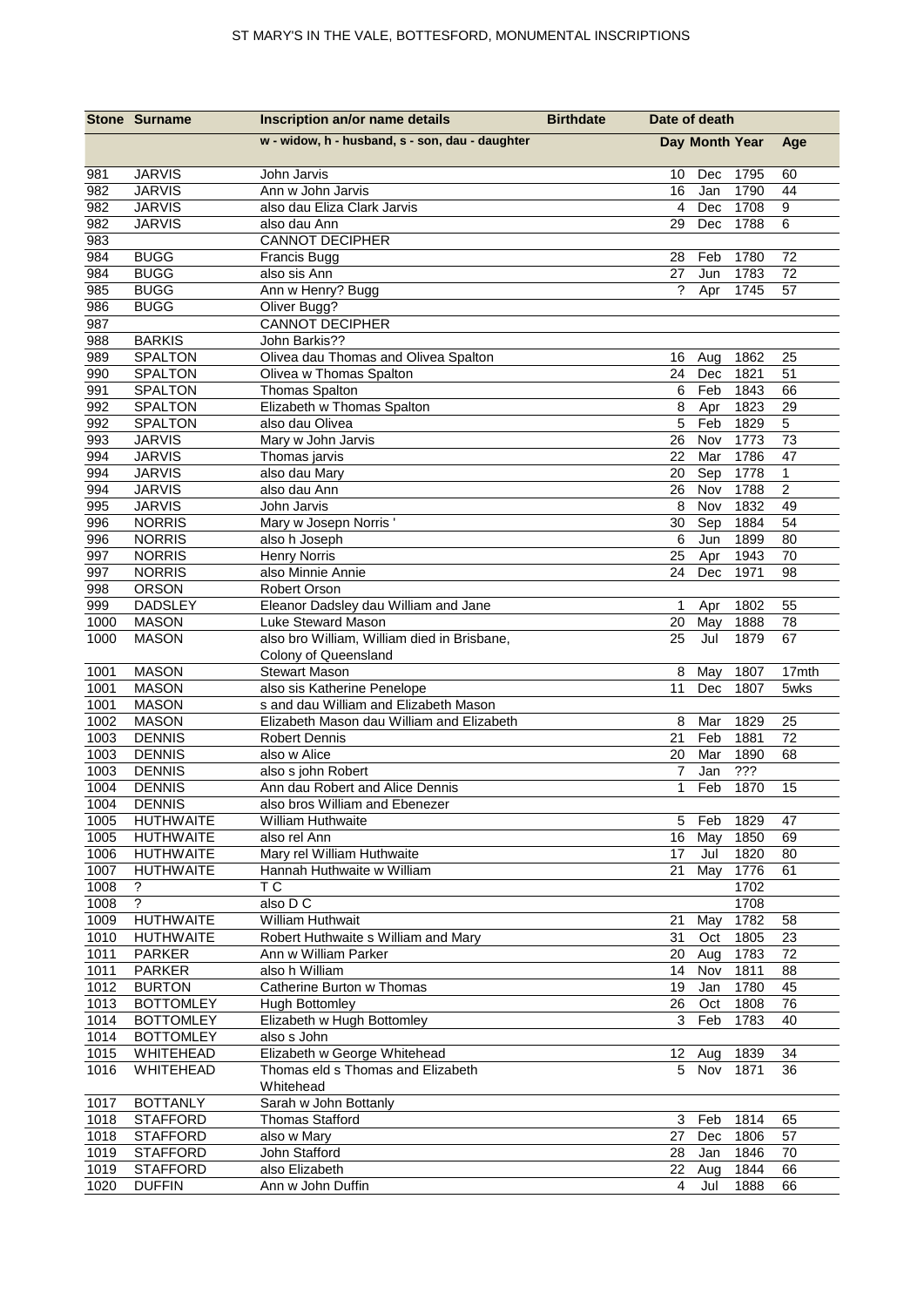| Stone | Surname | Inscription an/or name details | Birthdate | Date of death | | | |
|---|---|---|---|---|---|---|---|
| | | w - widow, h - husband, s - son, dau - daughter | | Day | Month | Year | Age |
| 981 | JARVIS | John Jarvis | | 10 | Dec | 1795 | 60 |
| 982 | JARVIS | Ann w John Jarvis | | 16 | Jan | 1790 | 44 |
| 982 | JARVIS | also dau Eliza Clark Jarvis | | 4 | Dec | 1708 | 9 |
| 982 | JARVIS | also dau Ann | | 29 | Dec | 1788 | 6 |
| 983 | | CANNOT DECIPHER | | | | | |
| 984 | BUGG | Francis Bugg | | 28 | Feb | 1780 | 72 |
| 984 | BUGG | also sis Ann | | 27 | Jun | 1783 | 72 |
| 985 | BUGG | Ann w Henry? Bugg | | ? | Apr | 1745 | 57 |
| 986 | BUGG | Oliver Bugg? | | | | | |
| 987 | | CANNOT DECIPHER | | | | | |
| 988 | BARKIS | John Barkis?? | | | | | |
| 989 | SPALTON | Olivea dau Thomas and Olivea Spalton | | 16 | Aug | 1862 | 25 |
| 990 | SPALTON | Olivea w Thomas Spalton | | 24 | Dec | 1821 | 51 |
| 991 | SPALTON | Thomas Spalton | | 6 | Feb | 1843 | 66 |
| 992 | SPALTON | Elizabeth w Thomas Spalton | | 8 | Apr | 1823 | 29 |
| 992 | SPALTON | also dau Olivea | | 5 | Feb | 1829 | 5 |
| 993 | JARVIS | Mary w John Jarvis | | 26 | Nov | 1773 | 73 |
| 994 | JARVIS | Thomas jarvis | | 22 | Mar | 1786 | 47 |
| 994 | JARVIS | also dau Mary | | 20 | Sep | 1778 | 1 |
| 994 | JARVIS | also dau Ann | | 26 | Nov | 1788 | 2 |
| 995 | JARVIS | John Jarvis | | 8 | Nov | 1832 | 49 |
| 996 | NORRIS | Mary w Josepn Norris ' | | 30 | Sep | 1884 | 54 |
| 996 | NORRIS | also h Joseph | | 6 | Jun | 1899 | 80 |
| 997 | NORRIS | Henry Norris | | 25 | Apr | 1943 | 70 |
| 997 | NORRIS | also Minnie Annie | | 24 | Dec | 1971 | 98 |
| 998 | ORSON | Robert Orson | | | | | |
| 999 | DADSLEY | Eleanor Dadsley dau William and Jane | | 1 | Apr | 1802 | 55 |
| 1000 | MASON | Luke Steward Mason | | 20 | May | 1888 | 78 |
| 1000 | MASON | also bro William, William died in Brisbane, Colony of Queensland | | 25 | Jul | 1879 | 67 |
| 1001 | MASON | Stewart Mason | | 8 | May | 1807 | 17mth |
| 1001 | MASON | also sis Katherine Penelope | | 11 | Dec | 1807 | 5wks |
| 1001 | MASON | s and dau William and Elizabeth Mason | | | | | |
| 1002 | MASON | Elizabeth Mason dau William and Elizabeth | | 8 | Mar | 1829 | 25 |
| 1003 | DENNIS | Robert Dennis | | 21 | Feb | 1881 | 72 |
| 1003 | DENNIS | also w Alice | | 20 | Mar | 1890 | 68 |
| 1003 | DENNIS | also s john Robert | | 7 | Jan | ??? | |
| 1004 | DENNIS | Ann dau Robert and Alice Dennis | | 1 | Feb | 1870 | 15 |
| 1004 | DENNIS | also bros William and Ebenezer | | | | | |
| 1005 | HUTHWAITE | William Huthwaite | | 5 | Feb | 1829 | 47 |
| 1005 | HUTHWAITE | also rel Ann | | 16 | May | 1850 | 69 |
| 1006 | HUTHWAITE | Mary rel William Huthwaite | | 17 | Jul | 1820 | 80 |
| 1007 | HUTHWAITE | Hannah Huthwaite w William | | 21 | May | 1776 | 61 |
| 1008 | ? | T C | | | | 1702 | |
| 1008 | ? | also D C | | | | 1708 | |
| 1009 | HUTHWAITE | William Huthwait | | 21 | May | 1782 | 58 |
| 1010 | HUTHWAITE | Robert Huthwaite s William and Mary | | 31 | Oct | 1805 | 23 |
| 1011 | PARKER | Ann w William Parker | | 20 | Aug | 1783 | 72 |
| 1011 | PARKER | also h William | | 14 | Nov | 1811 | 88 |
| 1012 | BURTON | Catherine Burton w Thomas | | 19 | Jan | 1780 | 45 |
| 1013 | BOTTOMLEY | Hugh Bottomley | | 26 | Oct | 1808 | 76 |
| 1014 | BOTTOMLEY | Elizabeth w Hugh Bottomley | | 3 | Feb | 1783 | 40 |
| 1014 | BOTTOMLEY | also s John | | | | | |
| 1015 | WHITEHEAD | Elizabeth w George Whitehead | | 12 | Aug | 1839 | 34 |
| 1016 | WHITEHEAD | Thomas eld s Thomas and Elizabeth Whitehead | | 5 | Nov | 1871 | 36 |
| 1017 | BOTTANLY | Sarah w John Bottanly | | | | | |
| 1018 | STAFFORD | Thomas Stafford | | 3 | Feb | 1814 | 65 |
| 1018 | STAFFORD | also w Mary | | 27 | Dec | 1806 | 57 |
| 1019 | STAFFORD | John Stafford | | 28 | Jan | 1846 | 70 |
| 1019 | STAFFORD | also Elizabeth | | 22 | Aug | 1844 | 66 |
| 1020 | DUFFIN | Ann w John Duffin | | 4 | Jul | 1888 | 66 |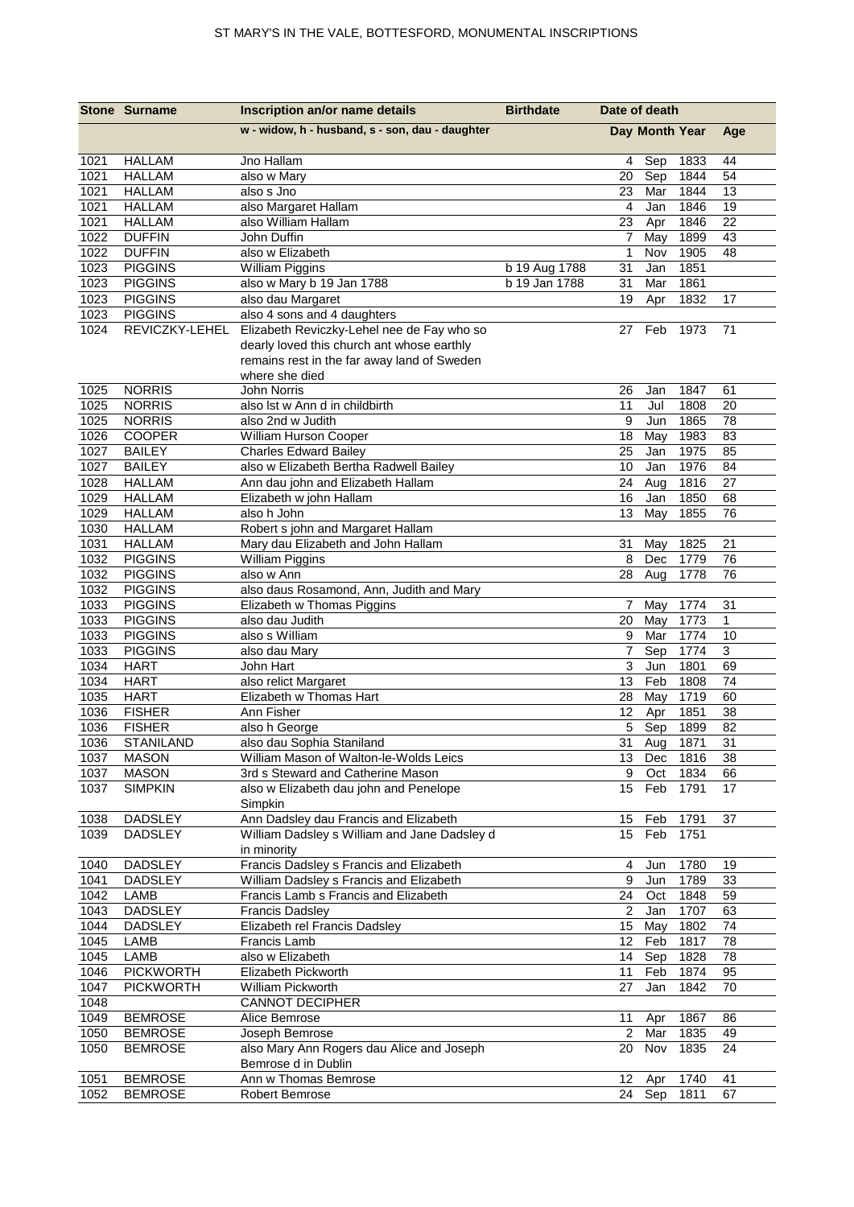# ST MARY'S IN THE VALE, BOTTESFORD, MONUMENTAL INSCRIPTIONS

| Stone | Surname | Inscription an/or name details | Birthdate | Date of death | | | Age |
|---|---|---|---|---|---|---|---|
| | | w - widow, h - husband, s - son, dau - daughter | | Day | Month | Year | Age |
| 1021 | HALLAM | Jno Hallam | | 4 | Sep | 1833 | 44 |
| 1021 | HALLAM | also w Mary | | 20 | Sep | 1844 | 54 |
| 1021 | HALLAM | also s Jno | | 23 | Mar | 1844 | 13 |
| 1021 | HALLAM | also Margaret Hallam | | 4 | Jan | 1846 | 19 |
| 1021 | HALLAM | also William Hallam | | 23 | Apr | 1846 | 22 |
| 1022 | DUFFIN | John Duffin | | 7 | May | 1899 | 43 |
| 1022 | DUFFIN | also w Elizabeth | | 1 | Nov | 1905 | 48 |
| 1023 | PIGGINS | William Piggins | b 19 Aug 1788 | 31 | Jan | 1851 | |
| 1023 | PIGGINS | also w Mary b 19 Jan 1788 | b 19 Jan 1788 | 31 | Mar | 1861 | |
| 1023 | PIGGINS | also dau Margaret | | 19 | Apr | 1832 | 17 |
| 1023 | PIGGINS | also 4 sons and 4 daughters | | | | | |
| 1024 | REVICZKY-LEHEL | Elizabeth Reviczky-Lehel nee de Fay who so dearly loved this church ant whose earthly remains rest in the far away land of Sweden where she died | | 27 | Feb | 1973 | 71 |
| 1025 | NORRIS | John Norris | | 26 | Jan | 1847 | 61 |
| 1025 | NORRIS | also lst w Ann d in childbirth | | 11 | Jul | 1808 | 20 |
| 1025 | NORRIS | also 2nd w Judith | | 9 | Jun | 1865 | 78 |
| 1026 | COOPER | William Hurson Cooper | | 18 | May | 1983 | 83 |
| 1027 | BAILEY | Charles Edward Bailey | | 25 | Jan | 1975 | 85 |
| 1027 | BAILEY | also w Elizabeth Bertha Radwell Bailey | | 10 | Jan | 1976 | 84 |
| 1028 | HALLAM | Ann dau john and Elizabeth Hallam | | 24 | Aug | 1816 | 27 |
| 1029 | HALLAM | Elizabeth w john Hallam | | 16 | Jan | 1850 | 68 |
| 1029 | HALLAM | also h John | | 13 | May | 1855 | 76 |
| 1030 | HALLAM | Robert s john and Margaret Hallam | | | | | |
| 1031 | HALLAM | Mary dau Elizabeth and John Hallam | | 31 | May | 1825 | 21 |
| 1032 | PIGGINS | William Piggins | | 8 | Dec | 1779 | 76 |
| 1032 | PIGGINS | also w Ann | | 28 | Aug | 1778 | 76 |
| 1032 | PIGGINS | also daus Rosamond, Ann, Judith and Mary | | | | | |
| 1033 | PIGGINS | Elizabeth w Thomas Piggins | | 7 | May | 1774 | 31 |
| 1033 | PIGGINS | also dau Judith | | 20 | May | 1773 | 1 |
| 1033 | PIGGINS | also s William | | 9 | Mar | 1774 | 10 |
| 1033 | PIGGINS | also dau Mary | | 7 | Sep | 1774 | 3 |
| 1034 | HART | John Hart | | 3 | Jun | 1801 | 69 |
| 1034 | HART | also relict Margaret | | 13 | Feb | 1808 | 74 |
| 1035 | HART | Elizabeth w Thomas Hart | | 28 | May | 1719 | 60 |
| 1036 | FISHER | Ann Fisher | | 12 | Apr | 1851 | 38 |
| 1036 | FISHER | also h George | | 5 | Sep | 1899 | 82 |
| 1036 | STANILAND | also dau Sophia Staniland | | 31 | Aug | 1871 | 31 |
| 1037 | MASON | William Mason of Walton-le-Wolds Leics | | 13 | Dec | 1816 | 38 |
| 1037 | MASON | 3rd s Steward and Catherine Mason | | 9 | Oct | 1834 | 66 |
| 1037 | SIMPKIN | also w Elizabeth dau john and Penelope Simpkin | | 15 | Feb | 1791 | 17 |
| 1038 | DADSLEY | Ann Dadsley dau Francis and Elizabeth | | 15 | Feb | 1791 | 37 |
| 1039 | DADSLEY | William Dadsley s William and Jane Dadsley d in minority | | 15 | Feb | 1751 | |
| 1040 | DADSLEY | Francis Dadsley s Francis and Elizabeth | | 4 | Jun | 1780 | 19 |
| 1041 | DADSLEY | William Dadsley s Francis and Elizabeth | | 9 | Jun | 1789 | 33 |
| 1042 | LAMB | Francis Lamb s Francis and Elizabeth | | 24 | Oct | 1848 | 59 |
| 1043 | DADSLEY | Francis Dadsley | | 2 | Jan | 1707 | 63 |
| 1044 | DADSLEY | Elizabeth rel Francis Dadsley | | 15 | May | 1802 | 74 |
| 1045 | LAMB | Francis Lamb | | 12 | Feb | 1817 | 78 |
| 1045 | LAMB | also w Elizabeth | | 14 | Sep | 1828 | 78 |
| 1046 | PICKWORTH | Elizabeth Pickworth | | 11 | Feb | 1874 | 95 |
| 1047 | PICKWORTH | William Pickworth | | 27 | Jan | 1842 | 70 |
| 1048 | | CANNOT DECIPHER | | | | | |
| 1049 | BEMROSE | Alice Bemrose | | 11 | Apr | 1867 | 86 |
| 1050 | BEMROSE | Joseph Bemrose | | 2 | Mar | 1835 | 49 |
| 1050 | BEMROSE | also Mary Ann Rogers dau Alice and Joseph Bemrose d in Dublin | | 20 | Nov | 1835 | 24 |
| 1051 | BEMROSE | Ann w Thomas Bemrose | | 12 | Apr | 1740 | 41 |
| 1052 | BEMROSE | Robert Bemrose | | 24 | Sep | 1811 | 67 |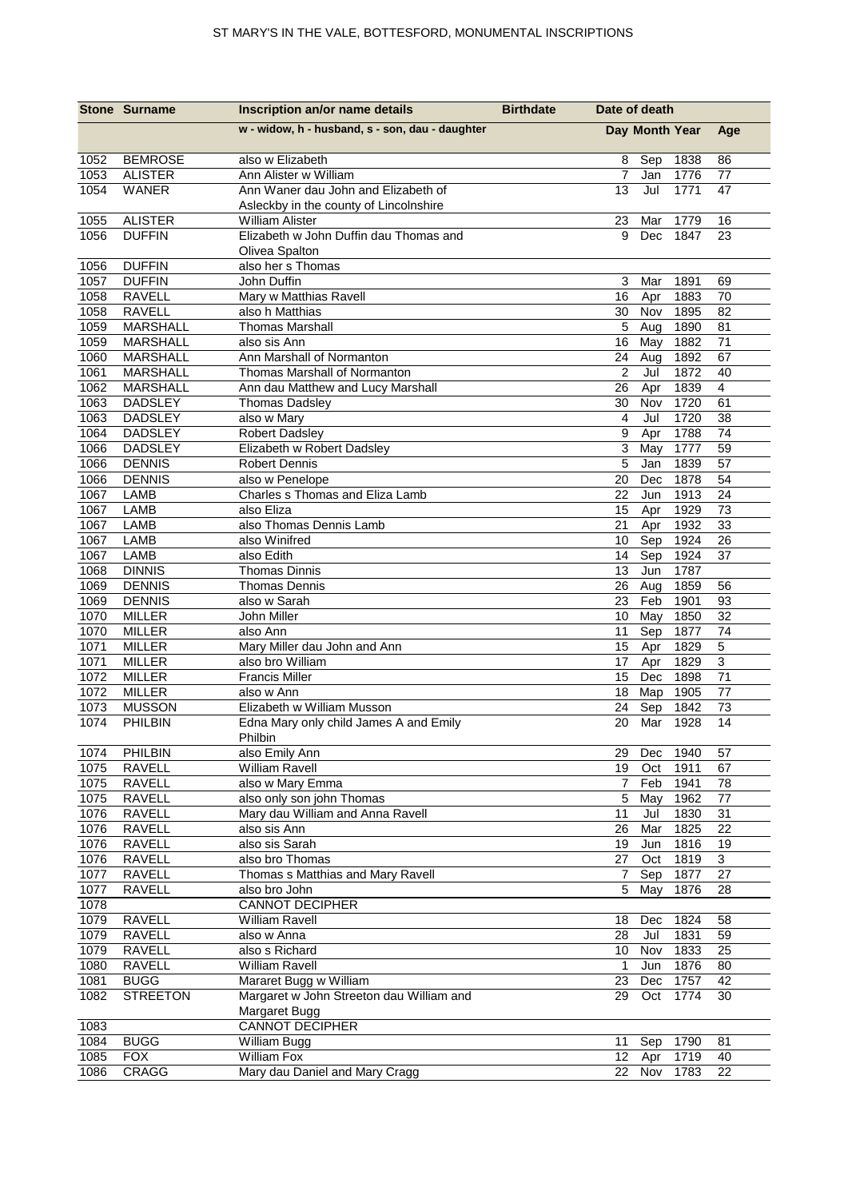# ST MARY'S IN THE VALE, BOTTESFORD, MONUMENTAL INSCRIPTIONS

| Stone | Surname | Inscription an/or name details | Birthdate | Date of death | | | |
|---|---|---|---|---|---|---|---|
| | | w - widow, h - husband, s - son, dau - daughter | | Day | Month | Year | Age |
| 1052 | BEMROSE | also w Elizabeth | | 8 | Sep | 1838 | 86 |
| 1053 | ALISTER | Ann Alister w William | | 7 | Jan | 1776 | 77 |
| 1054 | WANER | Ann Waner dau John and Elizabeth of Asleckby in the county of Lincolnshire | | 13 | Jul | 1771 | 47 |
| 1055 | ALISTER | William Alister | | 23 | Mar | 1779 | 16 |
| 1056 | DUFFIN | Elizabeth w John Duffin dau Thomas and Olivea Spalton | | 9 | Dec | 1847 | 23 |
| 1056 | DUFFIN | also her s Thomas | | | | | |
| 1057 | DUFFIN | John Duffin | | 3 | Mar | 1891 | 69 |
| 1058 | RAVELL | Mary w Matthias Ravell | | 16 | Apr | 1883 | 70 |
| 1058 | RAVELL | also h Matthias | | 30 | Nov | 1895 | 82 |
| 1059 | MARSHALL | Thomas Marshall | | 5 | Aug | 1890 | 81 |
| 1059 | MARSHALL | also sis Ann | | 16 | May | 1882 | 71 |
| 1060 | MARSHALL | Ann Marshall of Normanton | | 24 | Aug | 1892 | 67 |
| 1061 | MARSHALL | Thomas Marshall of Normanton | | 2 | Jul | 1872 | 40 |
| 1062 | MARSHALL | Ann dau Matthew and Lucy Marshall | | 26 | Apr | 1839 | 4 |
| 1063 | DADSLEY | Thomas Dadsley | | 30 | Nov | 1720 | 61 |
| 1063 | DADSLEY | also w Mary | | 4 | Jul | 1720 | 38 |
| 1064 | DADSLEY | Robert Dadsley | | 9 | Apr | 1788 | 74 |
| 1066 | DADSLEY | Elizabeth w Robert Dadsley | | 3 | May | 1777 | 59 |
| 1066 | DENNIS | Robert Dennis | | 5 | Jan | 1839 | 57 |
| 1066 | DENNIS | also w Penelope | | 20 | Dec | 1878 | 54 |
| 1067 | LAMB | Charles s Thomas and Eliza Lamb | | 22 | Jun | 1913 | 24 |
| 1067 | LAMB | also Eliza | | 15 | Apr | 1929 | 73 |
| 1067 | LAMB | also Thomas Dennis Lamb | | 21 | Apr | 1932 | 33 |
| 1067 | LAMB | also Winifred | | 10 | Sep | 1924 | 26 |
| 1067 | LAMB | also Edith | | 14 | Sep | 1924 | 37 |
| 1068 | DINNIS | Thomas Dinnis | | 13 | Jun | 1787 | |
| 1069 | DENNIS | Thomas Dennis | | 26 | Aug | 1859 | 56 |
| 1069 | DENNIS | also w Sarah | | 23 | Feb | 1901 | 93 |
| 1070 | MILLER | John Miller | | 10 | May | 1850 | 32 |
| 1070 | MILLER | also Ann | | 11 | Sep | 1877 | 74 |
| 1071 | MILLER | Mary Miller dau John and Ann | | 15 | Apr | 1829 | 5 |
| 1071 | MILLER | also bro William | | 17 | Apr | 1829 | 3 |
| 1072 | MILLER | Francis Miller | | 15 | Dec | 1898 | 71 |
| 1072 | MILLER | also w Ann | | 18 | Map | 1905 | 77 |
| 1073 | MUSSON | Elizabeth w William Musson | | 24 | Sep | 1842 | 73 |
| 1074 | PHILBIN | Edna Mary only child James A and Emily Philbin | | 20 | Mar | 1928 | 14 |
| 1074 | PHILBIN | also Emily Ann | | 29 | Dec | 1940 | 57 |
| 1075 | RAVELL | William Ravell | | 19 | Oct | 1911 | 67 |
| 1075 | RAVELL | also w Mary Emma | | 7 | Feb | 1941 | 78 |
| 1075 | RAVELL | also only son john Thomas | | 5 | May | 1962 | 77 |
| 1076 | RAVELL | Mary dau William and Anna Ravell | | 11 | Jul | 1830 | 31 |
| 1076 | RAVELL | also sis Ann | | 26 | Mar | 1825 | 22 |
| 1076 | RAVELL | also sis Sarah | | 19 | Jun | 1816 | 19 |
| 1076 | RAVELL | also bro Thomas | | 27 | Oct | 1819 | 3 |
| 1077 | RAVELL | Thomas s Matthias and Mary Ravell | | 7 | Sep | 1877 | 27 |
| 1077 | RAVELL | also bro John | | 5 | May | 1876 | 28 |
| 1078 | | CANNOT DECIPHER | | | | | |
| 1079 | RAVELL | William Ravell | | 18 | Dec | 1824 | 58 |
| 1079 | RAVELL | also w Anna | | 28 | Jul | 1831 | 59 |
| 1079 | RAVELL | also s Richard | | 10 | Nov | 1833 | 25 |
| 1080 | RAVELL | William Ravell | | 1 | Jun | 1876 | 80 |
| 1081 | BUGG | Mararet Bugg w William | | 23 | Dec | 1757 | 42 |
| 1082 | STREETON | Margaret w John Streeton dau William and Margaret Bugg | | 29 | Oct | 1774 | 30 |
| 1083 | | CANNOT DECIPHER | | | | | |
| 1084 | BUGG | William Bugg | | 11 | Sep | 1790 | 81 |
| 1085 | FOX | William Fox | | 12 | Apr | 1719 | 40 |
| 1086 | CRAGG | Mary dau Daniel and Mary Cragg | | 22 | Nov | 1783 | 22 |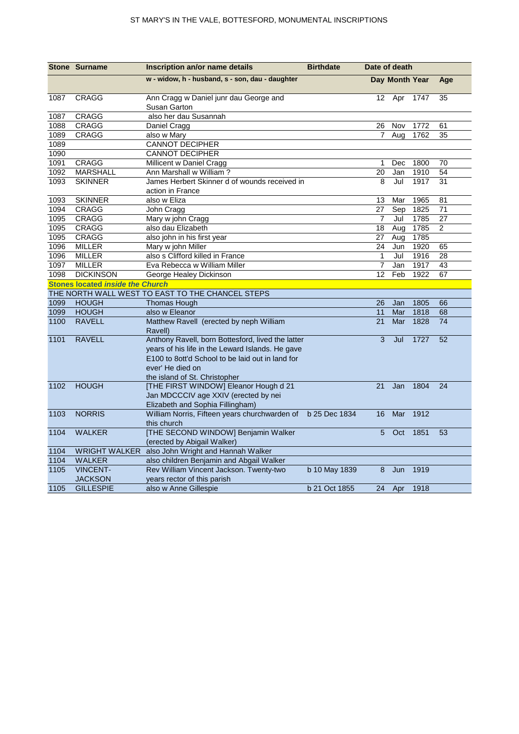# ST MARY'S IN THE VALE, BOTTESFORD, MONUMENTAL INSCRIPTIONS

| Stone | Surname | Inscription an/or name details | Birthdate | Date of death | | | |
|---|---|---|---|---|---|---|---|
| | | w - widow, h - husband, s - son, dau - daughter | | Day | Month | Year | Age |
| 1087 | CRAGG | Ann Cragg w Daniel junr dau George and Susan Garton | | 12 | Apr | 1747 | 35 |
| 1087 | CRAGG | also her dau Susannah | | | | | |
| 1088 | CRAGG | Daniel Cragg | | 26 | Nov | 1772 | 61 |
| 1089 | CRAGG | also w Mary | | 7 | Aug | 1762 | 35 |
| 1089 | | CANNOT DECIPHER | | | | | |
| 1090 | | CANNOT DECIPHER | | | | | |
| 1091 | CRAGG | Millicent w Daniel Cragg | | 1 | Dec | 1800 | 70 |
| 1092 | MARSHALL | Ann Marshall w William ? | | 20 | Jan | 1910 | 54 |
| 1093 | SKINNER | James Herbert Skinner d of wounds received in action in France | | 8 | Jul | 1917 | 31 |
| 1093 | SKINNER | also w Eliza | | 13 | Mar | 1965 | 81 |
| 1094 | CRAGG | John Cragg | | 27 | Sep | 1825 | 71 |
| 1095 | CRAGG | Mary w john Cragg | | 7 | Jul | 1785 | 27 |
| 1095 | CRAGG | also dau Elizabeth | | 18 | Aug | 1785 | 2 |
| 1095 | CRAGG | also john in his first year | | 27 | Aug | 1785 | |
| 1096 | MILLER | Mary w john Miller | | 24 | Jun | 1920 | 65 |
| 1096 | MILLER | also s Clifford killed in France | | 1 | Jul | 1916 | 28 |
| 1097 | MILLER | Eva Rebecca w William Miller | | 7 | Jan | 1917 | 43 |
| 1098 | DICKINSON | George Healey Dickinson | | 12 | Feb | 1922 | 67 |
| ***Stones located inside the Church*** | | | | | | | |
| THE NORTH WALL WEST TO EAST TO THE CHANCEL STEPS | | | | | | | |
| 1099 | HOUGH | Thomas Hough | | 26 | Jan | 1805 | 66 |
| 1099 | HOUGH | also w Eleanor | | 11 | Mar | 1818 | 68 |
| 1100 | RAVELL | Matthew Ravell (erected by neph William Ravell) | | 21 | Mar | 1828 | 74 |
| 1101 | RAVELL | Anthony Ravell, born Bottesford, lived the latter years of his life in the Leward Islands. He gave E100 to 8ott'd School to be laid out in land for ever' He died on the island of St. Christopher | | 3 | Jul | 1727 | 52 |
| 1102 | HOUGH | [THE FIRST WINDOW] Eleanor Hough d 21 Jan MDCCCIV age XXIV (erected by nei Elizabeth and Sophia Fillingham) | | 21 | Jan | 1804 | 24 |
| 1103 | NORRIS | William Norris, Fifteen years churchwarden of this church | b 25 Dec 1834 | 16 | Mar | 1912 | |
| 1104 | WALKER | [THE SECOND WINDOW] Benjamin Walker (erected by Abigail Walker) | | 5 | Oct | 1851 | 53 |
| 1104 | WRIGHT WALKER | also John Wright and Hannah Walker | | | | | |
| 1104 | WALKER | also children Benjamin and Abgail Walker | | | | | |
| 1105 | VINCENT-JACKSON | Rev William Vincent Jackson. Twenty-two years rector of this parish | b 10 May 1839 | 8 | Jun | 1919 | |
| 1105 | GILLESPIE | also w Anne Gillespie | b 21 Oct 1855 | 24 | Apr | 1918 | |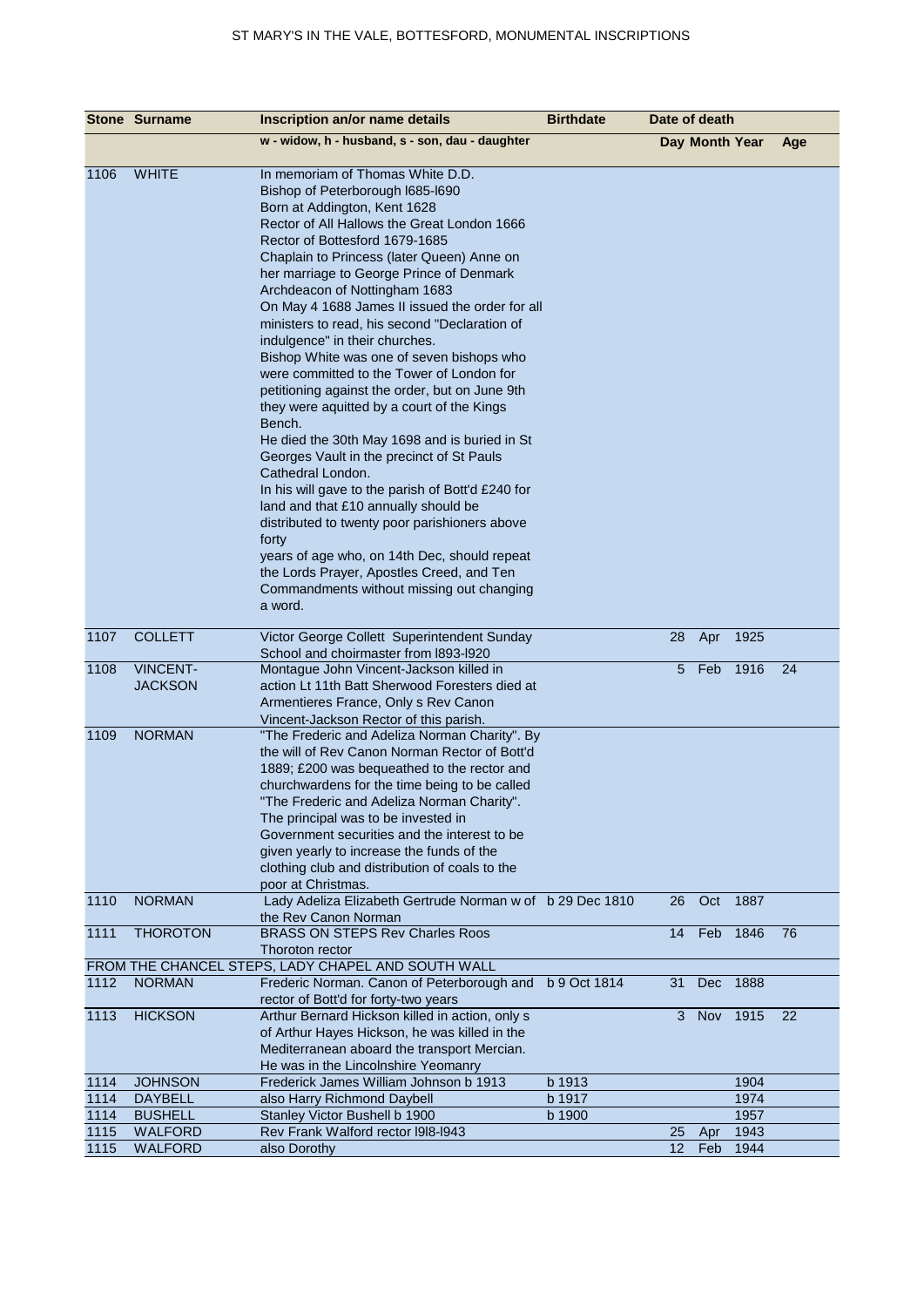# ST MARY'S IN THE VALE, BOTTESFORD, MONUMENTAL INSCRIPTIONS

| Stone | Surname | Inscription an/or name details | Birthdate | Date of death | | | |
|---|---|---|---|---|---|---|---|
| | | w - widow, h - husband, s - son, dau - daughter | | Day | Month | Year | Age |
| 1106 | WHITE | In memoriam of Thomas White D.D. Bishop of Peterborough l685-l690 Born at Addington, Kent 1628 Rector of All Hallows the Great London 1666 Rector of Bottesford 1679-1685 Chaplain to Princess (later Queen) Anne on her marriage to George Prince of Denmark Archdeacon of Nottingham 1683 On May 4 1688 James II issued the order for all ministers to read, his second "Declaration of indulgence" in their churches. Bishop White was one of seven bishops who were committed to the Tower of London for petitioning against the order, but on June 9th they were aquitted by a court of the Kings Bench. He died the 30th May 1698 and is buried in St Georges Vault in the precinct of St Pauls Cathedral London. In his will gave to the parish of Bott'd £240 for land and that £10 annually should be distributed to twenty poor parishioners above forty years of age who, on 14th Dec, should repeat the Lords Prayer, Apostles Creed, and Ten Commandments without missing out changing a word. | | | | | |
| 1107 | COLLETT | Victor George Collett Superintendent Sunday School and choirmaster from l893-l920 | | 28 | Apr | 1925 | |
| 1108 | VINCENT-JACKSON | Montague John Vincent-Jackson killed in action Lt 11th Batt Sherwood Foresters died at Armentieres France, Only s Rev Canon Vincent-Jackson Rector of this parish. | | 5 | Feb | 1916 | 24 |
| 1109 | NORMAN | "The Frederic and Adeliza Norman Charity". By the will of Rev Canon Norman Rector of Bott'd 1889; £200 was bequeathed to the rector and churchwardens for the time being to be called "The Frederic and Adeliza Norman Charity". The principal was to be invested in Government securities and the interest to be given yearly to increase the funds of the clothing club and distribution of coals to the poor at Christmas. | | | | | |
| 1110 | NORMAN | Lady Adeliza Elizabeth Gertrude Norman w of the Rev Canon Norman | b 29 Dec 1810 | 26 | Oct | 1887 | |
| 1111 | THOROTON | BRASS ON STEPS Rev Charles Roos Thoroton rector | | 14 | Feb | 1846 | 76 |
| FROM THE CHANCEL STEPS, LADY CHAPEL AND SOUTH WALL | | | | | | | |
| 1112 | NORMAN | Frederic Norman. Canon of Peterborough and rector of Bott'd for forty-two years | b 9 Oct 1814 | 31 | Dec | 1888 | |
| 1113 | HICKSON | Arthur Bernard Hickson killed in action, only s of Arthur Hayes Hickson, he was killed in the Mediterranean aboard the transport Mercian. He was in the Lincolnshire Yeomanry | | 3 | Nov | 1915 | 22 |
| 1114 | JOHNSON | Frederick James William Johnson b 1913 | b 1913 | | | 1904 | |
| 1114 | DAYBELL | also Harry Richmond Daybell | b 1917 | | | 1974 | |
| 1114 | BUSHELL | Stanley Victor Bushell b 1900 | b 1900 | | | 1957 | |
| 1115 | WALFORD | Rev Frank Walford rector l9l8-l943 | | 25 | Apr | 1943 | |
| 1115 | WALFORD | also Dorothy | | 12 | Feb | 1944 | |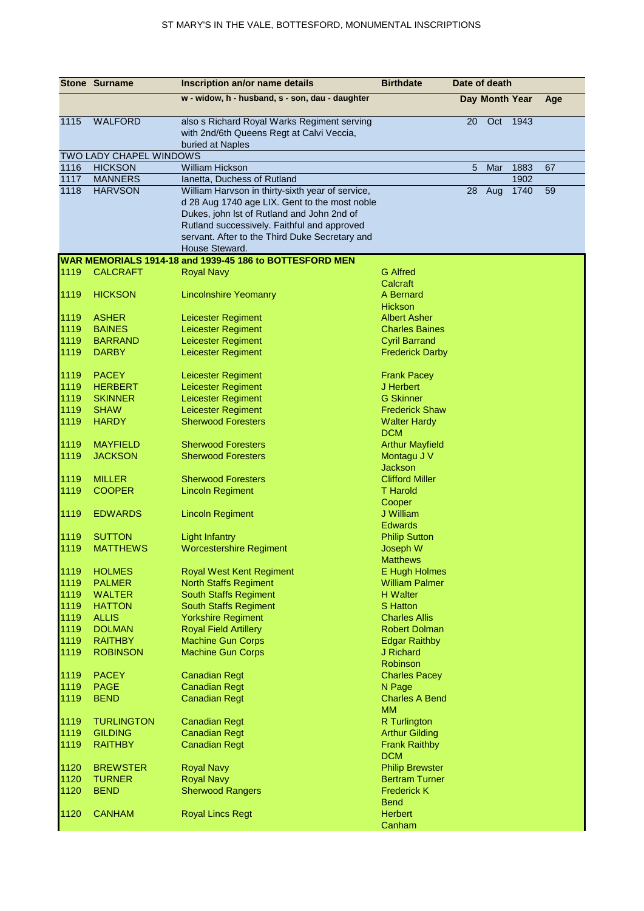| Stone | Surname | Inscription an/or name details | Birthdate | Date of death | | | |
|---|---|---|---|---|---|---|---|
| | | w - widow, h - husband, s - son, dau - daughter | | Day | Month | Year | Age |
| 1115 | WALFORD | also s Richard Royal Warks Regiment serving with 2nd/6th Queens Regt at Calvi Veccia, buried at Naples | | 20 | Oct | 1943 | |
| TWO LADY CHAPEL WINDOWS | | | | | | | |
| 1116 | HICKSON | William Hickson | | 5 | Mar | 1883 | 67 |
| 1117 | MANNERS | Ianetta, Duchess of Rutland | | | | 1902 | |
| 1118 | HARVSON | William Harvson in thirty-sixth year of service, d 28 Aug 1740 age LIX. Gent to the most noble Dukes, john lst of Rutland and John 2nd of Rutland successively. Faithful and approved servant. After to the Third Duke Secretary and House Steward. | | 28 | Aug | 1740 | 59 |
| **WAR MEMORIALS 1914-18 and 1939-45 186 to BOTTESFORD MEN** | | | | | | | |
| 1119 | CALCRAFT | Royal Navy | G Alfred Calcraft | | | | |
| 1119 | HICKSON | Lincolnshire Yeomanry | A Bernard Hickson | | | | |
| 1119 | ASHER | Leicester Regiment | Albert Asher | | | | |
| 1119 | BAINES | Leicester Regiment | Charles Baines | | | | |
| 1119 | BARRAND | Leicester Regiment | Cyril Barrand | | | | |
| 1119 | DARBY | Leicester Regiment | Frederick Darby | | | | |
| 1119 | PACEY | Leicester Regiment | Frank Pacey | | | | |
| 1119 | HERBERT | Leicester Regiment | J Herbert | | | | |
| 1119 | SKINNER | Leicester Regiment | G Skinner | | | | |
| 1119 | SHAW | Leicester Regiment | Frederick Shaw | | | | |
| 1119 | HARDY | Sherwood Foresters | Walter Hardy DCM | | | | |
| 1119 | MAYFIELD | Sherwood Foresters | Arthur Mayfield | | | | |
| 1119 | JACKSON | Sherwood Foresters | Montagu J V Jackson | | | | |
| 1119 | MILLER | Sherwood Foresters | Clifford Miller | | | | |
| 1119 | COOPER | Lincoln Regiment | T Harold Cooper | | | | |
| 1119 | EDWARDS | Lincoln Regiment | J William Edwards | | | | |
| 1119 | SUTTON | Light Infantry | Philip Sutton | | | | |
| 1119 | MATTHEWS | Worcestershire Regiment | Joseph W Matthews | | | | |
| 1119 | HOLMES | Royal West Kent Regiment | E Hugh Holmes | | | | |
| 1119 | PALMER | North Staffs Regiment | William Palmer | | | | |
| 1119 | WALTER | South Staffs Regiment | H Walter | | | | |
| 1119 | HATTON | South Staffs Regiment | S Hatton | | | | |
| 1119 | ALLIS | Yorkshire Regiment | Charles Allis | | | | |
| 1119 | DOLMAN | Royal Field Artillery | Robert Dolman | | | | |
| 1119 | RAITHBY | Machine Gun Corps | Edgar Raithby | | | | |
| 1119 | ROBINSON | Machine Gun Corps | J Richard Robinson | | | | |
| 1119 | PACEY | Canadian Regt | Charles Pacey | | | | |
| 1119 | PAGE | Canadian Regt | N Page | | | | |
| 1119 | BEND | Canadian Regt | Charles A Bend MM | | | | |
| 1119 | TURLINGTON | Canadian Regt | R Turlington | | | | |
| 1119 | GILDING | Canadian Regt | Arthur Gilding | | | | |
| 1119 | RAITHBY | Canadian Regt | Frank Raithby DCM | | | | |
| 1120 | BREWSTER | Royal Navy | Philip Brewster | | | | |
| 1120 | TURNER | Royal Navy | Bertram Turner | | | | |
| 1120 | BEND | Sherwood Rangers | Frederick K Bend | | | | |
| 1120 | CANHAM | Royal Lincs Regt | Herbert Canham | | | | |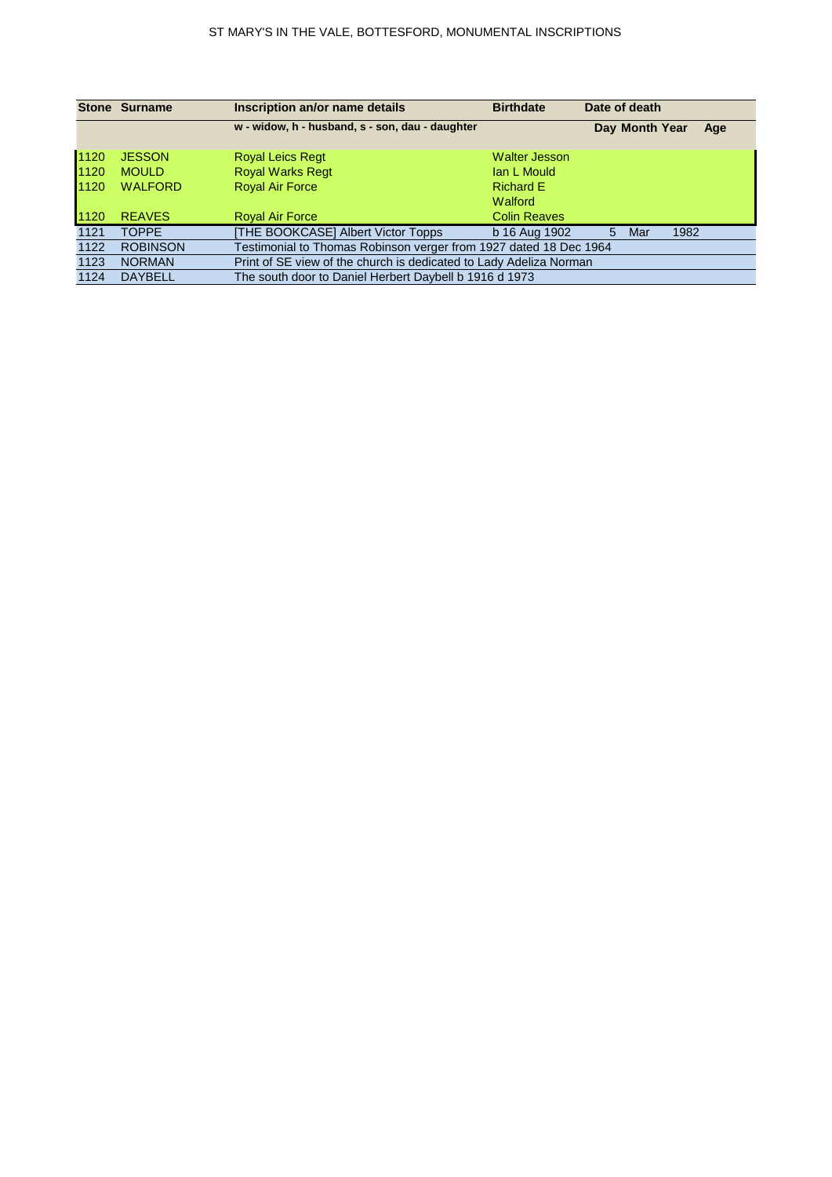# ST MARY'S IN THE VALE, BOTTESFORD, MONUMENTAL INSCRIPTIONS

| Stone | Surname | Inscription an/or name details | Birthdate | Date of death | | | |
|---|---|---|---|---|---|---|---|
| | | w - widow, h - husband, s - son, dau - daughter | | Day | Month | Year | Age |
| 1120 | JESSON | Royal Leics Regt | Walter Jesson | | | | |
| 1120 | MOULD | Royal Warks Regt | Ian L Mould | | | | |
| 1120 | WALFORD | Royal Air Force | Richard E Walford | | | | |
| 1120 | REAVES | Royal Air Force | Colin Reaves | | | | |
| 1121 | TOPPE | [THE BOOKCASE] Albert Victor Topps | b 16 Aug 1902 | 5 | Mar | 1982 | |
| 1122 | ROBINSON | Testimonial to Thomas Robinson verger from 1927 dated 18 Dec 1964 | | | | | |
| 1123 | NORMAN | Print of SE view of the church is dedicated to Lady Adeliza Norman | | | | | |
| 1124 | DAYBELL | The south door to Daniel Herbert Daybell b 1916 d 1973 | | | | | |